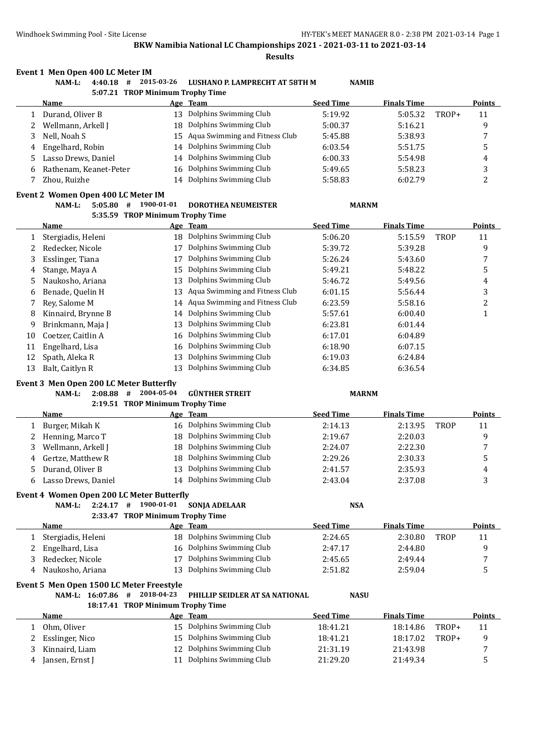## BKW Namibia National LC Championships 2021 - 2021-03-11 to 2021-03-14

### Results

### Event 1 Men Open 400 LC Meter IM

NAM-L: 4:40.18 # 2015-03-26 LUSHANO P. LAMPRECHT AT 58TH M NAMIB
5:07.21 TROP Minimum Trophy Time

| | Name | Age | Team | Seed Time | Finals Time | | Points |
|---|---|---|---|---|---|---|---|
| 1 | Durand, Oliver B | 13 | Dolphins Swimming Club | 5:19.92 | 5:05.32 | TROP+ | 11 |
| 2 | Wellmann, Arkell J | 18 | Dolphins Swimming Club | 5:00.37 | 5:16.21 | | 9 |
| 3 | Nell, Noah S | 15 | Aqua Swimming and Fitness Club | 5:45.88 | 5:38.93 | | 7 |
| 4 | Engelhard, Robin | 14 | Dolphins Swimming Club | 6:03.54 | 5:51.75 | | 5 |
| 5 | Lasso Drews, Daniel | 14 | Dolphins Swimming Club | 6:00.33 | 5:54.98 | | 4 |
| 6 | Rathenam, Keanet-Peter | 16 | Dolphins Swimming Club | 5:49.65 | 5:58.23 | | 3 |
| 7 | Zhou, Ruizhe | 14 | Dolphins Swimming Club | 5:58.83 | 6:02.79 | | 2 |

### Event 2 Women Open 400 LC Meter IM

NAM-L: 5:05.80 # 1900-01-01 DOROTHEA NEUMEISTER MARNM
5:35.59 TROP Minimum Trophy Time

| | Name | Age | Team | Seed Time | Finals Time | | Points |
|---|---|---|---|---|---|---|---|
| 1 | Stergiadis, Heleni | 18 | Dolphins Swimming Club | 5:06.20 | 5:15.59 | TROP | 11 |
| 2 | Redecker, Nicole | 17 | Dolphins Swimming Club | 5:39.72 | 5:39.28 | | 9 |
| 3 | Esslinger, Tiana | 17 | Dolphins Swimming Club | 5:26.24 | 5:43.60 | | 7 |
| 4 | Stange, Maya A | 15 | Dolphins Swimming Club | 5:49.21 | 5:48.22 | | 5 |
| 5 | Naukosho, Ariana | 13 | Dolphins Swimming Club | 5:46.72 | 5:49.56 | | 4 |
| 6 | Benade, Quelin H | 13 | Aqua Swimming and Fitness Club | 6:01.15 | 5:56.44 | | 3 |
| 7 | Rey, Salome M | 14 | Aqua Swimming and Fitness Club | 6:23.59 | 5:58.16 | | 2 |
| 8 | Kinnaird, Brynne B | 14 | Dolphins Swimming Club | 5:57.61 | 6:00.40 | | 1 |
| 9 | Brinkmann, Maja J | 13 | Dolphins Swimming Club | 6:23.81 | 6:01.44 | | |
| 10 | Coetzer, Caitlin A | 16 | Dolphins Swimming Club | 6:17.01 | 6:04.89 | | |
| 11 | Engelhard, Lisa | 16 | Dolphins Swimming Club | 6:18.90 | 6:07.15 | | |
| 12 | Spath, Aleka R | 13 | Dolphins Swimming Club | 6:19.03 | 6:24.84 | | |
| 13 | Balt, Caitlyn R | 13 | Dolphins Swimming Club | 6:34.85 | 6:36.54 | | |

### Event 3 Men Open 200 LC Meter Butterfly

NAM-L: 2:08.88 # 2004-05-04 GÜNTHER STREIT MARNM
2:19.51 TROP Minimum Trophy Time

| | Name | Age | Team | Seed Time | Finals Time | | Points |
|---|---|---|---|---|---|---|---|
| 1 | Burger, Mikah K | 16 | Dolphins Swimming Club | 2:14.13 | 2:13.95 | TROP | 11 |
| 2 | Henning, Marco T | 18 | Dolphins Swimming Club | 2:19.67 | 2:20.03 | | 9 |
| 3 | Wellmann, Arkell J | 18 | Dolphins Swimming Club | 2:24.07 | 2:22.30 | | 7 |
| 4 | Gertze, Matthew R | 18 | Dolphins Swimming Club | 2:29.26 | 2:30.33 | | 5 |
| 5 | Durand, Oliver B | 13 | Dolphins Swimming Club | 2:41.57 | 2:35.93 | | 4 |
| 6 | Lasso Drews, Daniel | 14 | Dolphins Swimming Club | 2:43.04 | 2:37.08 | | 3 |

### Event 4 Women Open 200 LC Meter Butterfly

NAM-L: 2:24.17 # 1900-01-01 SONJA ADELAAR NSA
2:33.47 TROP Minimum Trophy Time

| | Name | Age | Team | Seed Time | Finals Time | | Points |
|---|---|---|---|---|---|---|---|
| 1 | Stergiadis, Heleni | 18 | Dolphins Swimming Club | 2:24.65 | 2:30.80 | TROP | 11 |
| 2 | Engelhard, Lisa | 16 | Dolphins Swimming Club | 2:47.17 | 2:44.80 | | 9 |
| 3 | Redecker, Nicole | 17 | Dolphins Swimming Club | 2:45.65 | 2:49.44 | | 7 |
| 4 | Naukosho, Ariana | 13 | Dolphins Swimming Club | 2:51.82 | 2:59.04 | | 5 |

### Event 5 Men Open 1500 LC Meter Freestyle

NAM-L: 16:07.86 # 2018-04-23 PHILLIP SEIDLER AT SA NATIONAL NASU
18:17.41 TROP Minimum Trophy Time

| | Name | Age | Team | Seed Time | Finals Time | | Points |
|---|---|---|---|---|---|---|---|
| 1 | Ohm, Oliver | 15 | Dolphins Swimming Club | 18:41.21 | 18:14.86 | TROP+ | 11 |
| 2 | Esslinger, Nico | 15 | Dolphins Swimming Club | 18:41.21 | 18:17.02 | TROP+ | 9 |
| 3 | Kinnaird, Liam | 12 | Dolphins Swimming Club | 21:31.19 | 21:43.98 | | 7 |
| 4 | Jansen, Ernst J | 11 | Dolphins Swimming Club | 21:29.20 | 21:49.34 | | 5 |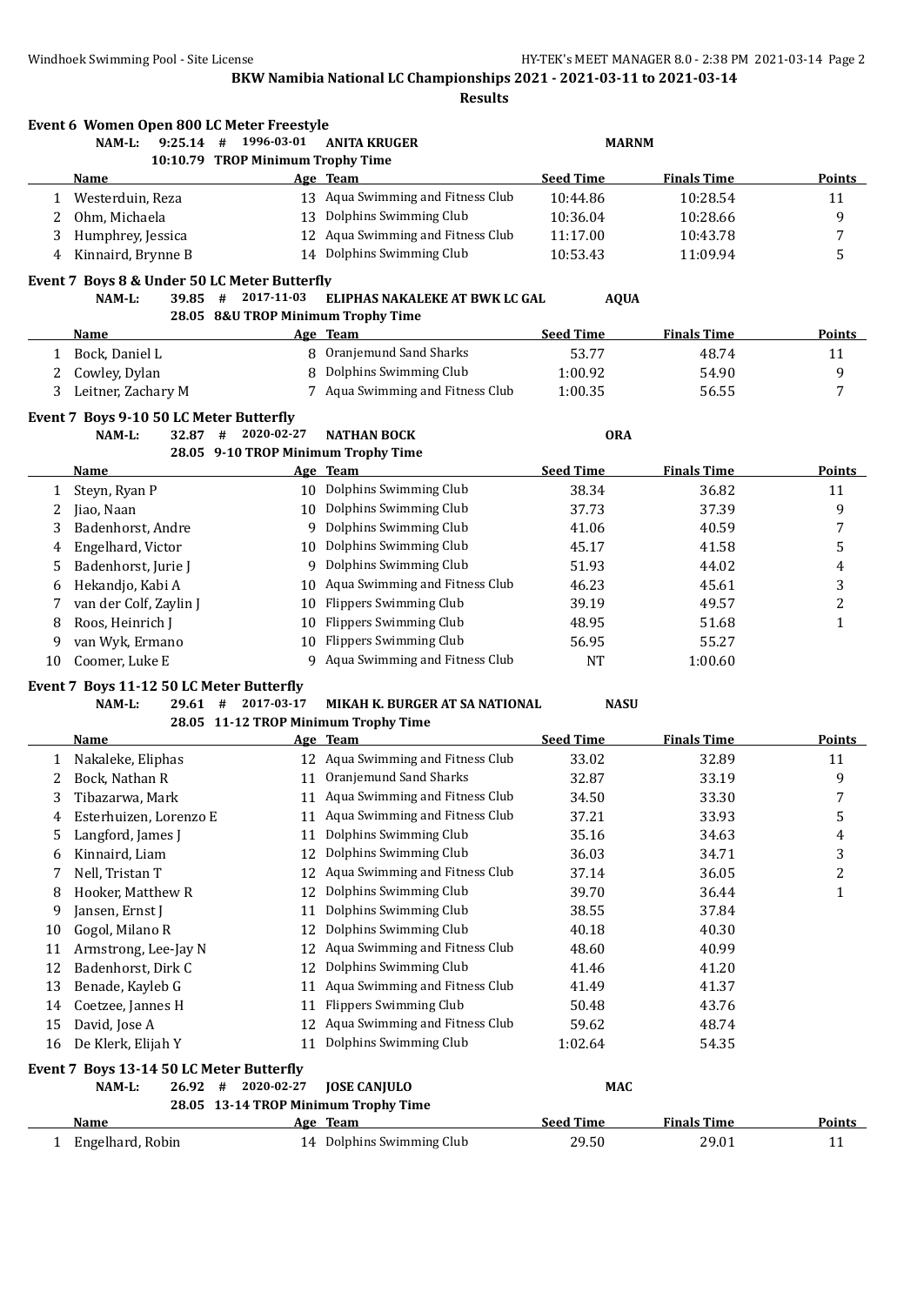BKW Namibia National LC Championships 2021 - 2021-03-11 to 2021-03-14

Results

### Event 6 Women Open 800 LC Meter Freestyle

NAM-L: 9:25.14 # 1996-03-01 ANITA KRUGER MARNM

10:10.79 TROP Minimum Trophy Time

| | Name | Age | Team | Seed Time | Finals Time | Points |
|---|---|---|---|---|---|---|
| 1 | Westerduin, Reza | 13 | Aqua Swimming and Fitness Club | 10:44.86 | 10:28.54 | 11 |
| 2 | Ohm, Michaela | 13 | Dolphins Swimming Club | 10:36.04 | 10:28.66 | 9 |
| 3 | Humphrey, Jessica | 12 | Aqua Swimming and Fitness Club | 11:17.00 | 10:43.78 | 7 |
| 4 | Kinnaird, Brynne B | 14 | Dolphins Swimming Club | 10:53.43 | 11:09.94 | 5 |

### Event 7 Boys 8 & Under 50 LC Meter Butterfly

NAM-L: 39.85 # 2017-11-03 ELIPHAS NAKALEKE AT BWK LC GAL AQUA

28.05 8&U TROP Minimum Trophy Time

| | Name | Age | Team | Seed Time | Finals Time | Points |
|---|---|---|---|---|---|---|
| 1 | Bock, Daniel L | 8 | Oranjemund Sand Sharks | 53.77 | 48.74 | 11 |
| 2 | Cowley, Dylan | 8 | Dolphins Swimming Club | 1:00.92 | 54.90 | 9 |
| 3 | Leitner, Zachary M | 7 | Aqua Swimming and Fitness Club | 1:00.35 | 56.55 | 7 |

### Event 7 Boys 9-10 50 LC Meter Butterfly

NAM-L: 32.87 # 2020-02-27 NATHAN BOCK ORA

28.05 9-10 TROP Minimum Trophy Time

| | Name | Age | Team | Seed Time | Finals Time | Points |
|---|---|---|---|---|---|---|
| 1 | Steyn, Ryan P | 10 | Dolphins Swimming Club | 38.34 | 36.82 | 11 |
| 2 | Jiao, Naan | 10 | Dolphins Swimming Club | 37.73 | 37.39 | 9 |
| 3 | Badenhorst, Andre | 9 | Dolphins Swimming Club | 41.06 | 40.59 | 7 |
| 4 | Engelhard, Victor | 10 | Dolphins Swimming Club | 45.17 | 41.58 | 5 |
| 5 | Badenhorst, Jurie J | 9 | Dolphins Swimming Club | 51.93 | 44.02 | 4 |
| 6 | Hekandjo, Kabi A | 10 | Aqua Swimming and Fitness Club | 46.23 | 45.61 | 3 |
| 7 | van der Colf, Zaylin J | 10 | Flippers Swimming Club | 39.19 | 49.57 | 2 |
| 8 | Roos, Heinrich J | 10 | Flippers Swimming Club | 48.95 | 51.68 | 1 |
| 9 | van Wyk, Ermano | 10 | Flippers Swimming Club | 56.95 | 55.27 | |
| 10 | Coomer, Luke E | 9 | Aqua Swimming and Fitness Club | NT | 1:00.60 | |

### Event 7 Boys 11-12 50 LC Meter Butterfly

NAM-L: 29.61 # 2017-03-17 MIKAH K. BURGER AT SA NATIONAL NASU

28.05 11-12 TROP Minimum Trophy Time

| | Name | Age | Team | Seed Time | Finals Time | Points |
|---|---|---|---|---|---|---|
| 1 | Nakaleke, Eliphas | 12 | Aqua Swimming and Fitness Club | 33.02 | 32.89 | 11 |
| 2 | Bock, Nathan R | 11 | Oranjemund Sand Sharks | 32.87 | 33.19 | 9 |
| 3 | Tibazarwa, Mark | 11 | Aqua Swimming and Fitness Club | 34.50 | 33.30 | 7 |
| 4 | Esterhuizen, Lorenzo E | 11 | Aqua Swimming and Fitness Club | 37.21 | 33.93 | 5 |
| 5 | Langford, James J | 11 | Dolphins Swimming Club | 35.16 | 34.63 | 4 |
| 6 | Kinnaird, Liam | 12 | Dolphins Swimming Club | 36.03 | 34.71 | 3 |
| 7 | Nell, Tristan T | 12 | Aqua Swimming and Fitness Club | 37.14 | 36.05 | 2 |
| 8 | Hooker, Matthew R | 12 | Dolphins Swimming Club | 39.70 | 36.44 | 1 |
| 9 | Jansen, Ernst J | 11 | Dolphins Swimming Club | 38.55 | 37.84 | |
| 10 | Gogol, Milano R | 12 | Dolphins Swimming Club | 40.18 | 40.30 | |
| 11 | Armstrong, Lee-Jay N | 12 | Aqua Swimming and Fitness Club | 48.60 | 40.99 | |
| 12 | Badenhorst, Dirk C | 12 | Dolphins Swimming Club | 41.46 | 41.20 | |
| 13 | Benade, Kayleb G | 11 | Aqua Swimming and Fitness Club | 41.49 | 41.37 | |
| 14 | Coetzee, Jannes H | 11 | Flippers Swimming Club | 50.48 | 43.76 | |
| 15 | David, Jose A | 12 | Aqua Swimming and Fitness Club | 59.62 | 48.74 | |
| 16 | De Klerk, Elijah Y | 11 | Dolphins Swimming Club | 1:02.64 | 54.35 | |

### Event 7 Boys 13-14 50 LC Meter Butterfly

NAM-L: 26.92 # 2020-02-27 JOSE CANJULO MAC

28.05 13-14 TROP Minimum Trophy Time

| | Name | Age | Team | Seed Time | Finals Time | Points |
|---|---|---|---|---|---|---|
| 1 | Engelhard, Robin | 14 | Dolphins Swimming Club | 29.50 | 29.01 | 11 |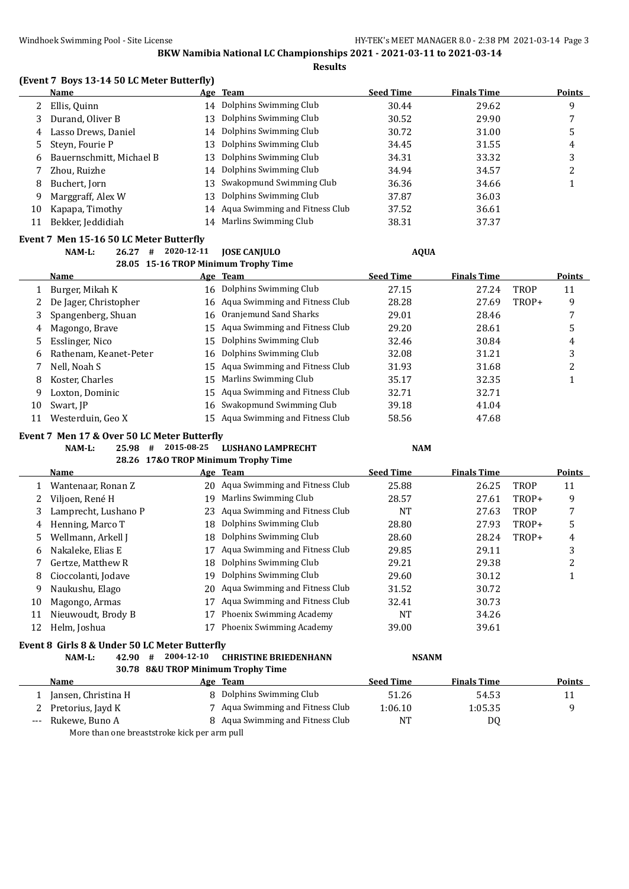**BKW Namibia National LC Championships 2021 - 2021-03-11 to 2021-03-14**

**Results**

### (Event 7 Boys 13-14 50 LC Meter Butterfly)

| | Name | Age | Team | Seed Time | Finals Time | Points |
|---|---|---|---|---|---|---|
| 2 | Ellis, Quinn | 14 | Dolphins Swimming Club | 30.44 | 29.62 | 9 |
| 3 | Durand, Oliver B | 13 | Dolphins Swimming Club | 30.52 | 29.90 | 7 |
| 4 | Lasso Drews, Daniel | 14 | Dolphins Swimming Club | 30.72 | 31.00 | 5 |
| 5 | Steyn, Fourie P | 13 | Dolphins Swimming Club | 34.45 | 31.55 | 4 |
| 6 | Bauernschmitt, Michael B | 13 | Dolphins Swimming Club | 34.31 | 33.32 | 3 |
| 7 | Zhou, Ruizhe | 14 | Dolphins Swimming Club | 34.94 | 34.57 | 2 |
| 8 | Buchert, Jorn | 13 | Swakopmund Swimming Club | 36.36 | 34.66 | 1 |
| 9 | Marggraff, Alex W | 13 | Dolphins Swimming Club | 37.87 | 36.03 | |
| 10 | Kapapa, Timothy | 14 | Aqua Swimming and Fitness Club | 37.52 | 36.61 | |
| 11 | Bekker, Jeddidiah | 14 | Marlins Swimming Club | 38.31 | 37.37 | |

### Event 7 Men 15-16 50 LC Meter Butterfly

NAM-L: 26.27 # 2020-12-11 JOSE CANJULO AQUA

28.05 15-16 TROP Minimum Trophy Time

| | Name | Age | Team | Seed Time | Finals Time | | Points |
|---|---|---|---|---|---|---|---|
| 1 | Burger, Mikah K | 16 | Dolphins Swimming Club | 27.15 | 27.24 | TROP | 11 |
| 2 | De Jager, Christopher | 16 | Aqua Swimming and Fitness Club | 28.28 | 27.69 | TROP+ | 9 |
| 3 | Spangenberg, Shuan | 16 | Oranjemund Sand Sharks | 29.01 | 28.46 | | 7 |
| 4 | Magongo, Brave | 15 | Aqua Swimming and Fitness Club | 29.20 | 28.61 | | 5 |
| 5 | Esslinger, Nico | 15 | Dolphins Swimming Club | 32.46 | 30.84 | | 4 |
| 6 | Rathenam, Keanet-Peter | 16 | Dolphins Swimming Club | 32.08 | 31.21 | | 3 |
| 7 | Nell, Noah S | 15 | Aqua Swimming and Fitness Club | 31.93 | 31.68 | | 2 |
| 8 | Koster, Charles | 15 | Marlins Swimming Club | 35.17 | 32.35 | | 1 |
| 9 | Loxton, Dominic | 15 | Aqua Swimming and Fitness Club | 32.71 | 32.71 | | |
| 10 | Swart, JP | 16 | Swakopmund Swimming Club | 39.18 | 41.04 | | |
| 11 | Westerduin, Geo X | 15 | Aqua Swimming and Fitness Club | 58.56 | 47.68 | | |

### Event 7 Men 17 & Over 50 LC Meter Butterfly

NAM-L: 25.98 # 2015-08-25 LUSHANO LAMPRECHT NAM

28.26 17&O TROP Minimum Trophy Time

| | Name | Age | Team | Seed Time | Finals Time | | Points |
|---|---|---|---|---|---|---|---|
| 1 | Wantenaar, Ronan Z | 20 | Aqua Swimming and Fitness Club | 25.88 | 26.25 | TROP | 11 |
| 2 | Viljoen, René H | 19 | Marlins Swimming Club | 28.57 | 27.61 | TROP+ | 9 |
| 3 | Lamprecht, Lushano P | 23 | Aqua Swimming and Fitness Club | NT | 27.63 | TROP | 7 |
| 4 | Henning, Marco T | 18 | Dolphins Swimming Club | 28.80 | 27.93 | TROP+ | 5 |
| 5 | Wellmann, Arkell J | 18 | Dolphins Swimming Club | 28.60 | 28.24 | TROP+ | 4 |
| 6 | Nakaleke, Elias E | 17 | Aqua Swimming and Fitness Club | 29.85 | 29.11 | | 3 |
| 7 | Gertze, Matthew R | 18 | Dolphins Swimming Club | 29.21 | 29.38 | | 2 |
| 8 | Cioccolanti, Jodave | 19 | Dolphins Swimming Club | 29.60 | 30.12 | | 1 |
| 9 | Naukushu, Elago | 20 | Aqua Swimming and Fitness Club | 31.52 | 30.72 | | |
| 10 | Magongo, Armas | 17 | Aqua Swimming and Fitness Club | 32.41 | 30.73 | | |
| 11 | Nieuwoudt, Brody B | 17 | Phoenix Swimming Academy | NT | 34.26 | | |
| 12 | Helm, Joshua | 17 | Phoenix Swimming Academy | 39.00 | 39.61 | | |

### Event 8 Girls 8 & Under 50 LC Meter Butterfly

NAM-L: 42.90 # 2004-12-10 CHRISTINE BRIEDENHANN NSANM

30.78 8&U TROP Minimum Trophy Time

| | Name | Age | Team | Seed Time | Finals Time | Points |
|---|---|---|---|---|---|---|
| 1 | Jansen, Christina H | 8 | Dolphins Swimming Club | 51.26 | 54.53 | 11 |
| 2 | Pretorius, Jayd K | 7 | Aqua Swimming and Fitness Club | 1:06.10 | 1:05.35 | 9 |
| --- | Rukewe, Buno A | 8 | Aqua Swimming and Fitness Club | NT | DQ | |

More than one breaststroke kick per arm pull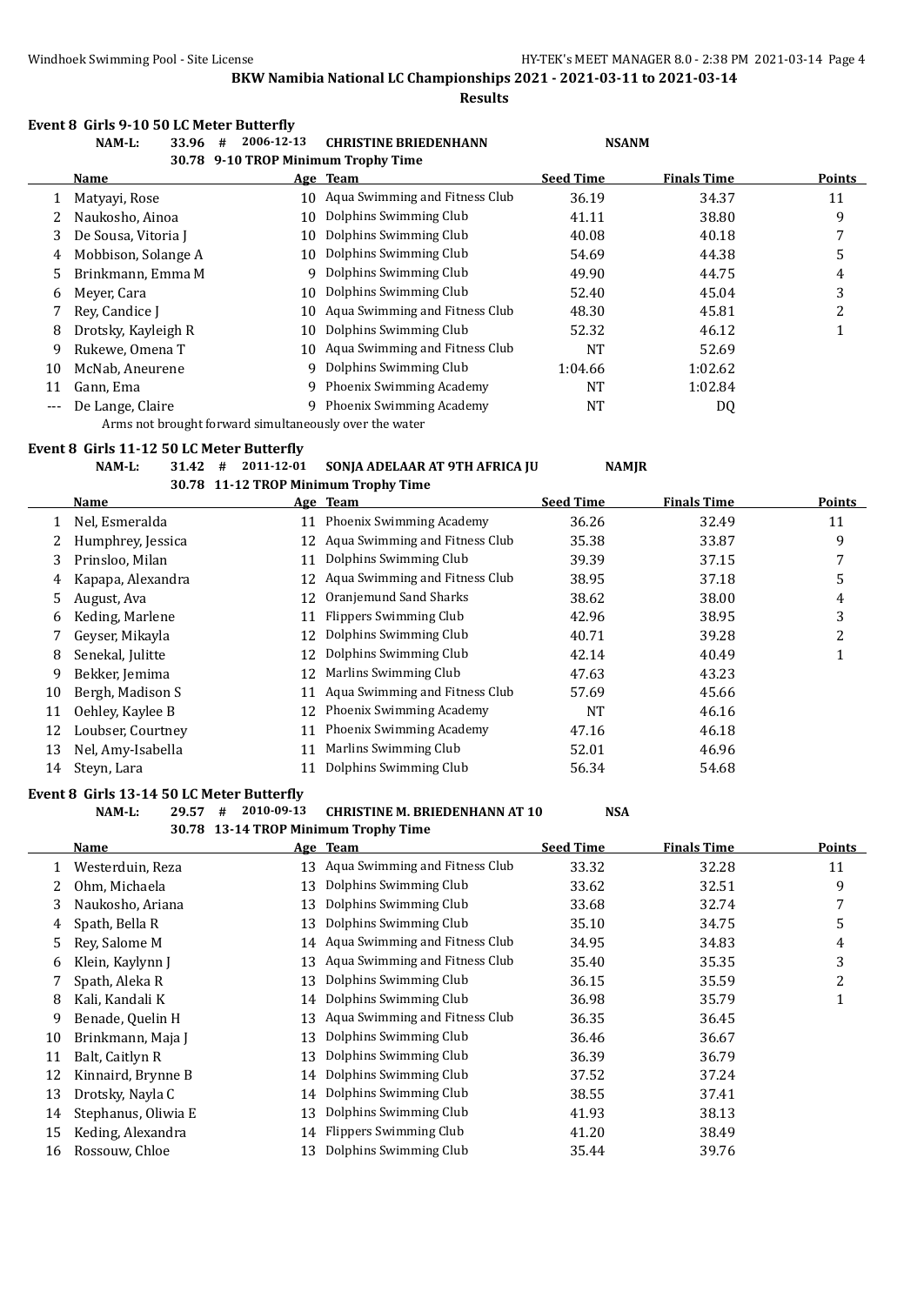**BKW Namibia National LC Championships 2021 - 2021-03-11 to 2021-03-14**

**Results**

### Event 8 Girls 9-10 50 LC Meter Butterfly

NAM-L: 33.96 # 2006-12-13 CHRISTINE BRIEDENHANN NSANM
30.78 9-10 TROP Minimum Trophy Time

| | Name | Age | Team | Seed Time | Finals Time | Points |
|---|---|---|---|---|---|---|
| 1 | Matyayi, Rose | 10 | Aqua Swimming and Fitness Club | 36.19 | 34.37 | 11 |
| 2 | Naukosho, Ainoa | 10 | Dolphins Swimming Club | 41.11 | 38.80 | 9 |
| 3 | De Sousa, Vitoria J | 10 | Dolphins Swimming Club | 40.08 | 40.18 | 7 |
| 4 | Mobbison, Solange A | 10 | Dolphins Swimming Club | 54.69 | 44.38 | 5 |
| 5 | Brinkmann, Emma M | 9 | Dolphins Swimming Club | 49.90 | 44.75 | 4 |
| 6 | Meyer, Cara | 10 | Dolphins Swimming Club | 52.40 | 45.04 | 3 |
| 7 | Rey, Candice J | 10 | Aqua Swimming and Fitness Club | 48.30 | 45.81 | 2 |
| 8 | Drotsky, Kayleigh R | 10 | Dolphins Swimming Club | 52.32 | 46.12 | 1 |
| 9 | Rukewe, Omena T | 10 | Aqua Swimming and Fitness Club | NT | 52.69 | |
| 10 | McNab, Aneurene | 9 | Dolphins Swimming Club | 1:04.66 | 1:02.62 | |
| 11 | Gann, Ema | 9 | Phoenix Swimming Academy | NT | 1:02.84 | |
| --- | De Lange, Claire | 9 | Phoenix Swimming Academy | NT | DQ | |

Arms not brought forward simultaneously over the water

### Event 8 Girls 11-12 50 LC Meter Butterfly

NAM-L: 31.42 # 2011-12-01 SONJA ADELAAR AT 9TH AFRICA JU NAMJR
30.78 11-12 TROP Minimum Trophy Time

| | Name | Age | Team | Seed Time | Finals Time | Points |
|---|---|---|---|---|---|---|
| 1 | Nel, Esmeralda | 11 | Phoenix Swimming Academy | 36.26 | 32.49 | 11 |
| 2 | Humphrey, Jessica | 12 | Aqua Swimming and Fitness Club | 35.38 | 33.87 | 9 |
| 3 | Prinsloo, Milan | 11 | Dolphins Swimming Club | 39.39 | 37.15 | 7 |
| 4 | Kapapa, Alexandra | 12 | Aqua Swimming and Fitness Club | 38.95 | 37.18 | 5 |
| 5 | August, Ava | 12 | Oranjemund Sand Sharks | 38.62 | 38.00 | 4 |
| 6 | Keding, Marlene | 11 | Flippers Swimming Club | 42.96 | 38.95 | 3 |
| 7 | Geyser, Mikayla | 12 | Dolphins Swimming Club | 40.71 | 39.28 | 2 |
| 8 | Senekal, Julitte | 12 | Dolphins Swimming Club | 42.14 | 40.49 | 1 |
| 9 | Bekker, Jemima | 12 | Marlins Swimming Club | 47.63 | 43.23 | |
| 10 | Bergh, Madison S | 11 | Aqua Swimming and Fitness Club | 57.69 | 45.66 | |
| 11 | Oehley, Kaylee B | 12 | Phoenix Swimming Academy | NT | 46.16 | |
| 12 | Loubser, Courtney | 11 | Phoenix Swimming Academy | 47.16 | 46.18 | |
| 13 | Nel, Amy-Isabella | 11 | Marlins Swimming Club | 52.01 | 46.96 | |
| 14 | Steyn, Lara | 11 | Dolphins Swimming Club | 56.34 | 54.68 | |

### Event 8 Girls 13-14 50 LC Meter Butterfly

NAM-L: 29.57 # 2010-09-13 CHRISTINE M. BRIEDENHANN AT 10 NSA
30.78 13-14 TROP Minimum Trophy Time

| | Name | Age | Team | Seed Time | Finals Time | Points |
|---|---|---|---|---|---|---|
| 1 | Westerduin, Reza | 13 | Aqua Swimming and Fitness Club | 33.32 | 32.28 | 11 |
| 2 | Ohm, Michaela | 13 | Dolphins Swimming Club | 33.62 | 32.51 | 9 |
| 3 | Naukosho, Ariana | 13 | Dolphins Swimming Club | 33.68 | 32.74 | 7 |
| 4 | Spath, Bella R | 13 | Dolphins Swimming Club | 35.10 | 34.75 | 5 |
| 5 | Rey, Salome M | 14 | Aqua Swimming and Fitness Club | 34.95 | 34.83 | 4 |
| 6 | Klein, Kaylynn J | 13 | Aqua Swimming and Fitness Club | 35.40 | 35.35 | 3 |
| 7 | Spath, Aleka R | 13 | Dolphins Swimming Club | 36.15 | 35.59 | 2 |
| 8 | Kali, Kandali K | 14 | Dolphins Swimming Club | 36.98 | 35.79 | 1 |
| 9 | Benade, Quelin H | 13 | Aqua Swimming and Fitness Club | 36.35 | 36.45 | |
| 10 | Brinkmann, Maja J | 13 | Dolphins Swimming Club | 36.46 | 36.67 | |
| 11 | Balt, Caitlyn R | 13 | Dolphins Swimming Club | 36.39 | 36.79 | |
| 12 | Kinnaird, Brynne B | 14 | Dolphins Swimming Club | 37.52 | 37.24 | |
| 13 | Drotsky, Nayla C | 14 | Dolphins Swimming Club | 38.55 | 37.41 | |
| 14 | Stephanus, Oliwia E | 13 | Dolphins Swimming Club | 41.93 | 38.13 | |
| 15 | Keding, Alexandra | 14 | Flippers Swimming Club | 41.20 | 38.49 | |
| 16 | Rossouw, Chloe | 13 | Dolphins Swimming Club | 35.44 | 39.76 | |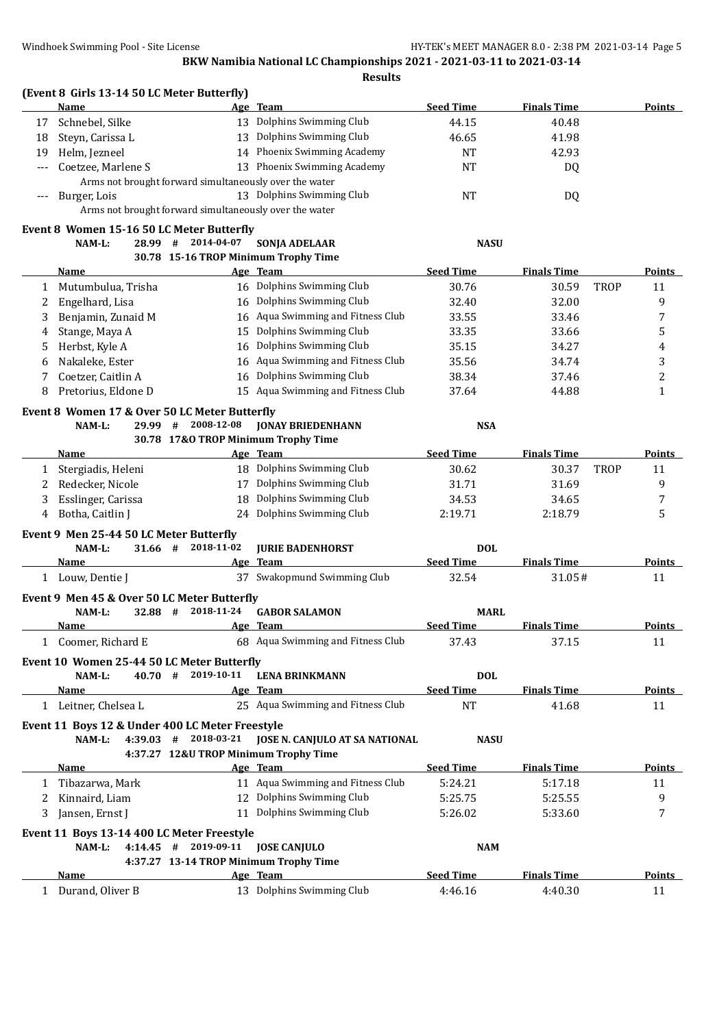BKW Namibia National LC Championships 2021 - 2021-03-11 to 2021-03-14

**Results**

**(Event 8 Girls 13-14 50 LC Meter Butterfly)**

| | Name | Age | Team | Seed Time | Finals Time | Points |
|---|---|---|---|---|---|---|
| 17 | Schnebel, Silke | 13 | Dolphins Swimming Club | 44.15 | 40.48 | |
| 18 | Steyn, Carissa L | 13 | Dolphins Swimming Club | 46.65 | 41.98 | |
| 19 | Helm, Jezneel | 14 | Phoenix Swimming Academy | NT | 42.93 | |
| --- | Coetzee, Marlene S | 13 | Phoenix Swimming Academy | NT | DQ | |
| | Arms not brought forward simultaneously over the water | | | | | |
| --- | Burger, Lois | 13 | Dolphins Swimming Club | NT | DQ | |
| | Arms not brought forward simultaneously over the water | | | | | |

**Event 8 Women 15-16 50 LC Meter Butterfly**

NAM-L: 28.99 # 2014-04-07 SONJA ADELAAR NASU
30.78 15-16 TROP Minimum Trophy Time

| | Name | Age | Team | Seed Time | Finals Time | | Points |
|---|---|---|---|---|---|---|---|
| 1 | Mutumbulua, Trisha | 16 | Dolphins Swimming Club | 30.76 | 30.59 | TROP | 11 |
| 2 | Engelhard, Lisa | 16 | Dolphins Swimming Club | 32.40 | 32.00 | | 9 |
| 3 | Benjamin, Zunaid M | 16 | Aqua Swimming and Fitness Club | 33.55 | 33.46 | | 7 |
| 4 | Stange, Maya A | 15 | Dolphins Swimming Club | 33.35 | 33.66 | | 5 |
| 5 | Herbst, Kyle A | 16 | Dolphins Swimming Club | 35.15 | 34.27 | | 4 |
| 6 | Nakaleke, Ester | 16 | Aqua Swimming and Fitness Club | 35.56 | 34.74 | | 3 |
| 7 | Coetzer, Caitlin A | 16 | Dolphins Swimming Club | 38.34 | 37.46 | | 2 |
| 8 | Pretorius, Eldone D | 15 | Aqua Swimming and Fitness Club | 37.64 | 44.88 | | 1 |

**Event 8 Women 17 & Over 50 LC Meter Butterfly**

NAM-L: 29.99 # 2008-12-08 JONAY BRIEDENHANN NSA
30.78 17&O TROP Minimum Trophy Time

| | Name | Age | Team | Seed Time | Finals Time | | Points |
|---|---|---|---|---|---|---|---|
| 1 | Stergiadis, Heleni | 18 | Dolphins Swimming Club | 30.62 | 30.37 | TROP | 11 |
| 2 | Redecker, Nicole | 17 | Dolphins Swimming Club | 31.71 | 31.69 | | 9 |
| 3 | Esslinger, Carissa | 18 | Dolphins Swimming Club | 34.53 | 34.65 | | 7 |
| 4 | Botha, Caitlin J | 24 | Dolphins Swimming Club | 2:19.71 | 2:18.79 | | 5 |

**Event 9 Men 25-44 50 LC Meter Butterfly**

NAM-L: 31.66 # 2018-11-02 JURIE BADENHORST DOL

| | Name | Age | Team | Seed Time | Finals Time | Points |
|---|---|---|---|---|---|---|
| 1 | Louw, Dentie J | 37 | Swakopmund Swimming Club | 32.54 | 31.05# | 11 |

**Event 9 Men 45 & Over 50 LC Meter Butterfly**

NAM-L: 32.88 # 2018-11-24 GABOR SALAMON MARL

| | Name | Age | Team | Seed Time | Finals Time | Points |
|---|---|---|---|---|---|---|
| 1 | Coomer, Richard E | 68 | Aqua Swimming and Fitness Club | 37.43 | 37.15 | 11 |

**Event 10 Women 25-44 50 LC Meter Butterfly**

NAM-L: 40.70 # 2019-10-11 LENA BRINKMANN DOL

| | Name | Age | Team | Seed Time | Finals Time | Points |
|---|---|---|---|---|---|---|
| 1 | Leitner, Chelsea L | 25 | Aqua Swimming and Fitness Club | NT | 41.68 | 11 |

**Event 11 Boys 12 & Under 400 LC Meter Freestyle**

NAM-L: 4:39.03 # 2018-03-21 JOSE N. CANJULO AT SA NATIONAL NASU
4:37.27 12&U TROP Minimum Trophy Time

| | Name | Age | Team | Seed Time | Finals Time | Points |
|---|---|---|---|---|---|---|
| 1 | Tibazarwa, Mark | 11 | Aqua Swimming and Fitness Club | 5:24.21 | 5:17.18 | 11 |
| 2 | Kinnaird, Liam | 12 | Dolphins Swimming Club | 5:25.75 | 5:25.55 | 9 |
| 3 | Jansen, Ernst J | 11 | Dolphins Swimming Club | 5:26.02 | 5:33.60 | 7 |

**Event 11 Boys 13-14 400 LC Meter Freestyle**

NAM-L: 4:14.45 # 2019-09-11 JOSE CANJULO NAM
4:37.27 13-14 TROP Minimum Trophy Time

| | Name | Age | Team | Seed Time | Finals Time | Points |
|---|---|---|---|---|---|---|
| 1 | Durand, Oliver B | 13 | Dolphins Swimming Club | 4:46.16 | 4:40.30 | 11 |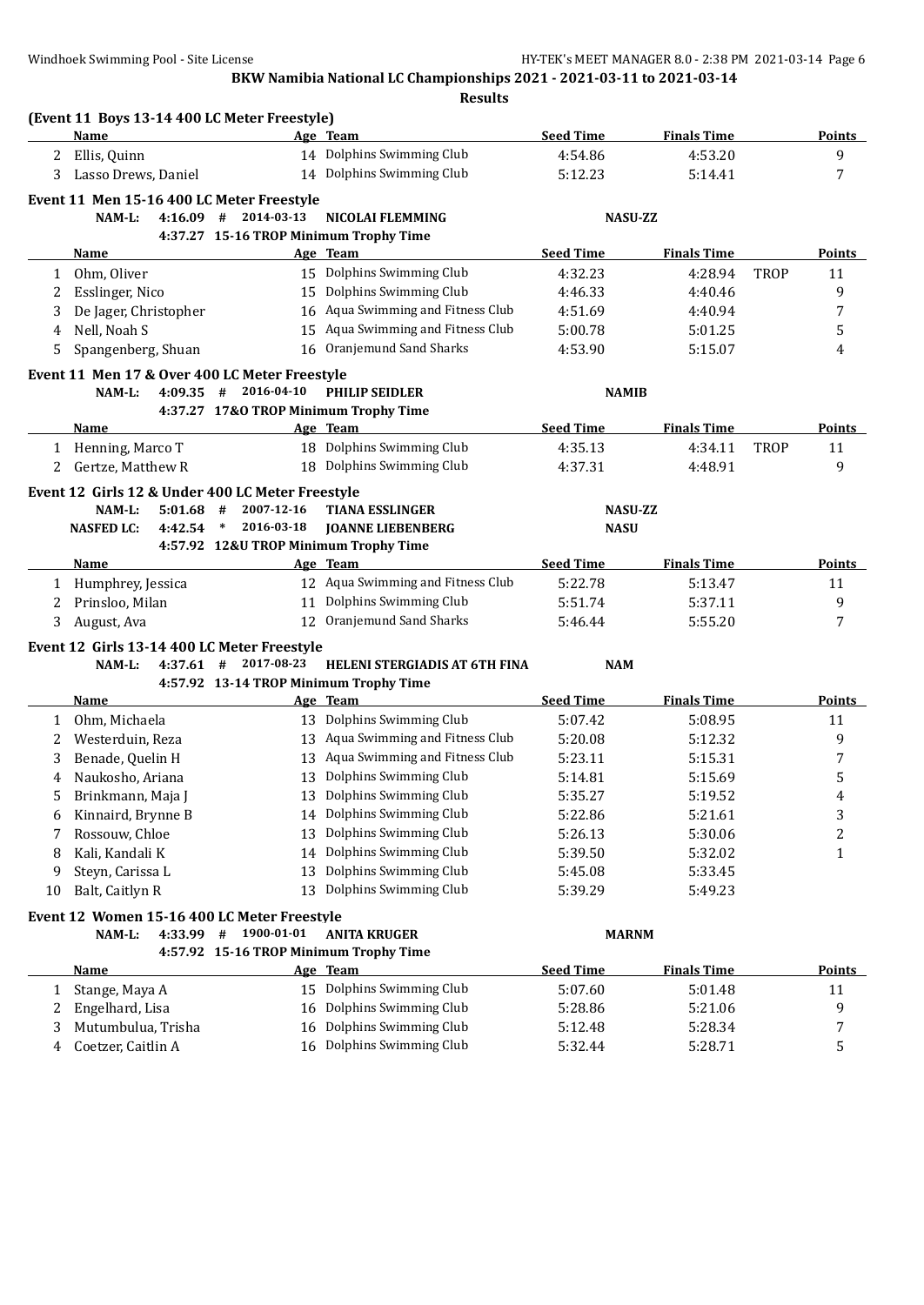**BKW Namibia National LC Championships 2021 - 2021-03-11 to 2021-03-14**

**Results**

### (Event 11 Boys 13-14 400 LC Meter Freestyle)

| | Name | Age | Team | Seed Time | Finals Time | | Points |
|---|---|---|---|---|---|---|---|
| 2 | Ellis, Quinn | 14 | Dolphins Swimming Club | 4:54.86 | 4:53.20 | | 9 |
| 3 | Lasso Drews, Daniel | 14 | Dolphins Swimming Club | 5:12.23 | 5:14.41 | | 7 |

### Event 11 Men 15-16 400 LC Meter Freestyle

NAM-L: 4:16.09 # 2014-03-13 NICOLAI FLEMMING NASU-ZZ
4:37.27 15-16 TROP Minimum Trophy Time

| | Name | Age | Team | Seed Time | Finals Time | | Points |
|---|---|---|---|---|---|---|---|
| 1 | Ohm, Oliver | 15 | Dolphins Swimming Club | 4:32.23 | 4:28.94 | TROP | 11 |
| 2 | Esslinger, Nico | 15 | Dolphins Swimming Club | 4:46.33 | 4:40.46 | | 9 |
| 3 | De Jager, Christopher | 16 | Aqua Swimming and Fitness Club | 4:51.69 | 4:40.94 | | 7 |
| 4 | Nell, Noah S | 15 | Aqua Swimming and Fitness Club | 5:00.78 | 5:01.25 | | 5 |
| 5 | Spangenberg, Shuan | 16 | Oranjemund Sand Sharks | 4:53.90 | 5:15.07 | | 4 |

### Event 11 Men 17 & Over 400 LC Meter Freestyle

NAM-L: 4:09.35 # 2016-04-10 PHILIP SEIDLER NAMIB
4:37.27 17&O TROP Minimum Trophy Time

| | Name | Age | Team | Seed Time | Finals Time | | Points |
|---|---|---|---|---|---|---|---|
| 1 | Henning, Marco T | 18 | Dolphins Swimming Club | 4:35.13 | 4:34.11 | TROP | 11 |
| 2 | Gertze, Matthew R | 18 | Dolphins Swimming Club | 4:37.31 | 4:48.91 | | 9 |

### Event 12 Girls 12 & Under 400 LC Meter Freestyle

NAM-L: 5:01.68 # 2007-12-16 TIANA ESSLINGER NASU-ZZ
NASFED LC: 4:42.54 * 2016-03-18 JOANNE LIEBENBERG NASU
4:57.92 12&U TROP Minimum Trophy Time

| | Name | Age | Team | Seed Time | Finals Time | | Points |
|---|---|---|---|---|---|---|---|
| 1 | Humphrey, Jessica | 12 | Aqua Swimming and Fitness Club | 5:22.78 | 5:13.47 | | 11 |
| 2 | Prinsloo, Milan | 11 | Dolphins Swimming Club | 5:51.74 | 5:37.11 | | 9 |
| 3 | August, Ava | 12 | Oranjemund Sand Sharks | 5:46.44 | 5:55.20 | | 7 |

### Event 12 Girls 13-14 400 LC Meter Freestyle

NAM-L: 4:37.61 # 2017-08-23 HELENI STERGIADIS AT 6TH FINA NAM
4:57.92 13-14 TROP Minimum Trophy Time

| | Name | Age | Team | Seed Time | Finals Time | | Points |
|---|---|---|---|---|---|---|---|
| 1 | Ohm, Michaela | 13 | Dolphins Swimming Club | 5:07.42 | 5:08.95 | | 11 |
| 2 | Westerduin, Reza | 13 | Aqua Swimming and Fitness Club | 5:20.08 | 5:12.32 | | 9 |
| 3 | Benade, Quelin H | 13 | Aqua Swimming and Fitness Club | 5:23.11 | 5:15.31 | | 7 |
| 4 | Naukosho, Ariana | 13 | Dolphins Swimming Club | 5:14.81 | 5:15.69 | | 5 |
| 5 | Brinkmann, Maja J | 13 | Dolphins Swimming Club | 5:35.27 | 5:19.52 | | 4 |
| 6 | Kinnaird, Brynne B | 14 | Dolphins Swimming Club | 5:22.86 | 5:21.61 | | 3 |
| 7 | Rossouw, Chloe | 13 | Dolphins Swimming Club | 5:26.13 | 5:30.06 | | 2 |
| 8 | Kali, Kandali K | 14 | Dolphins Swimming Club | 5:39.50 | 5:32.02 | | 1 |
| 9 | Steyn, Carissa L | 13 | Dolphins Swimming Club | 5:45.08 | 5:33.45 | | |
| 10 | Balt, Caitlyn R | 13 | Dolphins Swimming Club | 5:39.29 | 5:49.23 | | |

### Event 12 Women 15-16 400 LC Meter Freestyle

NAM-L: 4:33.99 # 1900-01-01 ANITA KRUGER MARNM
4:57.92 15-16 TROP Minimum Trophy Time

| | Name | Age | Team | Seed Time | Finals Time | | Points |
|---|---|---|---|---|---|---|---|
| 1 | Stange, Maya A | 15 | Dolphins Swimming Club | 5:07.60 | 5:01.48 | | 11 |
| 2 | Engelhard, Lisa | 16 | Dolphins Swimming Club | 5:28.86 | 5:21.06 | | 9 |
| 3 | Mutumbulua, Trisha | 16 | Dolphins Swimming Club | 5:12.48 | 5:28.34 | | 7 |
| 4 | Coetzer, Caitlin A | 16 | Dolphins Swimming Club | 5:32.44 | 5:28.71 | | 5 |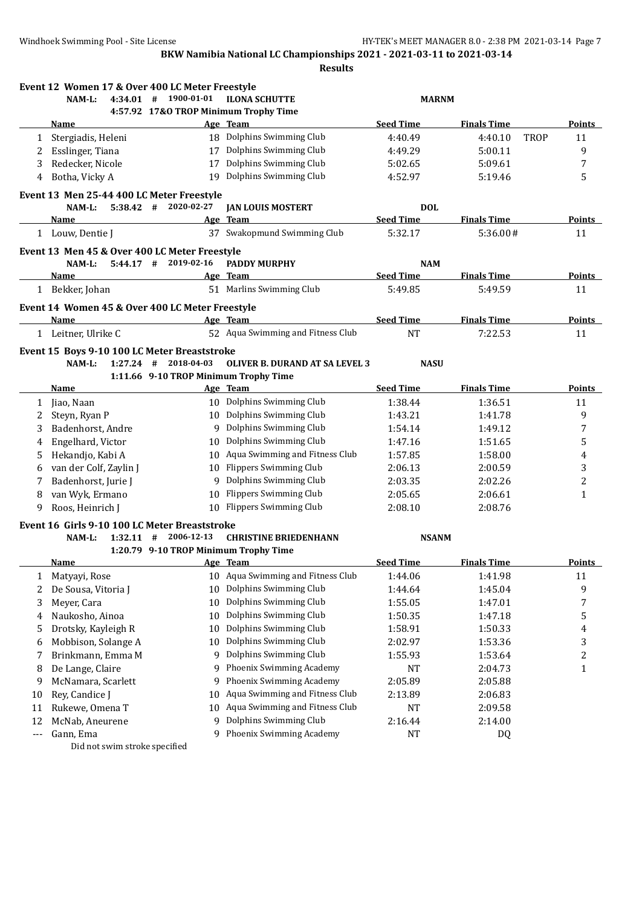**BKW Namibia National LC Championships 2021 - 2021-03-11 to 2021-03-14**

**Results**

### Event 12 Women 17 & Over 400 LC Meter Freestyle

NAM-L: 4:34.01 # 1900-01-01 ILONA SCHUTTE MARNM

4:57.92 17&O TROP Minimum Trophy Time

| | Name | Age | Team | Seed Time | Finals Time | | Points |
|---|---|---|---|---|---|---|---|
| 1 | Stergiadis, Heleni | 18 | Dolphins Swimming Club | 4:40.49 | 4:40.10 | TROP | 11 |
| 2 | Esslinger, Tiana | 17 | Dolphins Swimming Club | 4:49.29 | 5:00.11 | | 9 |
| 3 | Redecker, Nicole | 17 | Dolphins Swimming Club | 5:02.65 | 5:09.61 | | 7 |
| 4 | Botha, Vicky A | 19 | Dolphins Swimming Club | 4:52.97 | 5:19.46 | | 5 |

### Event 13 Men 25-44 400 LC Meter Freestyle

NAM-L: 5:38.42 # 2020-02-27 JAN LOUIS MOSTERT DOL

| | Name | Age | Team | Seed Time | Finals Time | Points |
|---|---|---|---|---|---|---|
| 1 | Louw, Dentie J | 37 | Swakopmund Swimming Club | 5:32.17 | 5:36.00# | 11 |

### Event 13 Men 45 & Over 400 LC Meter Freestyle

NAM-L: 5:44.17 # 2019-02-16 PADDY MURPHY NAM

| | Name | Age | Team | Seed Time | Finals Time | Points |
|---|---|---|---|---|---|---|
| 1 | Bekker, Johan | 51 | Marlins Swimming Club | 5:49.85 | 5:49.59 | 11 |

### Event 14 Women 45 & Over 400 LC Meter Freestyle

| | Name | Age | Team | Seed Time | Finals Time | Points |
|---|---|---|---|---|---|---|
| 1 | Leitner, Ulrike C | 52 | Aqua Swimming and Fitness Club | NT | 7:22.53 | 11 |

### Event 15 Boys 9-10 100 LC Meter Breaststroke

NAM-L: 1:27.24 # 2018-04-03 OLIVER B. DURAND AT SA LEVEL 3 NASU

1:11.66 9-10 TROP Minimum Trophy Time

| | Name | Age | Team | Seed Time | Finals Time | Points |
|---|---|---|---|---|---|---|
| 1 | Jiao, Naan | 10 | Dolphins Swimming Club | 1:38.44 | 1:36.51 | 11 |
| 2 | Steyn, Ryan P | 10 | Dolphins Swimming Club | 1:43.21 | 1:41.78 | 9 |
| 3 | Badenhorst, Andre | 9 | Dolphins Swimming Club | 1:54.14 | 1:49.12 | 7 |
| 4 | Engelhard, Victor | 10 | Dolphins Swimming Club | 1:47.16 | 1:51.65 | 5 |
| 5 | Hekandjo, Kabi A | 10 | Aqua Swimming and Fitness Club | 1:57.85 | 1:58.00 | 4 |
| 6 | van der Colf, Zaylin J | 10 | Flippers Swimming Club | 2:06.13 | 2:00.59 | 3 |
| 7 | Badenhorst, Jurie J | 9 | Dolphins Swimming Club | 2:03.35 | 2:02.26 | 2 |
| 8 | van Wyk, Ermano | 10 | Flippers Swimming Club | 2:05.65 | 2:06.61 | 1 |
| 9 | Roos, Heinrich J | 10 | Flippers Swimming Club | 2:08.10 | 2:08.76 | |

### Event 16 Girls 9-10 100 LC Meter Breaststroke

NAM-L: 1:32.11 # 2006-12-13 CHRISTINE BRIEDENHANN NSANM

1:20.79 9-10 TROP Minimum Trophy Time

| | Name | Age | Team | Seed Time | Finals Time | Points |
|---|---|---|---|---|---|---|
| 1 | Matyayi, Rose | 10 | Aqua Swimming and Fitness Club | 1:44.06 | 1:41.98 | 11 |
| 2 | De Sousa, Vitoria J | 10 | Dolphins Swimming Club | 1:44.64 | 1:45.04 | 9 |
| 3 | Meyer, Cara | 10 | Dolphins Swimming Club | 1:55.05 | 1:47.01 | 7 |
| 4 | Naukosho, Ainoa | 10 | Dolphins Swimming Club | 1:50.35 | 1:47.18 | 5 |
| 5 | Drotsky, Kayleigh R | 10 | Dolphins Swimming Club | 1:58.91 | 1:50.33 | 4 |
| 6 | Mobbison, Solange A | 10 | Dolphins Swimming Club | 2:02.97 | 1:53.36 | 3 |
| 7 | Brinkmann, Emma M | 9 | Dolphins Swimming Club | 1:55.93 | 1:53.64 | 2 |
| 8 | De Lange, Claire | 9 | Phoenix Swimming Academy | NT | 2:04.73 | 1 |
| 9 | McNamara, Scarlett | 9 | Phoenix Swimming Academy | 2:05.89 | 2:05.88 | |
| 10 | Rey, Candice J | 10 | Aqua Swimming and Fitness Club | 2:13.89 | 2:06.83 | |
| 11 | Rukewe, Omena T | 10 | Aqua Swimming and Fitness Club | NT | 2:09.58 | |
| 12 | McNab, Aneurene | 9 | Dolphins Swimming Club | 2:16.44 | 2:14.00 | |
| --- | Gann, Ema | 9 | Phoenix Swimming Academy | NT | DQ | |

Did not swim stroke specified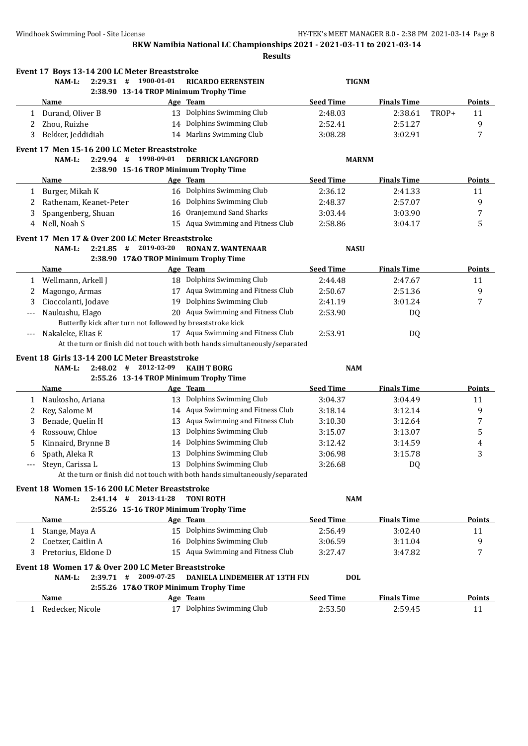**BKW Namibia National LC Championships 2021 - 2021-03-11 to 2021-03-14**

**Results**

### Event 17 Boys 13-14 200 LC Meter Breaststroke

NAM-L: 2:29.31 # 1900-01-01 RICARDO EERENSTEIN TIGNM
2:38.90 13-14 TROP Minimum Trophy Time

| | Name | Age | Team | Seed Time | Finals Time | | Points |
|---|---|---|---|---|---|---|---|
| 1 | Durand, Oliver B | 13 | Dolphins Swimming Club | 2:48.03 | 2:38.61 | TROP+ | 11 |
| 2 | Zhou, Ruizhe | 14 | Dolphins Swimming Club | 2:52.41 | 2:51.27 | | 9 |
| 3 | Bekker, Jeddidiah | 14 | Marlins Swimming Club | 3:08.28 | 3:02.91 | | 7 |

### Event 17 Men 15-16 200 LC Meter Breaststroke

NAM-L: 2:29.94 # 1998-09-01 DERRICK LANGFORD MARNM
2:38.90 15-16 TROP Minimum Trophy Time

| | Name | Age | Team | Seed Time | Finals Time | Points |
|---|---|---|---|---|---|---|
| 1 | Burger, Mikah K | 16 | Dolphins Swimming Club | 2:36.12 | 2:41.33 | 11 |
| 2 | Rathenam, Keanet-Peter | 16 | Dolphins Swimming Club | 2:48.37 | 2:57.07 | 9 |
| 3 | Spangenberg, Shuan | 16 | Oranjemund Sand Sharks | 3:03.44 | 3:03.90 | 7 |
| 4 | Nell, Noah S | 15 | Aqua Swimming and Fitness Club | 2:58.86 | 3:04.17 | 5 |

### Event 17 Men 17 & Over 200 LC Meter Breaststroke

NAM-L: 2:21.85 # 2019-03-20 RONAN Z. WANTENAAR NASU
2:38.90 17&O TROP Minimum Trophy Time

| | Name | Age | Team | Seed Time | Finals Time | Points |
|---|---|---|---|---|---|---|
| 1 | Wellmann, Arkell J | 18 | Dolphins Swimming Club | 2:44.48 | 2:47.67 | 11 |
| 2 | Magongo, Armas | 17 | Aqua Swimming and Fitness Club | 2:50.67 | 2:51.36 | 9 |
| 3 | Cioccolanti, Jodave | 19 | Dolphins Swimming Club | 2:41.19 | 3:01.24 | 7 |
| --- | Naukushu, Elago | 20 | Aqua Swimming and Fitness Club | 2:53.90 | DQ | |
| | Butterfly kick after turn not followed by breaststroke kick | | | | | |
| --- | Nakaleke, Elias E | 17 | Aqua Swimming and Fitness Club | 2:53.91 | DQ | |
| | At the turn or finish did not touch with both hands simultaneously/separated | | | | | |

### Event 18 Girls 13-14 200 LC Meter Breaststroke

NAM-L: 2:48.02 # 2012-12-09 KAIH T BORG NAM
2:55.26 13-14 TROP Minimum Trophy Time

| | Name | Age | Team | Seed Time | Finals Time | Points |
|---|---|---|---|---|---|---|
| 1 | Naukosho, Ariana | 13 | Dolphins Swimming Club | 3:04.37 | 3:04.49 | 11 |
| 2 | Rey, Salome M | 14 | Aqua Swimming and Fitness Club | 3:18.14 | 3:12.14 | 9 |
| 3 | Benade, Quelin H | 13 | Aqua Swimming and Fitness Club | 3:10.30 | 3:12.64 | 7 |
| 4 | Rossouw, Chloe | 13 | Dolphins Swimming Club | 3:15.07 | 3:13.07 | 5 |
| 5 | Kinnaird, Brynne B | 14 | Dolphins Swimming Club | 3:12.42 | 3:14.59 | 4 |
| 6 | Spath, Aleka R | 13 | Dolphins Swimming Club | 3:06.98 | 3:15.78 | 3 |
| --- | Steyn, Carissa L | 13 | Dolphins Swimming Club | 3:26.68 | DQ | |
| | At the turn or finish did not touch with both hands simultaneously/separated | | | | | |

### Event 18 Women 15-16 200 LC Meter Breaststroke

NAM-L: 2:41.14 # 2013-11-28 TONI ROTH NAM
2:55.26 15-16 TROP Minimum Trophy Time

| | Name | Age | Team | Seed Time | Finals Time | Points |
|---|---|---|---|---|---|---|
| 1 | Stange, Maya A | 15 | Dolphins Swimming Club | 2:56.49 | 3:02.40 | 11 |
| 2 | Coetzer, Caitlin A | 16 | Dolphins Swimming Club | 3:06.59 | 3:11.04 | 9 |
| 3 | Pretorius, Eldone D | 15 | Aqua Swimming and Fitness Club | 3:27.47 | 3:47.82 | 7 |

### Event 18 Women 17 & Over 200 LC Meter Breaststroke

NAM-L: 2:39.71 # 2009-07-25 DANIELA LINDEMEIER AT 13TH FIN DOL
2:55.26 17&O TROP Minimum Trophy Time

| | Name | Age | Team | Seed Time | Finals Time | Points |
|---|---|---|---|---|---|---|
| 1 | Redecker, Nicole | 17 | Dolphins Swimming Club | 2:53.50 | 2:59.45 | 11 |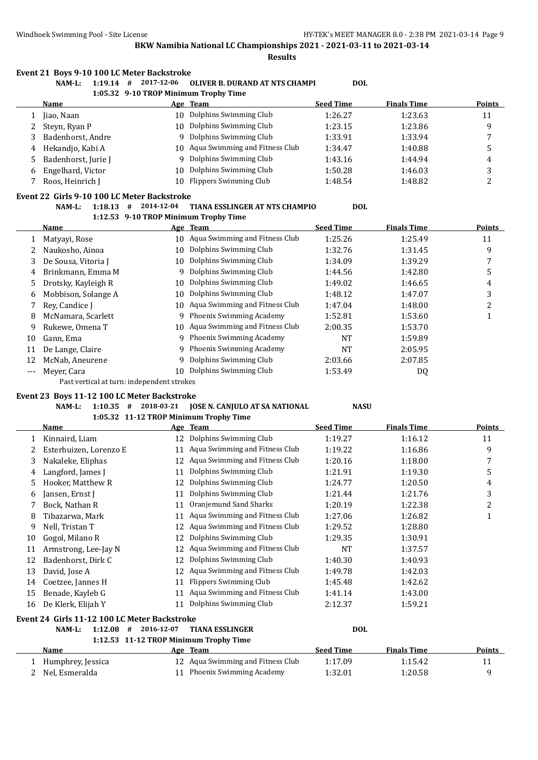**BKW Namibia National LC Championships 2021 - 2021-03-11 to 2021-03-14**

**Results**

### Event 21 Boys 9-10 100 LC Meter Backstroke

NAM-L: 1:19.14 # 2017-12-06 OLIVER B. DURAND AT NTS CHAMPI DOL

1:05.32 9-10 TROP Minimum Trophy Time

| | Name | Age | Team | Seed Time | Finals Time | Points |
|---|---|---|---|---|---|---|
| 1 | Jiao, Naan | 10 | Dolphins Swimming Club | 1:26.27 | 1:23.63 | 11 |
| 2 | Steyn, Ryan P | 10 | Dolphins Swimming Club | 1:23.15 | 1:23.86 | 9 |
| 3 | Badenhorst, Andre | 9 | Dolphins Swimming Club | 1:33.91 | 1:33.94 | 7 |
| 4 | Hekandjo, Kabi A | 10 | Aqua Swimming and Fitness Club | 1:34.47 | 1:40.88 | 5 |
| 5 | Badenhorst, Jurie J | 9 | Dolphins Swimming Club | 1:43.16 | 1:44.94 | 4 |
| 6 | Engelhard, Victor | 10 | Dolphins Swimming Club | 1:50.28 | 1:46.03 | 3 |
| 7 | Roos, Heinrich J | 10 | Flippers Swimming Club | 1:48.54 | 1:48.82 | 2 |

### Event 22 Girls 9-10 100 LC Meter Backstroke

NAM-L: 1:18.13 # 2014-12-04 TIANA ESSLINGER AT NTS CHAMPIO DOL

1:12.53 9-10 TROP Minimum Trophy Time

| | Name | Age | Team | Seed Time | Finals Time | Points |
|---|---|---|---|---|---|---|
| 1 | Matyayi, Rose | 10 | Aqua Swimming and Fitness Club | 1:25.26 | 1:25.49 | 11 |
| 2 | Naukosho, Ainoa | 10 | Dolphins Swimming Club | 1:32.76 | 1:31.45 | 9 |
| 3 | De Sousa, Vitoria J | 10 | Dolphins Swimming Club | 1:34.09 | 1:39.29 | 7 |
| 4 | Brinkmann, Emma M | 9 | Dolphins Swimming Club | 1:44.56 | 1:42.80 | 5 |
| 5 | Drotsky, Kayleigh R | 10 | Dolphins Swimming Club | 1:49.02 | 1:46.65 | 4 |
| 6 | Mobbison, Solange A | 10 | Dolphins Swimming Club | 1:48.12 | 1:47.07 | 3 |
| 7 | Rey, Candice J | 10 | Aqua Swimming and Fitness Club | 1:47.04 | 1:48.00 | 2 |
| 8 | McNamara, Scarlett | 9 | Phoenix Swimming Academy | 1:52.81 | 1:53.60 | 1 |
| 9 | Rukewe, Omena T | 10 | Aqua Swimming and Fitness Club | 2:00.35 | 1:53.70 | |
| 10 | Gann, Ema | 9 | Phoenix Swimming Academy | NT | 1:59.89 | |
| 11 | De Lange, Claire | 9 | Phoenix Swimming Academy | NT | 2:05.95 | |
| 12 | McNab, Aneurene | 9 | Dolphins Swimming Club | 2:03.66 | 2:07.85 | |
| --- | Meyer, Cara | 10 | Dolphins Swimming Club | 1:53.49 | DQ | |

Past vertical at turn: independent strokes

### Event 23 Boys 11-12 100 LC Meter Backstroke

NAM-L: 1:10.35 # 2018-03-21 JOSE N. CANJULO AT SA NATIONAL NASU

1:05.32 11-12 TROP Minimum Trophy Time

| | Name | Age | Team | Seed Time | Finals Time | Points |
|---|---|---|---|---|---|---|
| 1 | Kinnaird, Liam | 12 | Dolphins Swimming Club | 1:19.27 | 1:16.12 | 11 |
| 2 | Esterhuizen, Lorenzo E | 11 | Aqua Swimming and Fitness Club | 1:19.22 | 1:16.86 | 9 |
| 3 | Nakaleke, Eliphas | 12 | Aqua Swimming and Fitness Club | 1:20.16 | 1:18.00 | 7 |
| 4 | Langford, James J | 11 | Dolphins Swimming Club | 1:21.91 | 1:19.30 | 5 |
| 5 | Hooker, Matthew R | 12 | Dolphins Swimming Club | 1:24.77 | 1:20.50 | 4 |
| 6 | Jansen, Ernst J | 11 | Dolphins Swimming Club | 1:21.44 | 1:21.76 | 3 |
| 7 | Bock, Nathan R | 11 | Oranjemund Sand Sharks | 1:20.19 | 1:22.38 | 2 |
| 8 | Tibazarwa, Mark | 11 | Aqua Swimming and Fitness Club | 1:27.06 | 1:26.82 | 1 |
| 9 | Nell, Tristan T | 12 | Aqua Swimming and Fitness Club | 1:29.52 | 1:28.80 | |
| 10 | Gogol, Milano R | 12 | Dolphins Swimming Club | 1:29.35 | 1:30.91 | |
| 11 | Armstrong, Lee-Jay N | 12 | Aqua Swimming and Fitness Club | NT | 1:37.57 | |
| 12 | Badenhorst, Dirk C | 12 | Dolphins Swimming Club | 1:40.30 | 1:40.93 | |
| 13 | David, Jose A | 12 | Aqua Swimming and Fitness Club | 1:49.78 | 1:42.03 | |
| 14 | Coetzee, Jannes H | 11 | Flippers Swimming Club | 1:45.48 | 1:42.62 | |
| 15 | Benade, Kayleb G | 11 | Aqua Swimming and Fitness Club | 1:41.14 | 1:43.00 | |
| 16 | De Klerk, Elijah Y | 11 | Dolphins Swimming Club | 2:12.37 | 1:59.21 | |

### Event 24 Girls 11-12 100 LC Meter Backstroke

NAM-L: 1:12.08 # 2016-12-07 TIANA ESSLINGER DOL

1:12.53 11-12 TROP Minimum Trophy Time

| | Name | Age | Team | Seed Time | Finals Time | Points |
|---|---|---|---|---|---|---|
| 1 | Humphrey, Jessica | 12 | Aqua Swimming and Fitness Club | 1:17.09 | 1:15.42 | 11 |
| 2 | Nel, Esmeralda | 11 | Phoenix Swimming Academy | 1:32.01 | 1:20.58 | 9 |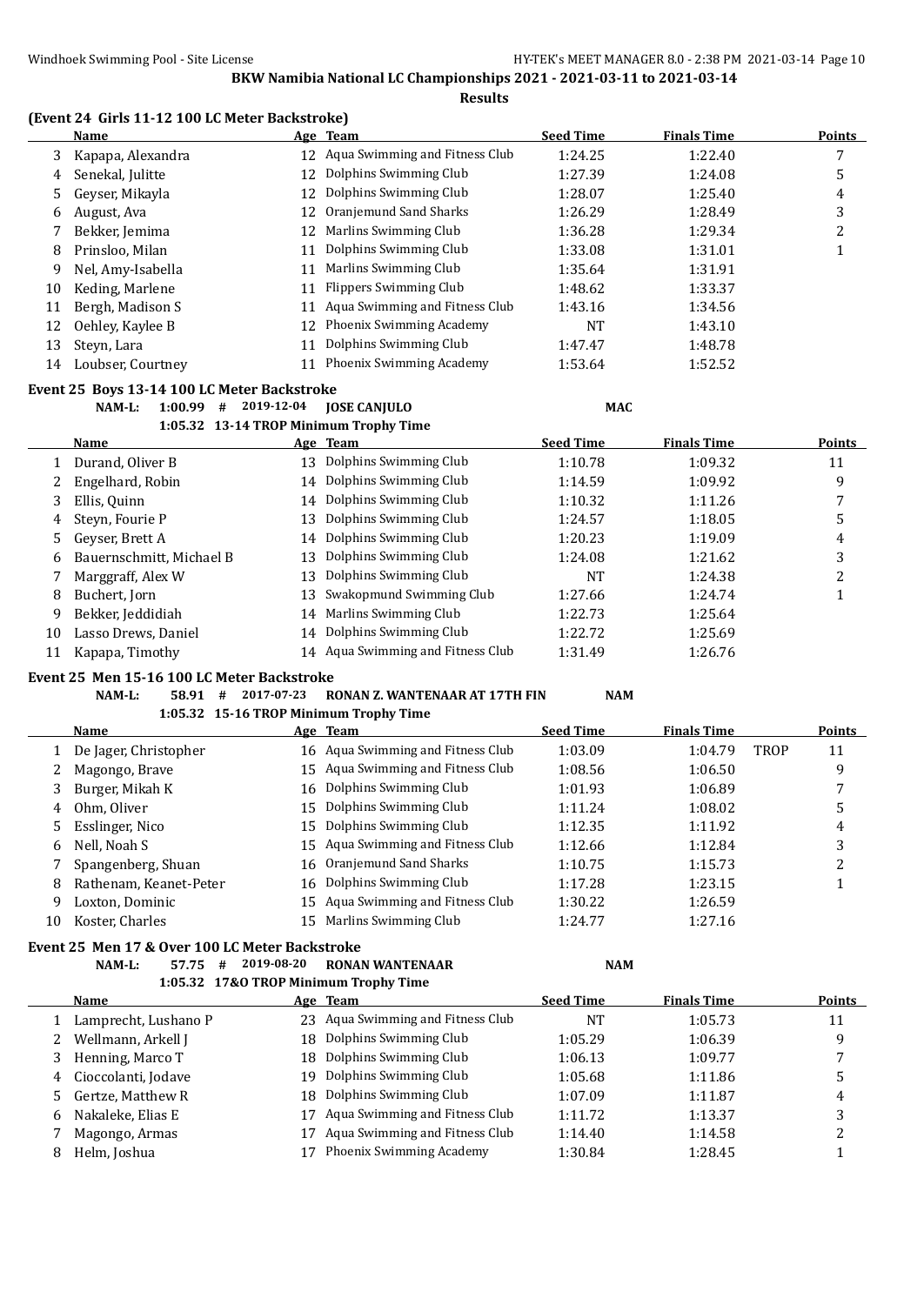BKW Namibia National LC Championships 2021 - 2021-03-11 to 2021-03-14

**Results**

### (Event 24 Girls 11-12 100 LC Meter Backstroke)

| | Name | Age | Team | Seed Time | Finals Time | Points |
|---|---|---|---|---|---|---|
| 3 | Kapapa, Alexandra | 12 | Aqua Swimming and Fitness Club | 1:24.25 | 1:22.40 | 7 |
| 4 | Senekal, Julitte | 12 | Dolphins Swimming Club | 1:27.39 | 1:24.08 | 5 |
| 5 | Geyser, Mikayla | 12 | Dolphins Swimming Club | 1:28.07 | 1:25.40 | 4 |
| 6 | August, Ava | 12 | Oranjemund Sand Sharks | 1:26.29 | 1:28.49 | 3 |
| 7 | Bekker, Jemima | 12 | Marlins Swimming Club | 1:36.28 | 1:29.34 | 2 |
| 8 | Prinsloo, Milan | 11 | Dolphins Swimming Club | 1:33.08 | 1:31.01 | 1 |
| 9 | Nel, Amy-Isabella | 11 | Marlins Swimming Club | 1:35.64 | 1:31.91 | |
| 10 | Keding, Marlene | 11 | Flippers Swimming Club | 1:48.62 | 1:33.37 | |
| 11 | Bergh, Madison S | 11 | Aqua Swimming and Fitness Club | 1:43.16 | 1:34.56 | |
| 12 | Oehley, Kaylee B | 12 | Phoenix Swimming Academy | NT | 1:43.10 | |
| 13 | Steyn, Lara | 11 | Dolphins Swimming Club | 1:47.47 | 1:48.78 | |
| 14 | Loubser, Courtney | 11 | Phoenix Swimming Academy | 1:53.64 | 1:52.52 | |

### Event 25 Boys 13-14 100 LC Meter Backstroke

NAM-L: 1:00.99 # 2019-12-04 JOSE CANJULO MAC

1:05.32 13-14 TROP Minimum Trophy Time

| | Name | Age | Team | Seed Time | Finals Time | Points |
|---|---|---|---|---|---|---|
| 1 | Durand, Oliver B | 13 | Dolphins Swimming Club | 1:10.78 | 1:09.32 | 11 |
| 2 | Engelhard, Robin | 14 | Dolphins Swimming Club | 1:14.59 | 1:09.92 | 9 |
| 3 | Ellis, Quinn | 14 | Dolphins Swimming Club | 1:10.32 | 1:11.26 | 7 |
| 4 | Steyn, Fourie P | 13 | Dolphins Swimming Club | 1:24.57 | 1:18.05 | 5 |
| 5 | Geyser, Brett A | 14 | Dolphins Swimming Club | 1:20.23 | 1:19.09 | 4 |
| 6 | Bauernschmitt, Michael B | 13 | Dolphins Swimming Club | 1:24.08 | 1:21.62 | 3 |
| 7 | Marggraff, Alex W | 13 | Dolphins Swimming Club | NT | 1:24.38 | 2 |
| 8 | Buchert, Jorn | 13 | Swakopmund Swimming Club | 1:27.66 | 1:24.74 | 1 |
| 9 | Bekker, Jeddidiah | 14 | Marlins Swimming Club | 1:22.73 | 1:25.64 | |
| 10 | Lasso Drews, Daniel | 14 | Dolphins Swimming Club | 1:22.72 | 1:25.69 | |
| 11 | Kapapa, Timothy | 14 | Aqua Swimming and Fitness Club | 1:31.49 | 1:26.76 | |

### Event 25 Men 15-16 100 LC Meter Backstroke

NAM-L: 58.91 # 2017-07-23 RONAN Z. WANTENAAR AT 17TH FIN NAM

1:05.32 15-16 TROP Minimum Trophy Time

| | Name | Age | Team | Seed Time | Finals Time | | Points |
|---|---|---|---|---|---|---|---|
| 1 | De Jager, Christopher | 16 | Aqua Swimming and Fitness Club | 1:03.09 | 1:04.79 | TROP | 11 |
| 2 | Magongo, Brave | 15 | Aqua Swimming and Fitness Club | 1:08.56 | 1:06.50 | | 9 |
| 3 | Burger, Mikah K | 16 | Dolphins Swimming Club | 1:01.93 | 1:06.89 | | 7 |
| 4 | Ohm, Oliver | 15 | Dolphins Swimming Club | 1:11.24 | 1:08.02 | | 5 |
| 5 | Esslinger, Nico | 15 | Dolphins Swimming Club | 1:12.35 | 1:11.92 | | 4 |
| 6 | Nell, Noah S | 15 | Aqua Swimming and Fitness Club | 1:12.66 | 1:12.84 | | 3 |
| 7 | Spangenberg, Shuan | 16 | Oranjemund Sand Sharks | 1:10.75 | 1:15.73 | | 2 |
| 8 | Rathenam, Keanet-Peter | 16 | Dolphins Swimming Club | 1:17.28 | 1:23.15 | | 1 |
| 9 | Loxton, Dominic | 15 | Aqua Swimming and Fitness Club | 1:30.22 | 1:26.59 | | |
| 10 | Koster, Charles | 15 | Marlins Swimming Club | 1:24.77 | 1:27.16 | | |

### Event 25 Men 17 & Over 100 LC Meter Backstroke

NAM-L: 57.75 # 2019-08-20 RONAN WANTENAAR NAM

1:05.32 17&O TROP Minimum Trophy Time

| | Name | Age | Team | Seed Time | Finals Time | Points |
|---|---|---|---|---|---|---|
| 1 | Lamprecht, Lushano P | 23 | Aqua Swimming and Fitness Club | NT | 1:05.73 | 11 |
| 2 | Wellmann, Arkell J | 18 | Dolphins Swimming Club | 1:05.29 | 1:06.39 | 9 |
| 3 | Henning, Marco T | 18 | Dolphins Swimming Club | 1:06.13 | 1:09.77 | 7 |
| 4 | Cioccolanti, Jodave | 19 | Dolphins Swimming Club | 1:05.68 | 1:11.86 | 5 |
| 5 | Gertze, Matthew R | 18 | Dolphins Swimming Club | 1:07.09 | 1:11.87 | 4 |
| 6 | Nakaleke, Elias E | 17 | Aqua Swimming and Fitness Club | 1:11.72 | 1:13.37 | 3 |
| 7 | Magongo, Armas | 17 | Aqua Swimming and Fitness Club | 1:14.40 | 1:14.58 | 2 |
| 8 | Helm, Joshua | 17 | Phoenix Swimming Academy | 1:30.84 | 1:28.45 | 1 |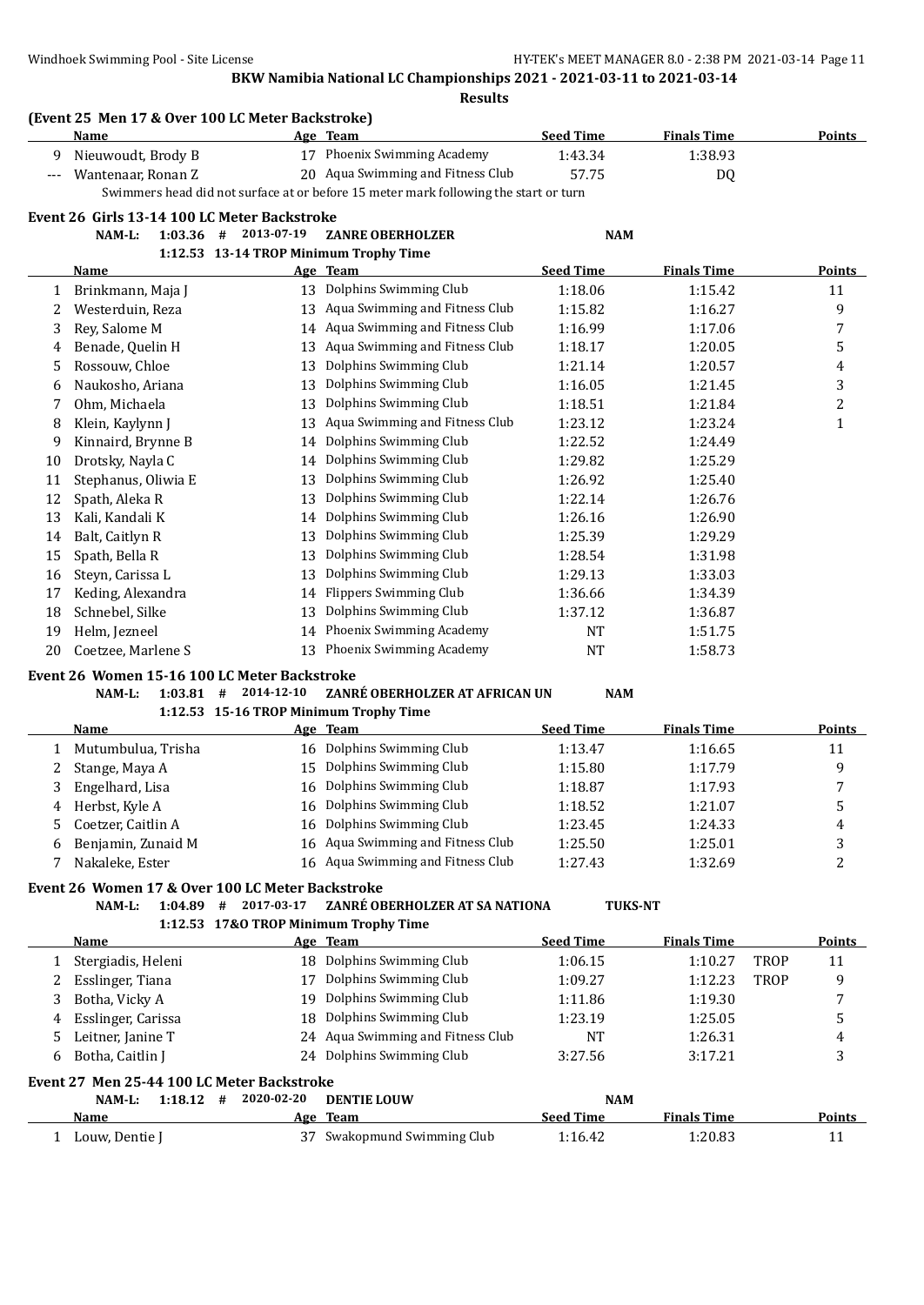BKW Namibia National LC Championships 2021 - 2021-03-11 to 2021-03-14

**Results**

### (Event 25 Men 17 & Over 100 LC Meter Backstroke)

| | Name | Age | Team | Seed Time | Finals Time | Points |
|---|---|---|---|---|---|---|
| 9 | Nieuwoudt, Brody B | 17 | Phoenix Swimming Academy | 1:43.34 | 1:38.93 | |
| --- | Wantenaar, Ronan Z | 20 | Aqua Swimming and Fitness Club | 57.75 | DQ | |

Swimmers head did not surface at or before 15 meter mark following the start or turn

### Event 26 Girls 13-14 100 LC Meter Backstroke

NAM-L: 1:03.36 # 2013-07-19 ZANRE OBERHOLZER NAM

1:12.53 13-14 TROP Minimum Trophy Time

| | Name | Age | Team | Seed Time | Finals Time | Points |
|---|---|---|---|---|---|---|
| 1 | Brinkmann, Maja J | 13 | Dolphins Swimming Club | 1:18.06 | 1:15.42 | 11 |
| 2 | Westerduin, Reza | 13 | Aqua Swimming and Fitness Club | 1:15.82 | 1:16.27 | 9 |
| 3 | Rey, Salome M | 14 | Aqua Swimming and Fitness Club | 1:16.99 | 1:17.06 | 7 |
| 4 | Benade, Quelin H | 13 | Aqua Swimming and Fitness Club | 1:18.17 | 1:20.05 | 5 |
| 5 | Rossouw, Chloe | 13 | Dolphins Swimming Club | 1:21.14 | 1:20.57 | 4 |
| 6 | Naukosho, Ariana | 13 | Dolphins Swimming Club | 1:16.05 | 1:21.45 | 3 |
| 7 | Ohm, Michaela | 13 | Dolphins Swimming Club | 1:18.51 | 1:21.84 | 2 |
| 8 | Klein, Kaylynn J | 13 | Aqua Swimming and Fitness Club | 1:23.12 | 1:23.24 | 1 |
| 9 | Kinnaird, Brynne B | 14 | Dolphins Swimming Club | 1:22.52 | 1:24.49 | |
| 10 | Drotsky, Nayla C | 14 | Dolphins Swimming Club | 1:29.82 | 1:25.29 | |
| 11 | Stephanus, Oliwia E | 13 | Dolphins Swimming Club | 1:26.92 | 1:25.40 | |
| 12 | Spath, Aleka R | 13 | Dolphins Swimming Club | 1:22.14 | 1:26.76 | |
| 13 | Kali, Kandali K | 14 | Dolphins Swimming Club | 1:26.16 | 1:26.90 | |
| 14 | Balt, Caitlyn R | 13 | Dolphins Swimming Club | 1:25.39 | 1:29.29 | |
| 15 | Spath, Bella R | 13 | Dolphins Swimming Club | 1:28.54 | 1:31.98 | |
| 16 | Steyn, Carissa L | 13 | Dolphins Swimming Club | 1:29.13 | 1:33.03 | |
| 17 | Keding, Alexandra | 14 | Flippers Swimming Club | 1:36.66 | 1:34.39 | |
| 18 | Schnebel, Silke | 13 | Dolphins Swimming Club | 1:37.12 | 1:36.87 | |
| 19 | Helm, Jezneel | 14 | Phoenix Swimming Academy | NT | 1:51.75 | |
| 20 | Coetzee, Marlene S | 13 | Phoenix Swimming Academy | NT | 1:58.73 | |

### Event 26 Women 15-16 100 LC Meter Backstroke

NAM-L: 1:03.81 # 2014-12-10 ZANRÉ OBERHOLZER AT AFRICAN UN NAM

1:12.53 15-16 TROP Minimum Trophy Time

| | Name | Age | Team | Seed Time | Finals Time | Points |
|---|---|---|---|---|---|---|
| 1 | Mutumbulua, Trisha | 16 | Dolphins Swimming Club | 1:13.47 | 1:16.65 | 11 |
| 2 | Stange, Maya A | 15 | Dolphins Swimming Club | 1:15.80 | 1:17.79 | 9 |
| 3 | Engelhard, Lisa | 16 | Dolphins Swimming Club | 1:18.87 | 1:17.93 | 7 |
| 4 | Herbst, Kyle A | 16 | Dolphins Swimming Club | 1:18.52 | 1:21.07 | 5 |
| 5 | Coetzer, Caitlin A | 16 | Dolphins Swimming Club | 1:23.45 | 1:24.33 | 4 |
| 6 | Benjamin, Zunaid M | 16 | Aqua Swimming and Fitness Club | 1:25.50 | 1:25.01 | 3 |
| 7 | Nakaleke, Ester | 16 | Aqua Swimming and Fitness Club | 1:27.43 | 1:32.69 | 2 |

### Event 26 Women 17 & Over 100 LC Meter Backstroke

NAM-L: 1:04.89 # 2017-03-17 ZANRÉ OBERHOLZER AT SA NATIONA TUKS-NT

1:12.53 17&O TROP Minimum Trophy Time

| | Name | Age | Team | Seed Time | Finals Time | | Points |
|---|---|---|---|---|---|---|---|
| 1 | Stergiadis, Heleni | 18 | Dolphins Swimming Club | 1:06.15 | 1:10.27 | TROP | 11 |
| 2 | Esslinger, Tiana | 17 | Dolphins Swimming Club | 1:09.27 | 1:12.23 | TROP | 9 |
| 3 | Botha, Vicky A | 19 | Dolphins Swimming Club | 1:11.86 | 1:19.30 | | 7 |
| 4 | Esslinger, Carissa | 18 | Dolphins Swimming Club | 1:23.19 | 1:25.05 | | 5 |
| 5 | Leitner, Janine T | 24 | Aqua Swimming and Fitness Club | NT | 1:26.31 | | 4 |
| 6 | Botha, Caitlin J | 24 | Dolphins Swimming Club | 3:27.56 | 3:17.21 | | 3 |

### Event 27 Men 25-44 100 LC Meter Backstroke

NAM-L: 1:18.12 # 2020-02-20 DENTIE LOUW NAM

| | Name | Age | Team | Seed Time | Finals Time | Points |
|---|---|---|---|---|---|---|
| 1 | Louw, Dentie J | 37 | Swakopmund Swimming Club | 1:16.42 | 1:20.83 | 11 |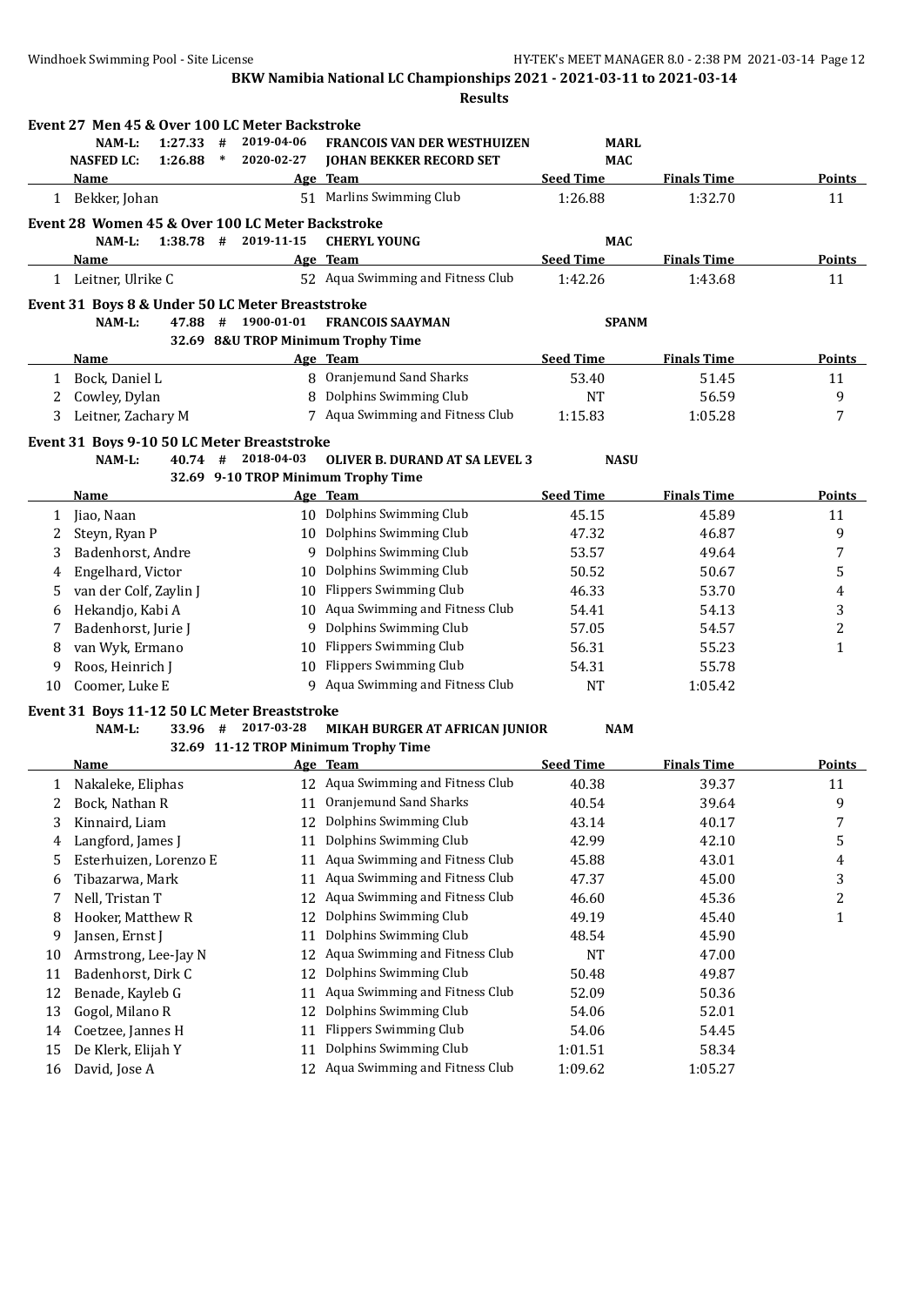BKW Namibia National LC Championships 2021 - 2021-03-11 to 2021-03-14

**Results**

### Event 27 Men 45 & Over 100 LC Meter Backstroke

NAM-L: 1:27.33 # 2019-04-06 FRANCOIS VAN DER WESTHUIZEN MARL
NASFED LC: 1:26.88 * 2020-02-27 JOHAN BEKKER RECORD SET MAC

| | Name | Age | Team | Seed Time | Finals Time | Points |
|---|---|---|---|---|---|---|
| 1 | Bekker, Johan | 51 | Marlins Swimming Club | 1:26.88 | 1:32.70 | 11 |

### Event 28 Women 45 & Over 100 LC Meter Backstroke

NAM-L: 1:38.78 # 2019-11-15 CHERYL YOUNG MAC

| | Name | Age | Team | Seed Time | Finals Time | Points |
|---|---|---|---|---|---|---|
| 1 | Leitner, Ulrike C | 52 | Aqua Swimming and Fitness Club | 1:42.26 | 1:43.68 | 11 |

### Event 31 Boys 8 & Under 50 LC Meter Breaststroke

NAM-L: 47.88 # 1900-01-01 FRANCOIS SAAYMAN SPANM
32.69 8&U TROP Minimum Trophy Time

| | Name | Age | Team | Seed Time | Finals Time | Points |
|---|---|---|---|---|---|---|
| 1 | Bock, Daniel L | 8 | Oranjemund Sand Sharks | 53.40 | 51.45 | 11 |
| 2 | Cowley, Dylan | 8 | Dolphins Swimming Club | NT | 56.59 | 9 |
| 3 | Leitner, Zachary M | 7 | Aqua Swimming and Fitness Club | 1:15.83 | 1:05.28 | 7 |

### Event 31 Boys 9-10 50 LC Meter Breaststroke

NAM-L: 40.74 # 2018-04-03 OLIVER B. DURAND AT SA LEVEL 3 NASU
32.69 9-10 TROP Minimum Trophy Time

| | Name | Age | Team | Seed Time | Finals Time | Points |
|---|---|---|---|---|---|---|
| 1 | Jiao, Naan | 10 | Dolphins Swimming Club | 45.15 | 45.89 | 11 |
| 2 | Steyn, Ryan P | 10 | Dolphins Swimming Club | 47.32 | 46.87 | 9 |
| 3 | Badenhorst, Andre | 9 | Dolphins Swimming Club | 53.57 | 49.64 | 7 |
| 4 | Engelhard, Victor | 10 | Dolphins Swimming Club | 50.52 | 50.67 | 5 |
| 5 | van der Colf, Zaylin J | 10 | Flippers Swimming Club | 46.33 | 53.70 | 4 |
| 6 | Hekandjo, Kabi A | 10 | Aqua Swimming and Fitness Club | 54.41 | 54.13 | 3 |
| 7 | Badenhorst, Jurie J | 9 | Dolphins Swimming Club | 57.05 | 54.57 | 2 |
| 8 | van Wyk, Ermano | 10 | Flippers Swimming Club | 56.31 | 55.23 | 1 |
| 9 | Roos, Heinrich J | 10 | Flippers Swimming Club | 54.31 | 55.78 | |
| 10 | Coomer, Luke E | 9 | Aqua Swimming and Fitness Club | NT | 1:05.42 | |

### Event 31 Boys 11-12 50 LC Meter Breaststroke

NAM-L: 33.96 # 2017-03-28 MIKAH BURGER AT AFRICAN JUNIOR NAM
32.69 11-12 TROP Minimum Trophy Time

| | Name | Age | Team | Seed Time | Finals Time | Points |
|---|---|---|---|---|---|---|
| 1 | Nakaleke, Eliphas | 12 | Aqua Swimming and Fitness Club | 40.38 | 39.37 | 11 |
| 2 | Bock, Nathan R | 11 | Oranjemund Sand Sharks | 40.54 | 39.64 | 9 |
| 3 | Kinnaird, Liam | 12 | Dolphins Swimming Club | 43.14 | 40.17 | 7 |
| 4 | Langford, James J | 11 | Dolphins Swimming Club | 42.99 | 42.10 | 5 |
| 5 | Esterhuizen, Lorenzo E | 11 | Aqua Swimming and Fitness Club | 45.88 | 43.01 | 4 |
| 6 | Tibazarwa, Mark | 11 | Aqua Swimming and Fitness Club | 47.37 | 45.00 | 3 |
| 7 | Nell, Tristan T | 12 | Aqua Swimming and Fitness Club | 46.60 | 45.36 | 2 |
| 8 | Hooker, Matthew R | 12 | Dolphins Swimming Club | 49.19 | 45.40 | 1 |
| 9 | Jansen, Ernst J | 11 | Dolphins Swimming Club | 48.54 | 45.90 | |
| 10 | Armstrong, Lee-Jay N | 12 | Aqua Swimming and Fitness Club | NT | 47.00 | |
| 11 | Badenhorst, Dirk C | 12 | Dolphins Swimming Club | 50.48 | 49.87 | |
| 12 | Benade, Kayleb G | 11 | Aqua Swimming and Fitness Club | 52.09 | 50.36 | |
| 13 | Gogol, Milano R | 12 | Dolphins Swimming Club | 54.06 | 52.01 | |
| 14 | Coetzee, Jannes H | 11 | Flippers Swimming Club | 54.06 | 54.45 | |
| 15 | De Klerk, Elijah Y | 11 | Dolphins Swimming Club | 1:01.51 | 58.34 | |
| 16 | David, Jose A | 12 | Aqua Swimming and Fitness Club | 1:09.62 | 1:05.27 | |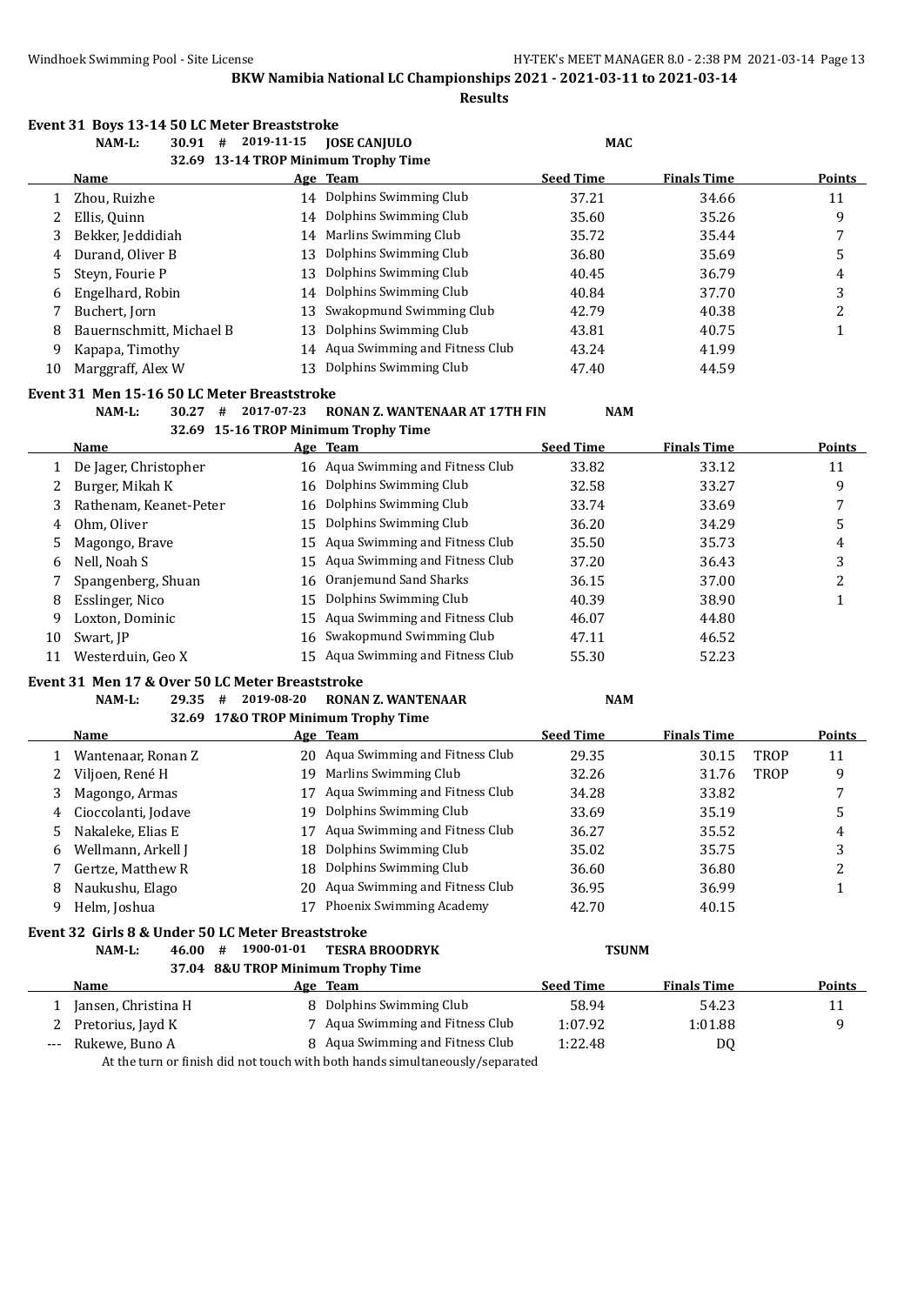**BKW Namibia National LC Championships 2021 - 2021-03-11 to 2021-03-14**

**Results**

### Event 31 Boys 13-14 50 LC Meter Breaststroke

NAM-L: 30.91 # 2019-11-15 JOSE CANJULO MAC
32.69 13-14 TROP Minimum Trophy Time

| | Name | Age | Team | Seed Time | Finals Time | Points |
|---|---|---|---|---|---|---|
| 1 | Zhou, Ruizhe | 14 | Dolphins Swimming Club | 37.21 | 34.66 | 11 |
| 2 | Ellis, Quinn | 14 | Dolphins Swimming Club | 35.60 | 35.26 | 9 |
| 3 | Bekker, Jeddidiah | 14 | Marlins Swimming Club | 35.72 | 35.44 | 7 |
| 4 | Durand, Oliver B | 13 | Dolphins Swimming Club | 36.80 | 35.69 | 5 |
| 5 | Steyn, Fourie P | 13 | Dolphins Swimming Club | 40.45 | 36.79 | 4 |
| 6 | Engelhard, Robin | 14 | Dolphins Swimming Club | 40.84 | 37.70 | 3 |
| 7 | Buchert, Jorn | 13 | Swakopmund Swimming Club | 42.79 | 40.38 | 2 |
| 8 | Bauernschmitt, Michael B | 13 | Dolphins Swimming Club | 43.81 | 40.75 | 1 |
| 9 | Kapapa, Timothy | 14 | Aqua Swimming and Fitness Club | 43.24 | 41.99 | |
| 10 | Marggraff, Alex W | 13 | Dolphins Swimming Club | 47.40 | 44.59 | |

### Event 31 Men 15-16 50 LC Meter Breaststroke

NAM-L: 30.27 # 2017-07-23 RONAN Z. WANTENAAR AT 17TH FIN NAM
32.69 15-16 TROP Minimum Trophy Time

| | Name | Age | Team | Seed Time | Finals Time | Points |
|---|---|---|---|---|---|---|
| 1 | De Jager, Christopher | 16 | Aqua Swimming and Fitness Club | 33.82 | 33.12 | 11 |
| 2 | Burger, Mikah K | 16 | Dolphins Swimming Club | 32.58 | 33.27 | 9 |
| 3 | Rathenam, Keanet-Peter | 16 | Dolphins Swimming Club | 33.74 | 33.69 | 7 |
| 4 | Ohm, Oliver | 15 | Dolphins Swimming Club | 36.20 | 34.29 | 5 |
| 5 | Magongo, Brave | 15 | Aqua Swimming and Fitness Club | 35.50 | 35.73 | 4 |
| 6 | Nell, Noah S | 15 | Aqua Swimming and Fitness Club | 37.20 | 36.43 | 3 |
| 7 | Spangenberg, Shuan | 16 | Oranjemund Sand Sharks | 36.15 | 37.00 | 2 |
| 8 | Esslinger, Nico | 15 | Dolphins Swimming Club | 40.39 | 38.90 | 1 |
| 9 | Loxton, Dominic | 15 | Aqua Swimming and Fitness Club | 46.07 | 44.80 | |
| 10 | Swart, JP | 16 | Swakopmund Swimming Club | 47.11 | 46.52 | |
| 11 | Westerduin, Geo X | 15 | Aqua Swimming and Fitness Club | 55.30 | 52.23 | |

### Event 31 Men 17 & Over 50 LC Meter Breaststroke

NAM-L: 29.35 # 2019-08-20 RONAN Z. WANTENAAR NAM
32.69 17&O TROP Minimum Trophy Time

| | Name | Age | Team | Seed Time | Finals Time | | Points |
|---|---|---|---|---|---|---|---|
| 1 | Wantenaar, Ronan Z | 20 | Aqua Swimming and Fitness Club | 29.35 | 30.15 | TROP | 11 |
| 2 | Viljoen, René H | 19 | Marlins Swimming Club | 32.26 | 31.76 | TROP | 9 |
| 3 | Magongo, Armas | 17 | Aqua Swimming and Fitness Club | 34.28 | 33.82 | | 7 |
| 4 | Cioccolanti, Jodave | 19 | Dolphins Swimming Club | 33.69 | 35.19 | | 5 |
| 5 | Nakaleke, Elias E | 17 | Aqua Swimming and Fitness Club | 36.27 | 35.52 | | 4 |
| 6 | Wellmann, Arkell J | 18 | Dolphins Swimming Club | 35.02 | 35.75 | | 3 |
| 7 | Gertze, Matthew R | 18 | Dolphins Swimming Club | 36.60 | 36.80 | | 2 |
| 8 | Naukushu, Elago | 20 | Aqua Swimming and Fitness Club | 36.95 | 36.99 | | 1 |
| 9 | Helm, Joshua | 17 | Phoenix Swimming Academy | 42.70 | 40.15 | | |

### Event 32 Girls 8 & Under 50 LC Meter Breaststroke

NAM-L: 46.00 # 1900-01-01 TESRA BROODRYK TSUNM
37.04 8&U TROP Minimum Trophy Time

| | Name | Age | Team | Seed Time | Finals Time | Points |
|---|---|---|---|---|---|---|
| 1 | Jansen, Christina H | 8 | Dolphins Swimming Club | 58.94 | 54.23 | 11 |
| 2 | Pretorius, Jayd K | 7 | Aqua Swimming and Fitness Club | 1:07.92 | 1:01.88 | 9 |
| --- | Rukewe, Buno A | 8 | Aqua Swimming and Fitness Club | 1:22.48 | DQ | |

At the turn or finish did not touch with both hands simultaneously/separated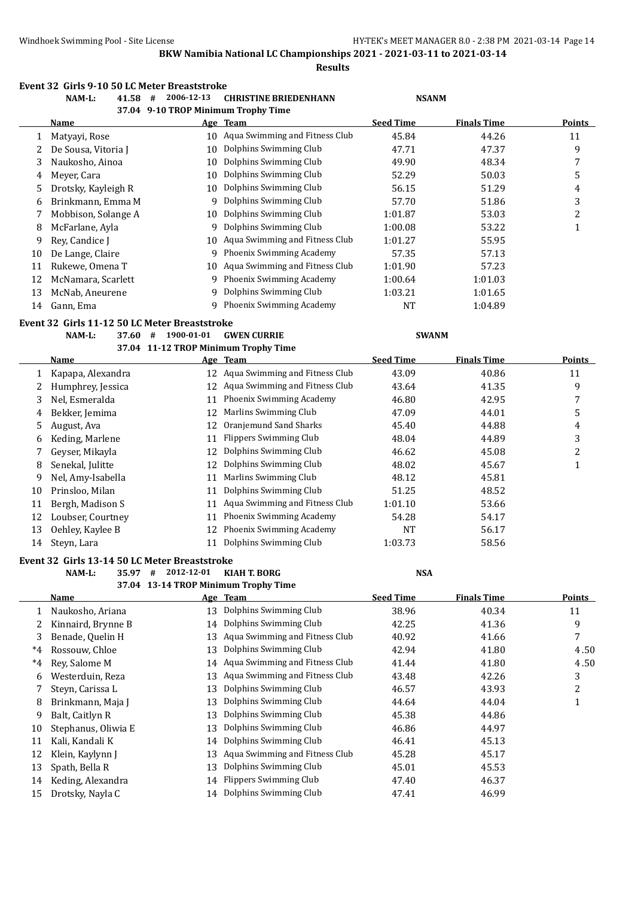**BKW Namibia National LC Championships 2021 - 2021-03-11 to 2021-03-14**

**Results**

### Event 32 Girls 9-10 50 LC Meter Breaststroke

NAM-L: 41.58 # 2006-12-13 CHRISTINE BRIEDENHANN NSANM

37.04 9-10 TROP Minimum Trophy Time

| | Name | Age | Team | Seed Time | Finals Time | Points |
|---|---|---|---|---|---|---|
| 1 | Matyayi, Rose | 10 | Aqua Swimming and Fitness Club | 45.84 | 44.26 | 11 |
| 2 | De Sousa, Vitoria J | 10 | Dolphins Swimming Club | 47.71 | 47.37 | 9 |
| 3 | Naukosho, Ainoa | 10 | Dolphins Swimming Club | 49.90 | 48.34 | 7 |
| 4 | Meyer, Cara | 10 | Dolphins Swimming Club | 52.29 | 50.03 | 5 |
| 5 | Drotsky, Kayleigh R | 10 | Dolphins Swimming Club | 56.15 | 51.29 | 4 |
| 6 | Brinkmann, Emma M | 9 | Dolphins Swimming Club | 57.70 | 51.86 | 3 |
| 7 | Mobbison, Solange A | 10 | Dolphins Swimming Club | 1:01.87 | 53.03 | 2 |
| 8 | McFarlane, Ayla | 9 | Dolphins Swimming Club | 1:00.08 | 53.22 | 1 |
| 9 | Rey, Candice J | 10 | Aqua Swimming and Fitness Club | 1:01.27 | 55.95 | |
| 10 | De Lange, Claire | 9 | Phoenix Swimming Academy | 57.35 | 57.13 | |
| 11 | Rukewe, Omena T | 10 | Aqua Swimming and Fitness Club | 1:01.90 | 57.23 | |
| 12 | McNamara, Scarlett | 9 | Phoenix Swimming Academy | 1:00.64 | 1:01.03 | |
| 13 | McNab, Aneurene | 9 | Dolphins Swimming Club | 1:03.21 | 1:01.65 | |
| 14 | Gann, Ema | 9 | Phoenix Swimming Academy | NT | 1:04.89 | |

### Event 32 Girls 11-12 50 LC Meter Breaststroke

NAM-L: 37.60 # 1900-01-01 GWEN CURRIE SWANM

37.04 11-12 TROP Minimum Trophy Time

| | Name | Age | Team | Seed Time | Finals Time | Points |
|---|---|---|---|---|---|---|
| 1 | Kapapa, Alexandra | 12 | Aqua Swimming and Fitness Club | 43.09 | 40.86 | 11 |
| 2 | Humphrey, Jessica | 12 | Aqua Swimming and Fitness Club | 43.64 | 41.35 | 9 |
| 3 | Nel, Esmeralda | 11 | Phoenix Swimming Academy | 46.80 | 42.95 | 7 |
| 4 | Bekker, Jemima | 12 | Marlins Swimming Club | 47.09 | 44.01 | 5 |
| 5 | August, Ava | 12 | Oranjemund Sand Sharks | 45.40 | 44.88 | 4 |
| 6 | Keding, Marlene | 11 | Flippers Swimming Club | 48.04 | 44.89 | 3 |
| 7 | Geyser, Mikayla | 12 | Dolphins Swimming Club | 46.62 | 45.08 | 2 |
| 8 | Senekal, Julitte | 12 | Dolphins Swimming Club | 48.02 | 45.67 | 1 |
| 9 | Nel, Amy-Isabella | 11 | Marlins Swimming Club | 48.12 | 45.81 | |
| 10 | Prinsloo, Milan | 11 | Dolphins Swimming Club | 51.25 | 48.52 | |
| 11 | Bergh, Madison S | 11 | Aqua Swimming and Fitness Club | 1:01.10 | 53.66 | |
| 12 | Loubser, Courtney | 11 | Phoenix Swimming Academy | 54.28 | 54.17 | |
| 13 | Oehley, Kaylee B | 12 | Phoenix Swimming Academy | NT | 56.17 | |
| 14 | Steyn, Lara | 11 | Dolphins Swimming Club | 1:03.73 | 58.56 | |

### Event 32 Girls 13-14 50 LC Meter Breaststroke

NAM-L: 35.97 # 2012-12-01 KIAH T. BORG NSA

37.04 13-14 TROP Minimum Trophy Time

| | Name | Age | Team | Seed Time | Finals Time | Points |
|---|---|---|---|---|---|---|
| 1 | Naukosho, Ariana | 13 | Dolphins Swimming Club | 38.96 | 40.34 | 11 |
| 2 | Kinnaird, Brynne B | 14 | Dolphins Swimming Club | 42.25 | 41.36 | 9 |
| 3 | Benade, Quelin H | 13 | Aqua Swimming and Fitness Club | 40.92 | 41.66 | 7 |
| *4 | Rossouw, Chloe | 13 | Dolphins Swimming Club | 42.94 | 41.80 | 4.50 |
| *4 | Rey, Salome M | 14 | Aqua Swimming and Fitness Club | 41.44 | 41.80 | 4.50 |
| 6 | Westerduin, Reza | 13 | Aqua Swimming and Fitness Club | 43.48 | 42.26 | 3 |
| 7 | Steyn, Carissa L | 13 | Dolphins Swimming Club | 46.57 | 43.93 | 2 |
| 8 | Brinkmann, Maja J | 13 | Dolphins Swimming Club | 44.64 | 44.04 | 1 |
| 9 | Balt, Caitlyn R | 13 | Dolphins Swimming Club | 45.38 | 44.86 | |
| 10 | Stephanus, Oliwia E | 13 | Dolphins Swimming Club | 46.86 | 44.97 | |
| 11 | Kali, Kandali K | 14 | Dolphins Swimming Club | 46.41 | 45.13 | |
| 12 | Klein, Kaylynn J | 13 | Aqua Swimming and Fitness Club | 45.28 | 45.17 | |
| 13 | Spath, Bella R | 13 | Dolphins Swimming Club | 45.01 | 45.53 | |
| 14 | Keding, Alexandra | 14 | Flippers Swimming Club | 47.40 | 46.37 | |
| 15 | Drotsky, Nayla C | 14 | Dolphins Swimming Club | 47.41 | 46.99 | |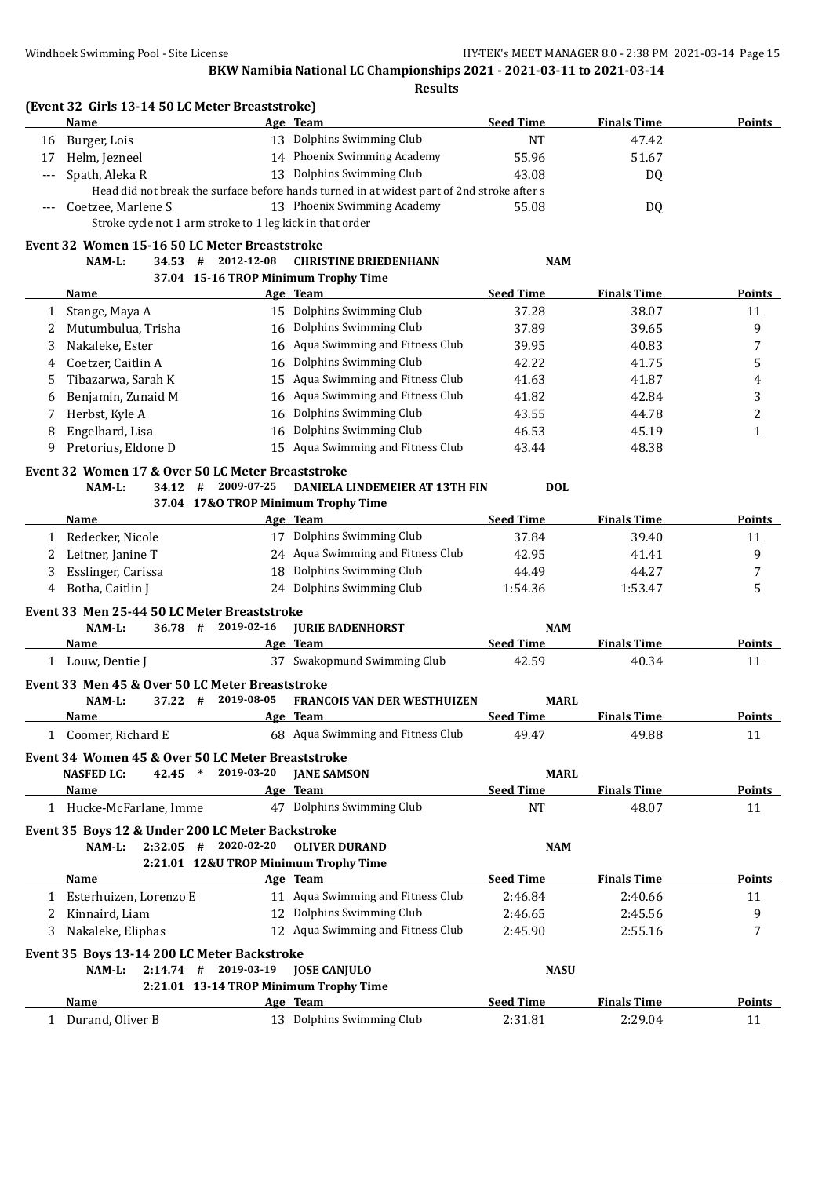**BKW Namibia National LC Championships 2021 - 2021-03-11 to 2021-03-14**

**Results**

### (Event 32 Girls 13-14 50 LC Meter Breaststroke)

| | Name | Age | Team | Seed Time | Finals Time | Points |
|---|---|---|---|---|---|---|
| 16 | Burger, Lois | 13 | Dolphins Swimming Club | NT | 47.42 | |
| 17 | Helm, Jezneel | 14 | Phoenix Swimming Academy | 55.96 | 51.67 | |
| --- | Spath, Aleka R | 13 | Dolphins Swimming Club | 43.08 | DQ | |
| | Head did not break the surface before hands turned in at widest part of 2nd stroke after s | | | | | |
| --- | Coetzee, Marlene S | 13 | Phoenix Swimming Academy | 55.08 | DQ | |
| | Stroke cycle not 1 arm stroke to 1 leg kick in that order | | | | | |

### Event 32 Women 15-16 50 LC Meter Breaststroke

NAM-L: 34.53 # 2012-12-08 CHRISTINE BRIEDENHANN NAM
37.04 15-16 TROP Minimum Trophy Time

| | Name | Age | Team | Seed Time | Finals Time | Points |
|---|---|---|---|---|---|---|
| 1 | Stange, Maya A | 15 | Dolphins Swimming Club | 37.28 | 38.07 | 11 |
| 2 | Mutumbulua, Trisha | 16 | Dolphins Swimming Club | 37.89 | 39.65 | 9 |
| 3 | Nakaleke, Ester | 16 | Aqua Swimming and Fitness Club | 39.95 | 40.83 | 7 |
| 4 | Coetzer, Caitlin A | 16 | Dolphins Swimming Club | 42.22 | 41.75 | 5 |
| 5 | Tibazarwa, Sarah K | 15 | Aqua Swimming and Fitness Club | 41.63 | 41.87 | 4 |
| 6 | Benjamin, Zunaid M | 16 | Aqua Swimming and Fitness Club | 41.82 | 42.84 | 3 |
| 7 | Herbst, Kyle A | 16 | Dolphins Swimming Club | 43.55 | 44.78 | 2 |
| 8 | Engelhard, Lisa | 16 | Dolphins Swimming Club | 46.53 | 45.19 | 1 |
| 9 | Pretorius, Eldone D | 15 | Aqua Swimming and Fitness Club | 43.44 | 48.38 | |

### Event 32 Women 17 & Over 50 LC Meter Breaststroke

NAM-L: 34.12 # 2009-07-25 DANIELA LINDEMEIER AT 13TH FIN DOL
37.04 17&O TROP Minimum Trophy Time

| | Name | Age | Team | Seed Time | Finals Time | Points |
|---|---|---|---|---|---|---|
| 1 | Redecker, Nicole | 17 | Dolphins Swimming Club | 37.84 | 39.40 | 11 |
| 2 | Leitner, Janine T | 24 | Aqua Swimming and Fitness Club | 42.95 | 41.41 | 9 |
| 3 | Esslinger, Carissa | 18 | Dolphins Swimming Club | 44.49 | 44.27 | 7 |
| 4 | Botha, Caitlin J | 24 | Dolphins Swimming Club | 1:54.36 | 1:53.47 | 5 |

### Event 33 Men 25-44 50 LC Meter Breaststroke

NAM-L: 36.78 # 2019-02-16 JURIE BADENHORST NAM

| | Name | Age | Team | Seed Time | Finals Time | Points |
|---|---|---|---|---|---|---|
| 1 | Louw, Dentie J | 37 | Swakopmund Swimming Club | 42.59 | 40.34 | 11 |

### Event 33 Men 45 & Over 50 LC Meter Breaststroke

NAM-L: 37.22 # 2019-08-05 FRANCOIS VAN DER WESTHUIZEN MARL

| | Name | Age | Team | Seed Time | Finals Time | Points |
|---|---|---|---|---|---|---|
| 1 | Coomer, Richard E | 68 | Aqua Swimming and Fitness Club | 49.47 | 49.88 | 11 |

### Event 34 Women 45 & Over 50 LC Meter Breaststroke

NASFED LC: 42.45 * 2019-03-20 JANE SAMSON MARL

| | Name | Age | Team | Seed Time | Finals Time | Points |
|---|---|---|---|---|---|---|
| 1 | Hucke-McFarlane, Imme | 47 | Dolphins Swimming Club | NT | 48.07 | 11 |

### Event 35 Boys 12 & Under 200 LC Meter Backstroke

NAM-L: 2:32.05 # 2020-02-20 OLIVER DURAND NAM
2:21.01 12&U TROP Minimum Trophy Time

| | Name | Age | Team | Seed Time | Finals Time | Points |
|---|---|---|---|---|---|---|
| 1 | Esterhuizen, Lorenzo E | 11 | Aqua Swimming and Fitness Club | 2:46.84 | 2:40.66 | 11 |
| 2 | Kinnaird, Liam | 12 | Dolphins Swimming Club | 2:46.65 | 2:45.56 | 9 |
| 3 | Nakaleke, Eliphas | 12 | Aqua Swimming and Fitness Club | 2:45.90 | 2:55.16 | 7 |

### Event 35 Boys 13-14 200 LC Meter Backstroke

NAM-L: 2:14.74 # 2019-03-19 JOSE CANJULO NASU
2:21.01 13-14 TROP Minimum Trophy Time

| | Name | Age | Team | Seed Time | Finals Time | Points |
|---|---|---|---|---|---|---|
| 1 | Durand, Oliver B | 13 | Dolphins Swimming Club | 2:31.81 | 2:29.04 | 11 |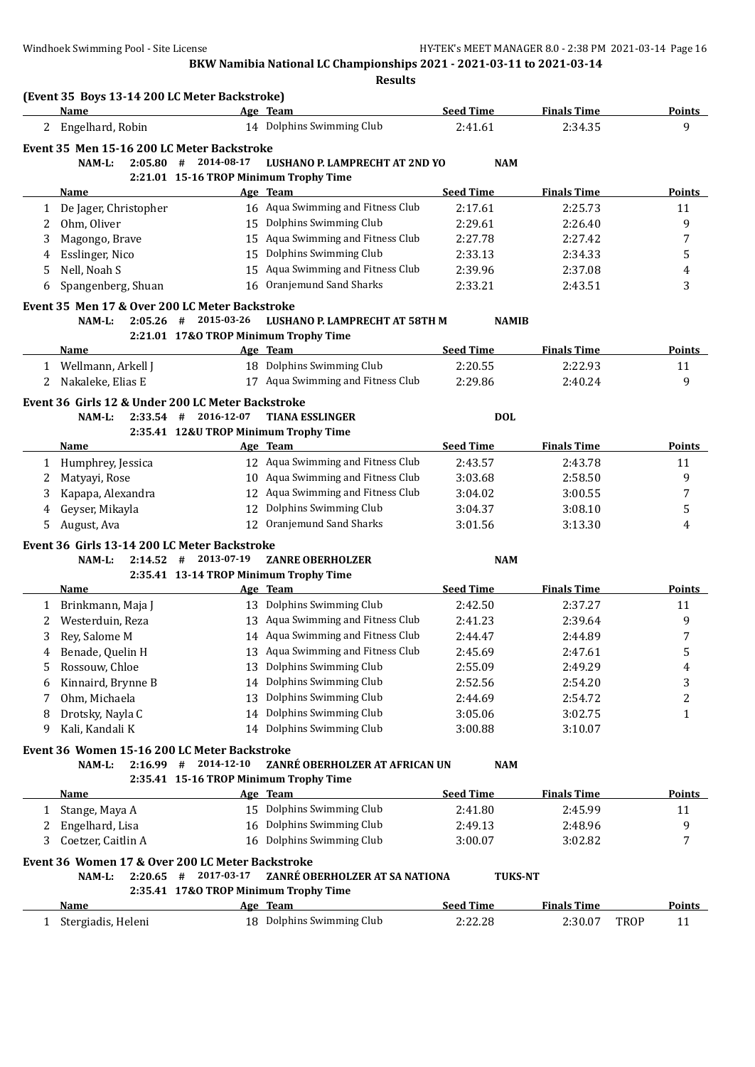BKW Namibia National LC Championships 2021 - 2021-03-11 to 2021-03-14

**Results**

### (Event 35 Boys 13-14 200 LC Meter Backstroke)

| | Name | Age | Team | Seed Time | Finals Time | Points |
|---|---|---|---|---|---|---|
| 2 | Engelhard, Robin | 14 | Dolphins Swimming Club | 2:41.61 | 2:34.35 | 9 |

### Event 35 Men 15-16 200 LC Meter Backstroke

NAM-L: 2:05.80 # 2014-08-17 LUSHANO P. LAMPRECHT AT 2ND YO NAM

2:21.01 15-16 TROP Minimum Trophy Time

| | Name | Age | Team | Seed Time | Finals Time | Points |
|---|---|---|---|---|---|---|
| 1 | De Jager, Christopher | 16 | Aqua Swimming and Fitness Club | 2:17.61 | 2:25.73 | 11 |
| 2 | Ohm, Oliver | 15 | Dolphins Swimming Club | 2:29.61 | 2:26.40 | 9 |
| 3 | Magongo, Brave | 15 | Aqua Swimming and Fitness Club | 2:27.78 | 2:27.42 | 7 |
| 4 | Esslinger, Nico | 15 | Dolphins Swimming Club | 2:33.13 | 2:34.33 | 5 |
| 5 | Nell, Noah S | 15 | Aqua Swimming and Fitness Club | 2:39.96 | 2:37.08 | 4 |
| 6 | Spangenberg, Shuan | 16 | Oranjemund Sand Sharks | 2:33.21 | 2:43.51 | 3 |

### Event 35 Men 17 & Over 200 LC Meter Backstroke

NAM-L: 2:05.26 # 2015-03-26 LUSHANO P. LAMPRECHT AT 58TH M NAMIB

2:21.01 17&O TROP Minimum Trophy Time

| | Name | Age | Team | Seed Time | Finals Time | Points |
|---|---|---|---|---|---|---|
| 1 | Wellmann, Arkell J | 18 | Dolphins Swimming Club | 2:20.55 | 2:22.93 | 11 |
| 2 | Nakaleke, Elias E | 17 | Aqua Swimming and Fitness Club | 2:29.86 | 2:40.24 | 9 |

### Event 36 Girls 12 & Under 200 LC Meter Backstroke

NAM-L: 2:33.54 # 2016-12-07 TIANA ESSLINGER DOL

2:35.41 12&U TROP Minimum Trophy Time

| | Name | Age | Team | Seed Time | Finals Time | Points |
|---|---|---|---|---|---|---|
| 1 | Humphrey, Jessica | 12 | Aqua Swimming and Fitness Club | 2:43.57 | 2:43.78 | 11 |
| 2 | Matyayi, Rose | 10 | Aqua Swimming and Fitness Club | 3:03.68 | 2:58.50 | 9 |
| 3 | Kapapa, Alexandra | 12 | Aqua Swimming and Fitness Club | 3:04.02 | 3:00.55 | 7 |
| 4 | Geyser, Mikayla | 12 | Dolphins Swimming Club | 3:04.37 | 3:08.10 | 5 |
| 5 | August, Ava | 12 | Oranjemund Sand Sharks | 3:01.56 | 3:13.30 | 4 |

### Event 36 Girls 13-14 200 LC Meter Backstroke

NAM-L: 2:14.52 # 2013-07-19 ZANRE OBERHOLZER NAM

2:35.41 13-14 TROP Minimum Trophy Time

| | Name | Age | Team | Seed Time | Finals Time | Points |
|---|---|---|---|---|---|---|
| 1 | Brinkmann, Maja J | 13 | Dolphins Swimming Club | 2:42.50 | 2:37.27 | 11 |
| 2 | Westerduin, Reza | 13 | Aqua Swimming and Fitness Club | 2:41.23 | 2:39.64 | 9 |
| 3 | Rey, Salome M | 14 | Aqua Swimming and Fitness Club | 2:44.47 | 2:44.89 | 7 |
| 4 | Benade, Quelin H | 13 | Aqua Swimming and Fitness Club | 2:45.69 | 2:47.61 | 5 |
| 5 | Rossouw, Chloe | 13 | Dolphins Swimming Club | 2:55.09 | 2:49.29 | 4 |
| 6 | Kinnaird, Brynne B | 14 | Dolphins Swimming Club | 2:52.56 | 2:54.20 | 3 |
| 7 | Ohm, Michaela | 13 | Dolphins Swimming Club | 2:44.69 | 2:54.72 | 2 |
| 8 | Drotsky, Nayla C | 14 | Dolphins Swimming Club | 3:05.06 | 3:02.75 | 1 |
| 9 | Kali, Kandali K | 14 | Dolphins Swimming Club | 3:00.88 | 3:10.07 | |

### Event 36 Women 15-16 200 LC Meter Backstroke

NAM-L: 2:16.99 # 2014-12-10 ZANRÉ OBERHOLZER AT AFRICAN UN NAM

2:35.41 15-16 TROP Minimum Trophy Time

| | Name | Age | Team | Seed Time | Finals Time | Points |
|---|---|---|---|---|---|---|
| 1 | Stange, Maya A | 15 | Dolphins Swimming Club | 2:41.80 | 2:45.99 | 11 |
| 2 | Engelhard, Lisa | 16 | Dolphins Swimming Club | 2:49.13 | 2:48.96 | 9 |
| 3 | Coetzer, Caitlin A | 16 | Dolphins Swimming Club | 3:00.07 | 3:02.82 | 7 |

### Event 36 Women 17 & Over 200 LC Meter Backstroke

NAM-L: 2:20.65 # 2017-03-17 ZANRÉ OBERHOLZER AT SA NATIONA TUKS-NT

2:35.41 17&O TROP Minimum Trophy Time

| | Name | Age | Team | Seed Time | Finals Time | | Points |
|---|---|---|---|---|---|---|---|
| 1 | Stergiadis, Heleni | 18 | Dolphins Swimming Club | 2:22.28 | 2:30.07 | TROP | 11 |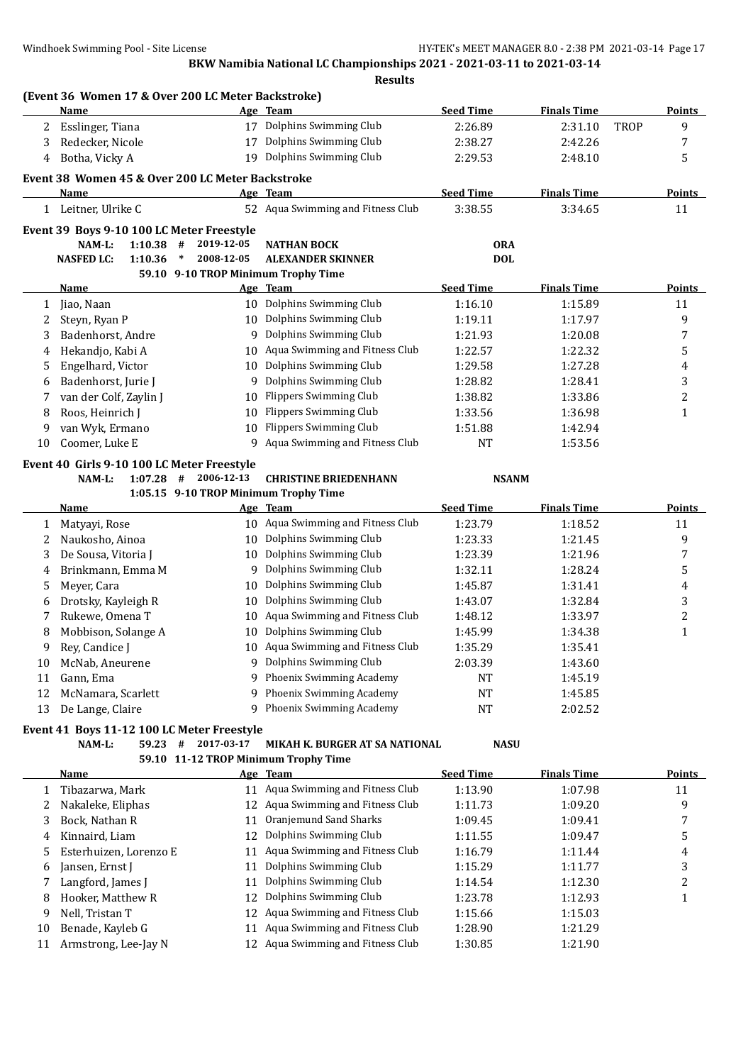## BKW Namibia National LC Championships 2021 - 2021-03-11 to 2021-03-14

### Results

**(Event 36 Women 17 & Over 200 LC Meter Backstroke)**

| | Name | Age | Team | Seed Time | Finals Time | | Points |
|---|---|---|---|---|---|---|---|
| 2 | Esslinger, Tiana | 17 | Dolphins Swimming Club | 2:26.89 | 2:31.10 | TROP | 9 |
| 3 | Redecker, Nicole | 17 | Dolphins Swimming Club | 2:38.27 | 2:42.26 | | 7 |
| 4 | Botha, Vicky A | 19 | Dolphins Swimming Club | 2:29.53 | 2:48.10 | | 5 |

**Event 38 Women 45 & Over 200 LC Meter Backstroke**

| | Name | Age | Team | Seed Time | Finals Time | Points |
|---|---|---|---|---|---|---|
| 1 | Leitner, Ulrike C | 52 | Aqua Swimming and Fitness Club | 3:38.55 | 3:34.65 | 11 |

**Event 39 Boys 9-10 100 LC Meter Freestyle**

NAM-L: 1:10.38 # 2019-12-05 NATHAN BOCK ORA
NASFED LC: 1:10.36 * 2008-12-05 ALEXANDER SKINNER DOL
59.10 9-10 TROP Minimum Trophy Time

| | Name | Age | Team | Seed Time | Finals Time | Points |
|---|---|---|---|---|---|---|
| 1 | Jiao, Naan | 10 | Dolphins Swimming Club | 1:16.10 | 1:15.89 | 11 |
| 2 | Steyn, Ryan P | 10 | Dolphins Swimming Club | 1:19.11 | 1:17.97 | 9 |
| 3 | Badenhorst, Andre | 9 | Dolphins Swimming Club | 1:21.93 | 1:20.08 | 7 |
| 4 | Hekandjo, Kabi A | 10 | Aqua Swimming and Fitness Club | 1:22.57 | 1:22.32 | 5 |
| 5 | Engelhard, Victor | 10 | Dolphins Swimming Club | 1:29.58 | 1:27.28 | 4 |
| 6 | Badenhorst, Jurie J | 9 | Dolphins Swimming Club | 1:28.82 | 1:28.41 | 3 |
| 7 | van der Colf, Zaylin J | 10 | Flippers Swimming Club | 1:38.82 | 1:33.86 | 2 |
| 8 | Roos, Heinrich J | 10 | Flippers Swimming Club | 1:33.56 | 1:36.98 | 1 |
| 9 | van Wyk, Ermano | 10 | Flippers Swimming Club | 1:51.88 | 1:42.94 | |
| 10 | Coomer, Luke E | 9 | Aqua Swimming and Fitness Club | NT | 1:53.56 | |

**Event 40 Girls 9-10 100 LC Meter Freestyle**

NAM-L: 1:07.28 # 2006-12-13 CHRISTINE BRIEDENHANN NSANM
1:05.15 9-10 TROP Minimum Trophy Time

| | Name | Age | Team | Seed Time | Finals Time | Points |
|---|---|---|---|---|---|---|
| 1 | Matyayi, Rose | 10 | Aqua Swimming and Fitness Club | 1:23.79 | 1:18.52 | 11 |
| 2 | Naukosho, Ainoa | 10 | Dolphins Swimming Club | 1:23.33 | 1:21.45 | 9 |
| 3 | De Sousa, Vitoria J | 10 | Dolphins Swimming Club | 1:23.39 | 1:21.96 | 7 |
| 4 | Brinkmann, Emma M | 9 | Dolphins Swimming Club | 1:32.11 | 1:28.24 | 5 |
| 5 | Meyer, Cara | 10 | Dolphins Swimming Club | 1:45.87 | 1:31.41 | 4 |
| 6 | Drotsky, Kayleigh R | 10 | Dolphins Swimming Club | 1:43.07 | 1:32.84 | 3 |
| 7 | Rukewe, Omena T | 10 | Aqua Swimming and Fitness Club | 1:48.12 | 1:33.97 | 2 |
| 8 | Mobbison, Solange A | 10 | Dolphins Swimming Club | 1:45.99 | 1:34.38 | 1 |
| 9 | Rey, Candice J | 10 | Aqua Swimming and Fitness Club | 1:35.29 | 1:35.41 | |
| 10 | McNab, Aneurene | 9 | Dolphins Swimming Club | 2:03.39 | 1:43.60 | |
| 11 | Gann, Ema | 9 | Phoenix Swimming Academy | NT | 1:45.19 | |
| 12 | McNamara, Scarlett | 9 | Phoenix Swimming Academy | NT | 1:45.85 | |
| 13 | De Lange, Claire | 9 | Phoenix Swimming Academy | NT | 2:02.52 | |

**Event 41 Boys 11-12 100 LC Meter Freestyle**

NAM-L: 59.23 # 2017-03-17 MIKAH K. BURGER AT SA NATIONAL NASU
59.10 11-12 TROP Minimum Trophy Time

| | Name | Age | Team | Seed Time | Finals Time | Points |
|---|---|---|---|---|---|---|
| 1 | Tibazarwa, Mark | 11 | Aqua Swimming and Fitness Club | 1:13.90 | 1:07.98 | 11 |
| 2 | Nakaleke, Eliphas | 12 | Aqua Swimming and Fitness Club | 1:11.73 | 1:09.20 | 9 |
| 3 | Bock, Nathan R | 11 | Oranjemund Sand Sharks | 1:09.45 | 1:09.41 | 7 |
| 4 | Kinnaird, Liam | 12 | Dolphins Swimming Club | 1:11.55 | 1:09.47 | 5 |
| 5 | Esterhuizen, Lorenzo E | 11 | Aqua Swimming and Fitness Club | 1:16.79 | 1:11.44 | 4 |
| 6 | Jansen, Ernst J | 11 | Dolphins Swimming Club | 1:15.29 | 1:11.77 | 3 |
| 7 | Langford, James J | 11 | Dolphins Swimming Club | 1:14.54 | 1:12.30 | 2 |
| 8 | Hooker, Matthew R | 12 | Dolphins Swimming Club | 1:23.78 | 1:12.93 | 1 |
| 9 | Nell, Tristan T | 12 | Aqua Swimming and Fitness Club | 1:15.66 | 1:15.03 | |
| 10 | Benade, Kayleb G | 11 | Aqua Swimming and Fitness Club | 1:28.90 | 1:21.29 | |
| 11 | Armstrong, Lee-Jay N | 12 | Aqua Swimming and Fitness Club | 1:30.85 | 1:21.90 | |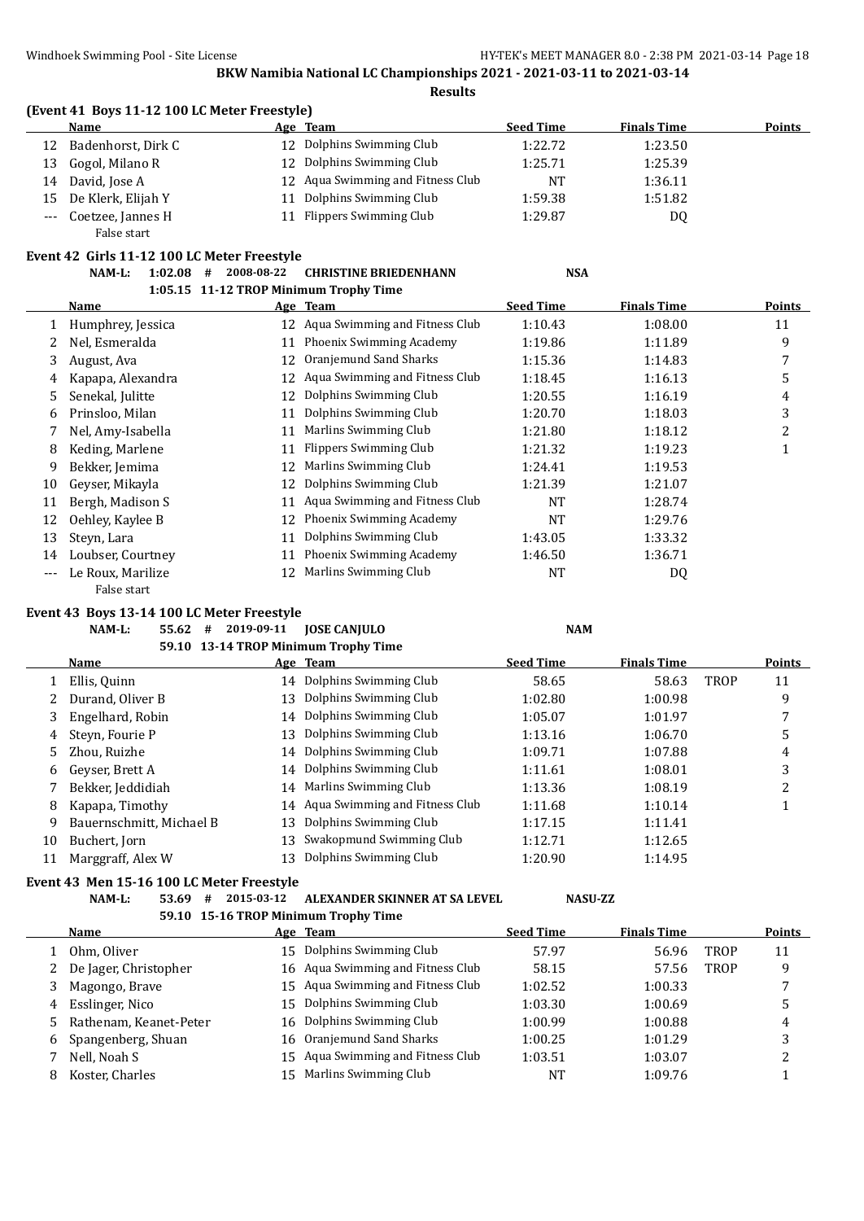**BKW Namibia National LC Championships 2021 - 2021-03-11 to 2021-03-14**

**Results**

### (Event 41 Boys 11-12 100 LC Meter Freestyle)

| | Name | Age | Team | Seed Time | Finals Time | | Points |
|---|---|---|---|---|---|---|---|
| 12 | Badenhorst, Dirk C | 12 | Dolphins Swimming Club | 1:22.72 | 1:23.50 | | |
| 13 | Gogol, Milano R | 12 | Dolphins Swimming Club | 1:25.71 | 1:25.39 | | |
| 14 | David, Jose A | 12 | Aqua Swimming and Fitness Club | NT | 1:36.11 | | |
| 15 | De Klerk, Elijah Y | 11 | Dolphins Swimming Club | 1:59.38 | 1:51.82 | | |
| --- | Coetzee, Jannes H | 11 | Flippers Swimming Club | 1:29.87 | DQ | | |
| | False start | | | | | | |

### Event 42 Girls 11-12 100 LC Meter Freestyle

NAM-L: 1:02.08 # 2008-08-22 CHRISTINE BRIEDENHANN NSA

1:05.15 11-12 TROP Minimum Trophy Time

| | Name | Age | Team | Seed Time | Finals Time | | Points |
|---|---|---|---|---|---|---|---|
| 1 | Humphrey, Jessica | 12 | Aqua Swimming and Fitness Club | 1:10.43 | 1:08.00 | | 11 |
| 2 | Nel, Esmeralda | 11 | Phoenix Swimming Academy | 1:19.86 | 1:11.89 | | 9 |
| 3 | August, Ava | 12 | Oranjemund Sand Sharks | 1:15.36 | 1:14.83 | | 7 |
| 4 | Kapapa, Alexandra | 12 | Aqua Swimming and Fitness Club | 1:18.45 | 1:16.13 | | 5 |
| 5 | Senekal, Julitte | 12 | Dolphins Swimming Club | 1:20.55 | 1:16.19 | | 4 |
| 6 | Prinsloo, Milan | 11 | Dolphins Swimming Club | 1:20.70 | 1:18.03 | | 3 |
| 7 | Nel, Amy-Isabella | 11 | Marlins Swimming Club | 1:21.80 | 1:18.12 | | 2 |
| 8 | Keding, Marlene | 11 | Flippers Swimming Club | 1:21.32 | 1:19.23 | | 1 |
| 9 | Bekker, Jemima | 12 | Marlins Swimming Club | 1:24.41 | 1:19.53 | | |
| 10 | Geyser, Mikayla | 12 | Dolphins Swimming Club | 1:21.39 | 1:21.07 | | |
| 11 | Bergh, Madison S | 11 | Aqua Swimming and Fitness Club | NT | 1:28.74 | | |
| 12 | Oehley, Kaylee B | 12 | Phoenix Swimming Academy | NT | 1:29.76 | | |
| 13 | Steyn, Lara | 11 | Dolphins Swimming Club | 1:43.05 | 1:33.32 | | |
| 14 | Loubser, Courtney | 11 | Phoenix Swimming Academy | 1:46.50 | 1:36.71 | | |
| --- | Le Roux, Marilize | 12 | Marlins Swimming Club | NT | DQ | | |
| | False start | | | | | | |

### Event 43 Boys 13-14 100 LC Meter Freestyle

NAM-L: 55.62 # 2019-09-11 JOSE CANJULO NAM

59.10 13-14 TROP Minimum Trophy Time

| | Name | Age | Team | Seed Time | Finals Time | | Points |
|---|---|---|---|---|---|---|---|
| 1 | Ellis, Quinn | 14 | Dolphins Swimming Club | 58.65 | 58.63 | TROP | 11 |
| 2 | Durand, Oliver B | 13 | Dolphins Swimming Club | 1:02.80 | 1:00.98 | | 9 |
| 3 | Engelhard, Robin | 14 | Dolphins Swimming Club | 1:05.07 | 1:01.97 | | 7 |
| 4 | Steyn, Fourie P | 13 | Dolphins Swimming Club | 1:13.16 | 1:06.70 | | 5 |
| 5 | Zhou, Ruizhe | 14 | Dolphins Swimming Club | 1:09.71 | 1:07.88 | | 4 |
| 6 | Geyser, Brett A | 14 | Dolphins Swimming Club | 1:11.61 | 1:08.01 | | 3 |
| 7 | Bekker, Jeddidiah | 14 | Marlins Swimming Club | 1:13.36 | 1:08.19 | | 2 |
| 8 | Kapapa, Timothy | 14 | Aqua Swimming and Fitness Club | 1:11.68 | 1:10.14 | | 1 |
| 9 | Bauernschmitt, Michael B | 13 | Dolphins Swimming Club | 1:17.15 | 1:11.41 | | |
| 10 | Buchert, Jorn | 13 | Swakopmund Swimming Club | 1:12.71 | 1:12.65 | | |
| 11 | Marggraff, Alex W | 13 | Dolphins Swimming Club | 1:20.90 | 1:14.95 | | |

### Event 43 Men 15-16 100 LC Meter Freestyle

NAM-L: 53.69 # 2015-03-12 ALEXANDER SKINNER AT SA LEVEL NASU-ZZ

59.10 15-16 TROP Minimum Trophy Time

| | Name | Age | Team | Seed Time | Finals Time | | Points |
|---|---|---|---|---|---|---|---|
| 1 | Ohm, Oliver | 15 | Dolphins Swimming Club | 57.97 | 56.96 | TROP | 11 |
| 2 | De Jager, Christopher | 16 | Aqua Swimming and Fitness Club | 58.15 | 57.56 | TROP | 9 |
| 3 | Magongo, Brave | 15 | Aqua Swimming and Fitness Club | 1:02.52 | 1:00.33 | | 7 |
| 4 | Esslinger, Nico | 15 | Dolphins Swimming Club | 1:03.30 | 1:00.69 | | 5 |
| 5 | Rathenam, Keanet-Peter | 16 | Dolphins Swimming Club | 1:00.99 | 1:00.88 | | 4 |
| 6 | Spangenberg, Shuan | 16 | Oranjemund Sand Sharks | 1:00.25 | 1:01.29 | | 3 |
| 7 | Nell, Noah S | 15 | Aqua Swimming and Fitness Club | 1:03.51 | 1:03.07 | | 2 |
| 8 | Koster, Charles | 15 | Marlins Swimming Club | NT | 1:09.76 | | 1 |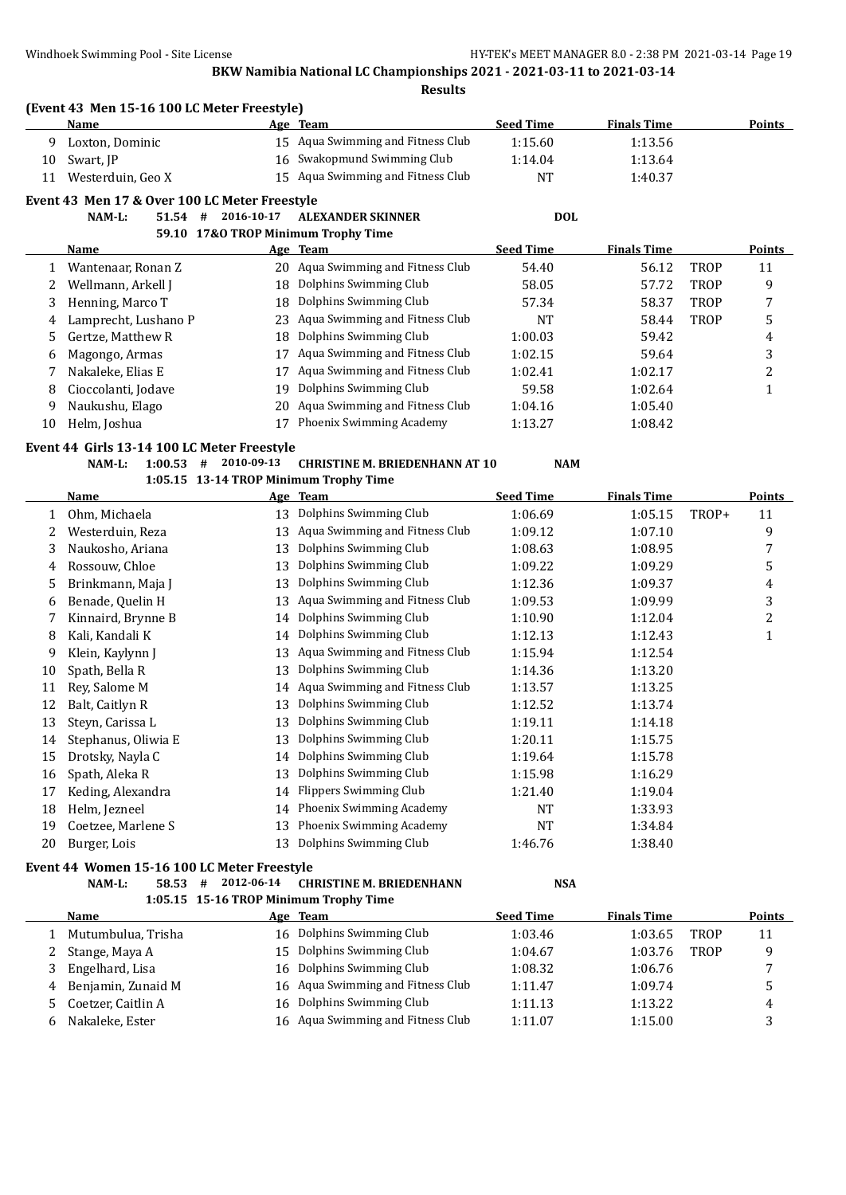**BKW Namibia National LC Championships 2021 - 2021-03-11 to 2021-03-14**

**Results**

### (Event 43 Men 15-16 100 LC Meter Freestyle)

| | Name | Age | Team | Seed Time | Finals Time | | Points |
|---|---|---|---|---|---|---|---|
| 9 | Loxton, Dominic | 15 | Aqua Swimming and Fitness Club | 1:15.60 | 1:13.56 | | |
| 10 | Swart, JP | 16 | Swakopmund Swimming Club | 1:14.04 | 1:13.64 | | |
| 11 | Westerduin, Geo X | 15 | Aqua Swimming and Fitness Club | NT | 1:40.37 | | |

### Event 43 Men 17 & Over 100 LC Meter Freestyle

NAM-L: 51.54 # 2016-10-17 ALEXANDER SKINNER DOL

59.10 17&O TROP Minimum Trophy Time

| | Name | Age | Team | Seed Time | Finals Time | | Points |
|---|---|---|---|---|---|---|---|
| 1 | Wantenaar, Ronan Z | 20 | Aqua Swimming and Fitness Club | 54.40 | 56.12 | TROP | 11 |
| 2 | Wellmann, Arkell J | 18 | Dolphins Swimming Club | 58.05 | 57.72 | TROP | 9 |
| 3 | Henning, Marco T | 18 | Dolphins Swimming Club | 57.34 | 58.37 | TROP | 7 |
| 4 | Lamprecht, Lushano P | 23 | Aqua Swimming and Fitness Club | NT | 58.44 | TROP | 5 |
| 5 | Gertze, Matthew R | 18 | Dolphins Swimming Club | 1:00.03 | 59.42 | | 4 |
| 6 | Magongo, Armas | 17 | Aqua Swimming and Fitness Club | 1:02.15 | 59.64 | | 3 |
| 7 | Nakaleke, Elias E | 17 | Aqua Swimming and Fitness Club | 1:02.41 | 1:02.17 | | 2 |
| 8 | Cioccolanti, Jodave | 19 | Dolphins Swimming Club | 59.58 | 1:02.64 | | 1 |
| 9 | Naukushu, Elago | 20 | Aqua Swimming and Fitness Club | 1:04.16 | 1:05.40 | | |
| 10 | Helm, Joshua | 17 | Phoenix Swimming Academy | 1:13.27 | 1:08.42 | | |

### Event 44 Girls 13-14 100 LC Meter Freestyle

NAM-L: 1:00.53 # 2010-09-13 CHRISTINE M. BRIEDENHANN AT 10 NAM

1:05.15 13-14 TROP Minimum Trophy Time

| | Name | Age | Team | Seed Time | Finals Time | | Points |
|---|---|---|---|---|---|---|---|
| 1 | Ohm, Michaela | 13 | Dolphins Swimming Club | 1:06.69 | 1:05.15 | TROP+ | 11 |
| 2 | Westerduin, Reza | 13 | Aqua Swimming and Fitness Club | 1:09.12 | 1:07.10 | | 9 |
| 3 | Naukosho, Ariana | 13 | Dolphins Swimming Club | 1:08.63 | 1:08.95 | | 7 |
| 4 | Rossouw, Chloe | 13 | Dolphins Swimming Club | 1:09.22 | 1:09.29 | | 5 |
| 5 | Brinkmann, Maja J | 13 | Dolphins Swimming Club | 1:12.36 | 1:09.37 | | 4 |
| 6 | Benade, Quelin H | 13 | Aqua Swimming and Fitness Club | 1:09.53 | 1:09.99 | | 3 |
| 7 | Kinnaird, Brynne B | 14 | Dolphins Swimming Club | 1:10.90 | 1:12.04 | | 2 |
| 8 | Kali, Kandali K | 14 | Dolphins Swimming Club | 1:12.13 | 1:12.43 | | 1 |
| 9 | Klein, Kaylynn J | 13 | Aqua Swimming and Fitness Club | 1:15.94 | 1:12.54 | | |
| 10 | Spath, Bella R | 13 | Dolphins Swimming Club | 1:14.36 | 1:13.20 | | |
| 11 | Rey, Salome M | 14 | Aqua Swimming and Fitness Club | 1:13.57 | 1:13.25 | | |
| 12 | Balt, Caitlyn R | 13 | Dolphins Swimming Club | 1:12.52 | 1:13.74 | | |
| 13 | Steyn, Carissa L | 13 | Dolphins Swimming Club | 1:19.11 | 1:14.18 | | |
| 14 | Stephanus, Oliwia E | 13 | Dolphins Swimming Club | 1:20.11 | 1:15.75 | | |
| 15 | Drotsky, Nayla C | 14 | Dolphins Swimming Club | 1:19.64 | 1:15.78 | | |
| 16 | Spath, Aleka R | 13 | Dolphins Swimming Club | 1:15.98 | 1:16.29 | | |
| 17 | Keding, Alexandra | 14 | Flippers Swimming Club | 1:21.40 | 1:19.04 | | |
| 18 | Helm, Jezneel | 14 | Phoenix Swimming Academy | NT | 1:33.93 | | |
| 19 | Coetzee, Marlene S | 13 | Phoenix Swimming Academy | NT | 1:34.84 | | |
| 20 | Burger, Lois | 13 | Dolphins Swimming Club | 1:46.76 | 1:38.40 | | |

### Event 44 Women 15-16 100 LC Meter Freestyle

NAM-L: 58.53 # 2012-06-14 CHRISTINE M. BRIEDENHANN NSA

1:05.15 15-16 TROP Minimum Trophy Time

| | Name | Age | Team | Seed Time | Finals Time | | Points |
|---|---|---|---|---|---|---|---|
| 1 | Mutumbulua, Trisha | 16 | Dolphins Swimming Club | 1:03.46 | 1:03.65 | TROP | 11 |
| 2 | Stange, Maya A | 15 | Dolphins Swimming Club | 1:04.67 | 1:03.76 | TROP | 9 |
| 3 | Engelhard, Lisa | 16 | Dolphins Swimming Club | 1:08.32 | 1:06.76 | | 7 |
| 4 | Benjamin, Zunaid M | 16 | Aqua Swimming and Fitness Club | 1:11.47 | 1:09.74 | | 5 |
| 5 | Coetzer, Caitlin A | 16 | Dolphins Swimming Club | 1:11.13 | 1:13.22 | | 4 |
| 6 | Nakaleke, Ester | 16 | Aqua Swimming and Fitness Club | 1:11.07 | 1:15.00 | | 3 |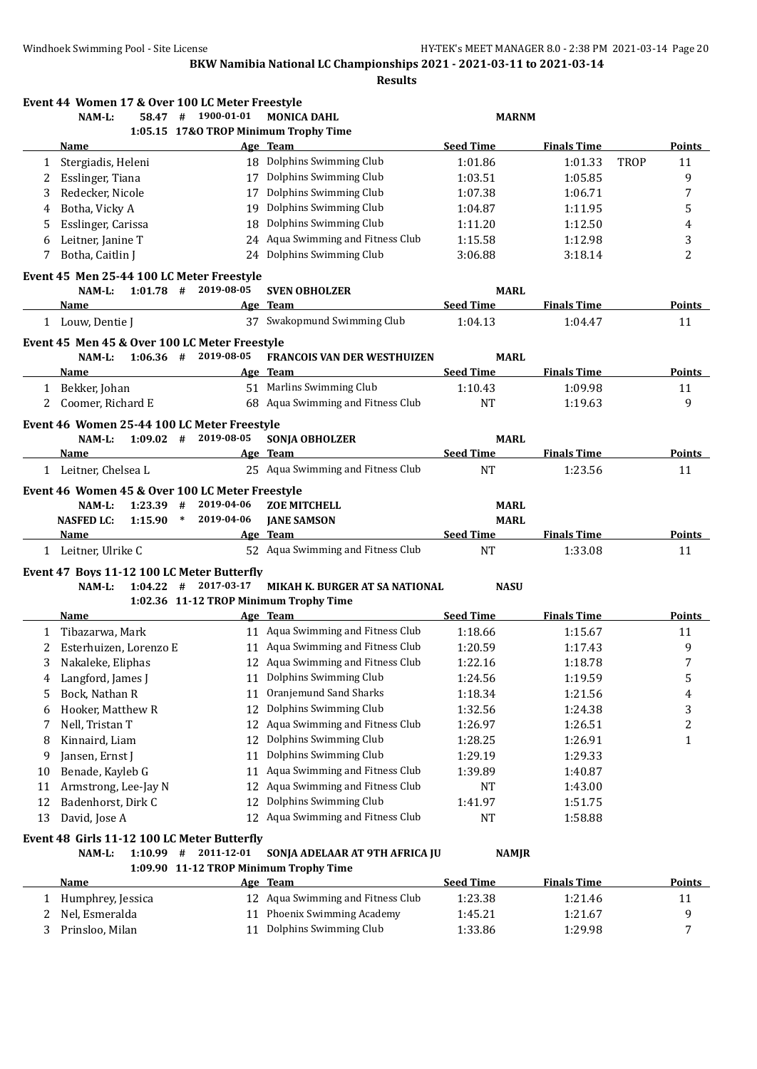**BKW Namibia National LC Championships 2021 - 2021-03-11 to 2021-03-14**

**Results**

### Event 44 Women 17 & Over 100 LC Meter Freestyle

NAM-L: 58.47 # 1900-01-01 MONICA DAHL MARNM

1:05.15 17&O TROP Minimum Trophy Time

| | Name | Age | Team | Seed Time | Finals Time | | Points |
|---|---|---|---|---|---|---|---|
| 1 | Stergiadis, Heleni | 18 | Dolphins Swimming Club | 1:01.86 | 1:01.33 | TROP | 11 |
| 2 | Esslinger, Tiana | 17 | Dolphins Swimming Club | 1:03.51 | 1:05.85 | | 9 |
| 3 | Redecker, Nicole | 17 | Dolphins Swimming Club | 1:07.38 | 1:06.71 | | 7 |
| 4 | Botha, Vicky A | 19 | Dolphins Swimming Club | 1:04.87 | 1:11.95 | | 5 |
| 5 | Esslinger, Carissa | 18 | Dolphins Swimming Club | 1:11.20 | 1:12.50 | | 4 |
| 6 | Leitner, Janine T | 24 | Aqua Swimming and Fitness Club | 1:15.58 | 1:12.98 | | 3 |
| 7 | Botha, Caitlin J | 24 | Dolphins Swimming Club | 3:06.88 | 3:18.14 | | 2 |

### Event 45 Men 25-44 100 LC Meter Freestyle

NAM-L: 1:01.78 # 2019-08-05 SVEN OBHOLZER MARL

| | Name | Age | Team | Seed Time | Finals Time | Points |
|---|---|---|---|---|---|---|
| 1 | Louw, Dentie J | 37 | Swakopmund Swimming Club | 1:04.13 | 1:04.47 | 11 |

### Event 45 Men 45 & Over 100 LC Meter Freestyle

NAM-L: 1:06.36 # 2019-08-05 FRANCOIS VAN DER WESTHUIZEN MARL

| | Name | Age | Team | Seed Time | Finals Time | Points |
|---|---|---|---|---|---|---|
| 1 | Bekker, Johan | 51 | Marlins Swimming Club | 1:10.43 | 1:09.98 | 11 |
| 2 | Coomer, Richard E | 68 | Aqua Swimming and Fitness Club | NT | 1:19.63 | 9 |

### Event 46 Women 25-44 100 LC Meter Freestyle

NAM-L: 1:09.02 # 2019-08-05 SONJA OBHOLZER MARL

| | Name | Age | Team | Seed Time | Finals Time | Points |
|---|---|---|---|---|---|---|
| 1 | Leitner, Chelsea L | 25 | Aqua Swimming and Fitness Club | NT | 1:23.56 | 11 |

### Event 46 Women 45 & Over 100 LC Meter Freestyle

NAM-L: 1:23.39 # 2019-04-06 ZOE MITCHELL MARL

NASFED LC: 1:15.90 * 2019-04-06 JANE SAMSON MARL

| | Name | Age | Team | Seed Time | Finals Time | Points |
|---|---|---|---|---|---|---|
| 1 | Leitner, Ulrike C | 52 | Aqua Swimming and Fitness Club | NT | 1:33.08 | 11 |

### Event 47 Boys 11-12 100 LC Meter Butterfly

NAM-L: 1:04.22 # 2017-03-17 MIKAH K. BURGER AT SA NATIONAL NASU

1:02.36 11-12 TROP Minimum Trophy Time

| | Name | Age | Team | Seed Time | Finals Time | Points |
|---|---|---|---|---|---|---|
| 1 | Tibazarwa, Mark | 11 | Aqua Swimming and Fitness Club | 1:18.66 | 1:15.67 | 11 |
| 2 | Esterhuizen, Lorenzo E | 11 | Aqua Swimming and Fitness Club | 1:20.59 | 1:17.43 | 9 |
| 3 | Nakaleke, Eliphas | 12 | Aqua Swimming and Fitness Club | 1:22.16 | 1:18.78 | 7 |
| 4 | Langford, James J | 11 | Dolphins Swimming Club | 1:24.56 | 1:19.59 | 5 |
| 5 | Bock, Nathan R | 11 | Oranjemund Sand Sharks | 1:18.34 | 1:21.56 | 4 |
| 6 | Hooker, Matthew R | 12 | Dolphins Swimming Club | 1:32.56 | 1:24.38 | 3 |
| 7 | Nell, Tristan T | 12 | Aqua Swimming and Fitness Club | 1:26.97 | 1:26.51 | 2 |
| 8 | Kinnaird, Liam | 12 | Dolphins Swimming Club | 1:28.25 | 1:26.91 | 1 |
| 9 | Jansen, Ernst J | 11 | Dolphins Swimming Club | 1:29.19 | 1:29.33 | |
| 10 | Benade, Kayleb G | 11 | Aqua Swimming and Fitness Club | 1:39.89 | 1:40.87 | |
| 11 | Armstrong, Lee-Jay N | 12 | Aqua Swimming and Fitness Club | NT | 1:43.00 | |
| 12 | Badenhorst, Dirk C | 12 | Dolphins Swimming Club | 1:41.97 | 1:51.75 | |
| 13 | David, Jose A | 12 | Aqua Swimming and Fitness Club | NT | 1:58.88 | |

### Event 48 Girls 11-12 100 LC Meter Butterfly

NAM-L: 1:10.99 # 2011-12-01 SONJA ADELAAR AT 9TH AFRICA JU NAMJR

1:09.90 11-12 TROP Minimum Trophy Time

| | Name | Age | Team | Seed Time | Finals Time | Points |
|---|---|---|---|---|---|---|
| 1 | Humphrey, Jessica | 12 | Aqua Swimming and Fitness Club | 1:23.38 | 1:21.46 | 11 |
| 2 | Nel, Esmeralda | 11 | Phoenix Swimming Academy | 1:45.21 | 1:21.67 | 9 |
| 3 | Prinsloo, Milan | 11 | Dolphins Swimming Club | 1:33.86 | 1:29.98 | 7 |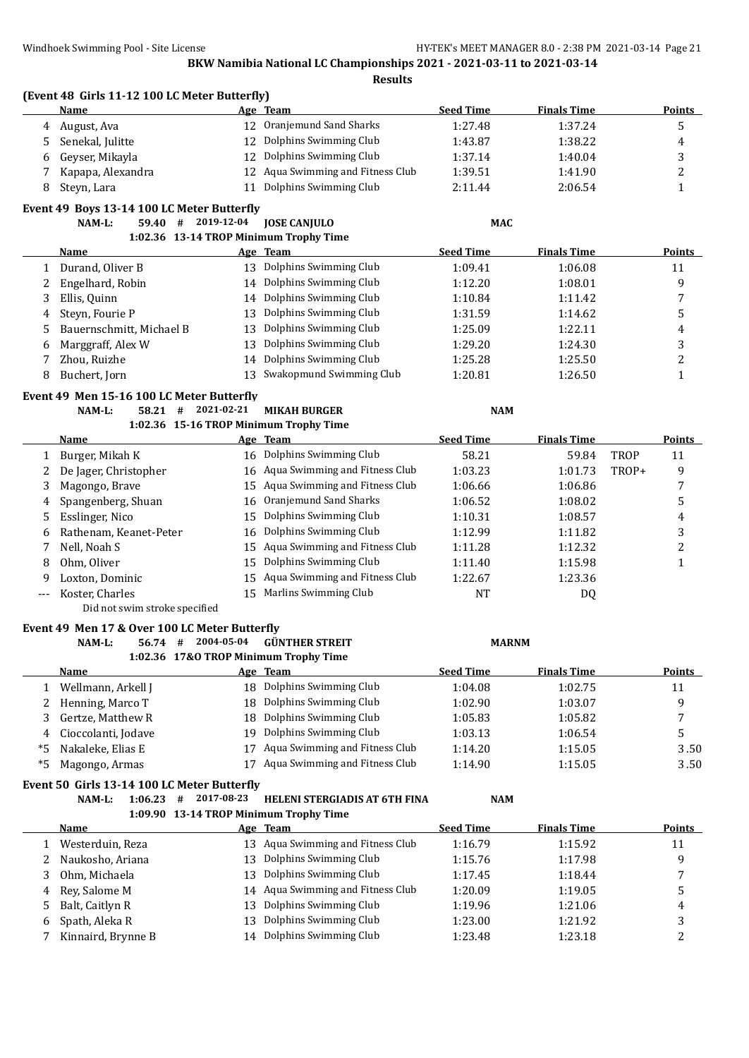**BKW Namibia National LC Championships 2021 - 2021-03-11 to 2021-03-14**

**Results**

### (Event 48 Girls 11-12 100 LC Meter Butterfly)

| | Name | Age | Team | Seed Time | Finals Time | | Points |
|---|---|---|---|---|---|---|---|
| 4 | August, Ava | 12 | Oranjemund Sand Sharks | 1:27.48 | 1:37.24 | | 5 |
| 5 | Senekal, Julitte | 12 | Dolphins Swimming Club | 1:43.87 | 1:38.22 | | 4 |
| 6 | Geyser, Mikayla | 12 | Dolphins Swimming Club | 1:37.14 | 1:40.04 | | 3 |
| 7 | Kapapa, Alexandra | 12 | Aqua Swimming and Fitness Club | 1:39.51 | 1:41.90 | | 2 |
| 8 | Steyn, Lara | 11 | Dolphins Swimming Club | 2:11.44 | 2:06.54 | | 1 |

### Event 49 Boys 13-14 100 LC Meter Butterfly

NAM-L: 59.40 # 2019-12-04 JOSE CANJULO MAC
1:02.36 13-14 TROP Minimum Trophy Time

| | Name | Age | Team | Seed Time | Finals Time | | Points |
|---|---|---|---|---|---|---|---|
| 1 | Durand, Oliver B | 13 | Dolphins Swimming Club | 1:09.41 | 1:06.08 | | 11 |
| 2 | Engelhard, Robin | 14 | Dolphins Swimming Club | 1:12.20 | 1:08.01 | | 9 |
| 3 | Ellis, Quinn | 14 | Dolphins Swimming Club | 1:10.84 | 1:11.42 | | 7 |
| 4 | Steyn, Fourie P | 13 | Dolphins Swimming Club | 1:31.59 | 1:14.62 | | 5 |
| 5 | Bauernschmitt, Michael B | 13 | Dolphins Swimming Club | 1:25.09 | 1:22.11 | | 4 |
| 6 | Marggraff, Alex W | 13 | Dolphins Swimming Club | 1:29.20 | 1:24.30 | | 3 |
| 7 | Zhou, Ruizhe | 14 | Dolphins Swimming Club | 1:25.28 | 1:25.50 | | 2 |
| 8 | Buchert, Jorn | 13 | Swakopmund Swimming Club | 1:20.81 | 1:26.50 | | 1 |

### Event 49 Men 15-16 100 LC Meter Butterfly

NAM-L: 58.21 # 2021-02-21 MIKAH BURGER NAM
1:02.36 15-16 TROP Minimum Trophy Time

| | Name | Age | Team | Seed Time | Finals Time | | Points |
|---|---|---|---|---|---|---|---|
| 1 | Burger, Mikah K | 16 | Dolphins Swimming Club | 58.21 | 59.84 | TROP | 11 |
| 2 | De Jager, Christopher | 16 | Aqua Swimming and Fitness Club | 1:03.23 | 1:01.73 | TROP+ | 9 |
| 3 | Magongo, Brave | 15 | Aqua Swimming and Fitness Club | 1:06.66 | 1:06.86 | | 7 |
| 4 | Spangenberg, Shuan | 16 | Oranjemund Sand Sharks | 1:06.52 | 1:08.02 | | 5 |
| 5 | Esslinger, Nico | 15 | Dolphins Swimming Club | 1:10.31 | 1:08.57 | | 4 |
| 6 | Rathenam, Keanet-Peter | 16 | Dolphins Swimming Club | 1:12.99 | 1:11.82 | | 3 |
| 7 | Nell, Noah S | 15 | Aqua Swimming and Fitness Club | 1:11.28 | 1:12.32 | | 2 |
| 8 | Ohm, Oliver | 15 | Dolphins Swimming Club | 1:11.40 | 1:15.98 | | 1 |
| 9 | Loxton, Dominic | 15 | Aqua Swimming and Fitness Club | 1:22.67 | 1:23.36 | | |
| --- | Koster, Charles | 15 | Marlins Swimming Club | NT | DQ | | |
| | Did not swim stroke specified | | | | | | |

### Event 49 Men 17 & Over 100 LC Meter Butterfly

NAM-L: 56.74 # 2004-05-04 GÜNTHER STREIT MARNM
1:02.36 17&O TROP Minimum Trophy Time

| | Name | Age | Team | Seed Time | Finals Time | | Points |
|---|---|---|---|---|---|---|---|
| 1 | Wellmann, Arkell J | 18 | Dolphins Swimming Club | 1:04.08 | 1:02.75 | | 11 |
| 2 | Henning, Marco T | 18 | Dolphins Swimming Club | 1:02.90 | 1:03.07 | | 9 |
| 3 | Gertze, Matthew R | 18 | Dolphins Swimming Club | 1:05.83 | 1:05.82 | | 7 |
| 4 | Cioccolanti, Jodave | 19 | Dolphins Swimming Club | 1:03.13 | 1:06.54 | | 5 |
| *5 | Nakaleke, Elias E | 17 | Aqua Swimming and Fitness Club | 1:14.20 | 1:15.05 | | 3.50 |
| *5 | Magongo, Armas | 17 | Aqua Swimming and Fitness Club | 1:14.90 | 1:15.05 | | 3.50 |

### Event 50 Girls 13-14 100 LC Meter Butterfly

NAM-L: 1:06.23 # 2017-08-23 HELENI STERGIADIS AT 6TH FINA NAM
1:09.90 13-14 TROP Minimum Trophy Time

| | Name | Age | Team | Seed Time | Finals Time | | Points |
|---|---|---|---|---|---|---|---|
| 1 | Westerduin, Reza | 13 | Aqua Swimming and Fitness Club | 1:16.79 | 1:15.92 | | 11 |
| 2 | Naukosho, Ariana | 13 | Dolphins Swimming Club | 1:15.76 | 1:17.98 | | 9 |
| 3 | Ohm, Michaela | 13 | Dolphins Swimming Club | 1:17.45 | 1:18.44 | | 7 |
| 4 | Rey, Salome M | 14 | Aqua Swimming and Fitness Club | 1:20.09 | 1:19.05 | | 5 |
| 5 | Balt, Caitlyn R | 13 | Dolphins Swimming Club | 1:19.96 | 1:21.06 | | 4 |
| 6 | Spath, Aleka R | 13 | Dolphins Swimming Club | 1:23.00 | 1:21.92 | | 3 |
| 7 | Kinnaird, Brynne B | 14 | Dolphins Swimming Club | 1:23.48 | 1:23.18 | | 2 |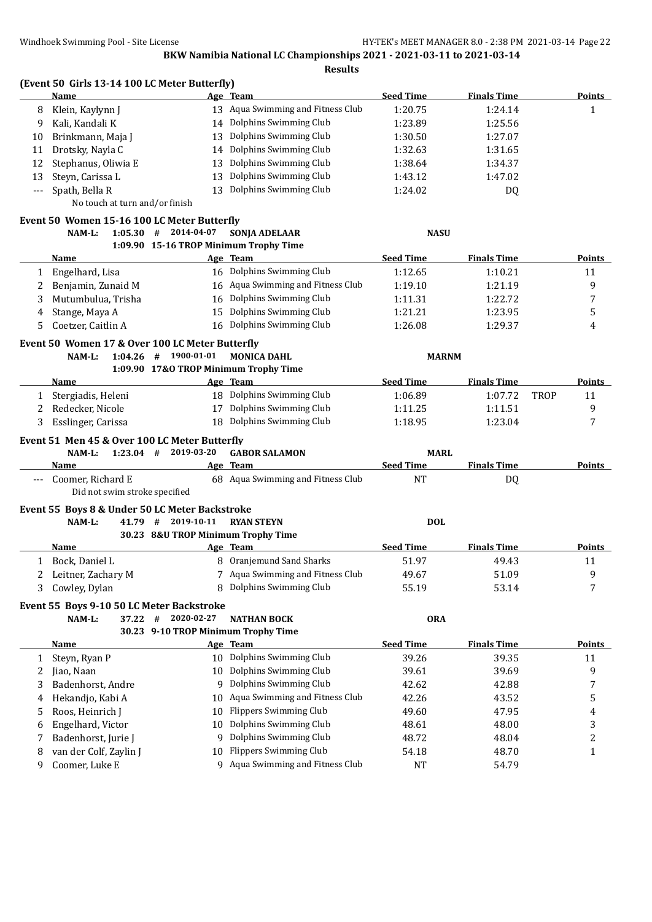**BKW Namibia National LC Championships 2021 - 2021-03-11 to 2021-03-14**

**Results**

### (Event 50 Girls 13-14 100 LC Meter Butterfly)

| | Name | Age | Team | Seed Time | Finals Time | | Points |
|---|---|---|---|---|---|---|---|
| 8 | Klein, Kaylynn J | 13 | Aqua Swimming and Fitness Club | 1:20.75 | 1:24.14 | | 1 |
| 9 | Kali, Kandali K | 14 | Dolphins Swimming Club | 1:23.89 | 1:25.56 | | |
| 10 | Brinkmann, Maja J | 13 | Dolphins Swimming Club | 1:30.50 | 1:27.07 | | |
| 11 | Drotsky, Nayla C | 14 | Dolphins Swimming Club | 1:32.63 | 1:31.65 | | |
| 12 | Stephanus, Oliwia E | 13 | Dolphins Swimming Club | 1:38.64 | 1:34.37 | | |
| 13 | Steyn, Carissa L | 13 | Dolphins Swimming Club | 1:43.12 | 1:47.02 | | |
| --- | Spath, Bella R | 13 | Dolphins Swimming Club | 1:24.02 | DQ | | |
| | No touch at turn and/or finish | | | | | | |

### Event 50 Women 15-16 100 LC Meter Butterfly

NAM-L: 1:05.30 # 2014-04-07 SONJA ADELAAR NASU
1:09.90 15-16 TROP Minimum Trophy Time

| | Name | Age | Team | Seed Time | Finals Time | | Points |
|---|---|---|---|---|---|---|---|
| 1 | Engelhard, Lisa | 16 | Dolphins Swimming Club | 1:12.65 | 1:10.21 | | 11 |
| 2 | Benjamin, Zunaid M | 16 | Aqua Swimming and Fitness Club | 1:19.10 | 1:21.19 | | 9 |
| 3 | Mutumbulua, Trisha | 16 | Dolphins Swimming Club | 1:11.31 | 1:22.72 | | 7 |
| 4 | Stange, Maya A | 15 | Dolphins Swimming Club | 1:21.21 | 1:23.95 | | 5 |
| 5 | Coetzer, Caitlin A | 16 | Dolphins Swimming Club | 1:26.08 | 1:29.37 | | 4 |

### Event 50 Women 17 & Over 100 LC Meter Butterfly

NAM-L: 1:04.26 # 1900-01-01 MONICA DAHL MARNM
1:09.90 17&O TROP Minimum Trophy Time

| | Name | Age | Team | Seed Time | Finals Time | | Points |
|---|---|---|---|---|---|---|---|
| 1 | Stergiadis, Heleni | 18 | Dolphins Swimming Club | 1:06.89 | 1:07.72 | TROP | 11 |
| 2 | Redecker, Nicole | 17 | Dolphins Swimming Club | 1:11.25 | 1:11.51 | | 9 |
| 3 | Esslinger, Carissa | 18 | Dolphins Swimming Club | 1:18.95 | 1:23.04 | | 7 |

### Event 51 Men 45 & Over 100 LC Meter Butterfly

NAM-L: 1:23.04 # 2019-03-20 GABOR SALAMON MARL

| | Name | Age | Team | Seed Time | Finals Time | Points |
|---|---|---|---|---|---|---|
| --- | Coomer, Richard E | 68 | Aqua Swimming and Fitness Club | NT | DQ | |
| | Did not swim stroke specified | | | | | |

### Event 55 Boys 8 & Under 50 LC Meter Backstroke

NAM-L: 41.79 # 2019-10-11 RYAN STEYN DOL
30.23 8&U TROP Minimum Trophy Time

| | Name | Age | Team | Seed Time | Finals Time | Points |
|---|---|---|---|---|---|---|
| 1 | Bock, Daniel L | 8 | Oranjemund Sand Sharks | 51.97 | 49.43 | 11 |
| 2 | Leitner, Zachary M | 7 | Aqua Swimming and Fitness Club | 49.67 | 51.09 | 9 |
| 3 | Cowley, Dylan | 8 | Dolphins Swimming Club | 55.19 | 53.14 | 7 |

### Event 55 Boys 9-10 50 LC Meter Backstroke

NAM-L: 37.22 # 2020-02-27 NATHAN BOCK ORA
30.23 9-10 TROP Minimum Trophy Time

| | Name | Age | Team | Seed Time | Finals Time | Points |
|---|---|---|---|---|---|---|
| 1 | Steyn, Ryan P | 10 | Dolphins Swimming Club | 39.26 | 39.35 | 11 |
| 2 | Jiao, Naan | 10 | Dolphins Swimming Club | 39.61 | 39.69 | 9 |
| 3 | Badenhorst, Andre | 9 | Dolphins Swimming Club | 42.62 | 42.88 | 7 |
| 4 | Hekandjo, Kabi A | 10 | Aqua Swimming and Fitness Club | 42.26 | 43.52 | 5 |
| 5 | Roos, Heinrich J | 10 | Flippers Swimming Club | 49.60 | 47.95 | 4 |
| 6 | Engelhard, Victor | 10 | Dolphins Swimming Club | 48.61 | 48.00 | 3 |
| 7 | Badenhorst, Jurie J | 9 | Dolphins Swimming Club | 48.72 | 48.04 | 2 |
| 8 | van der Colf, Zaylin J | 10 | Flippers Swimming Club | 54.18 | 48.70 | 1 |
| 9 | Coomer, Luke E | 9 | Aqua Swimming and Fitness Club | NT | 54.79 | |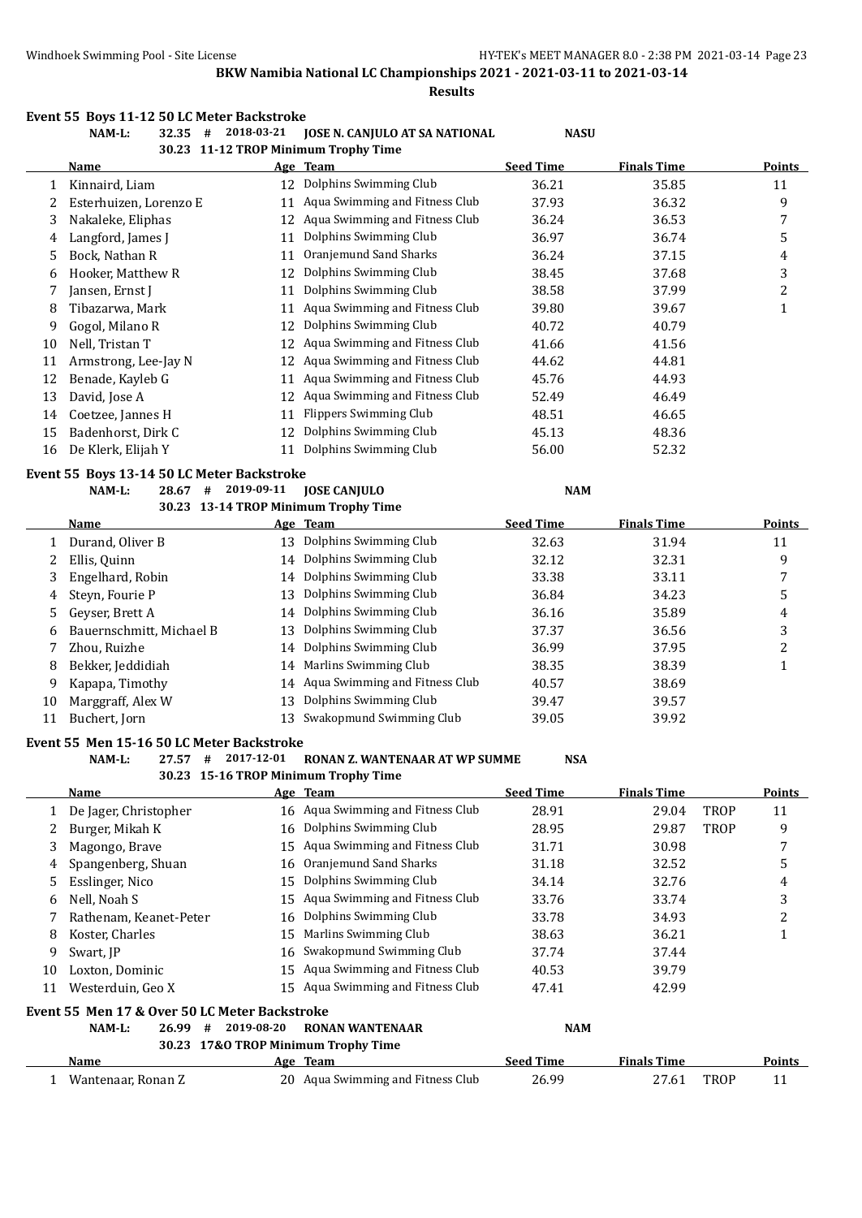# BKW Namibia National LC Championships 2021 - 2021-03-11 to 2021-03-14

**Results**

## Event 55 Boys 11-12 50 LC Meter Backstroke

NAM-L: 32.35 # 2018-03-21 JOSE N. CANJULO AT SA NATIONAL NASU

30.23 11-12 TROP Minimum Trophy Time

| | Name | Age | Team | Seed Time | Finals Time | Points |
|---|---|---|---|---|---|---|
| 1 | Kinnaird, Liam | 12 | Dolphins Swimming Club | 36.21 | 35.85 | 11 |
| 2 | Esterhuizen, Lorenzo E | 11 | Aqua Swimming and Fitness Club | 37.93 | 36.32 | 9 |
| 3 | Nakaleke, Eliphas | 12 | Aqua Swimming and Fitness Club | 36.24 | 36.53 | 7 |
| 4 | Langford, James J | 11 | Dolphins Swimming Club | 36.97 | 36.74 | 5 |
| 5 | Bock, Nathan R | 11 | Oranjemund Sand Sharks | 36.24 | 37.15 | 4 |
| 6 | Hooker, Matthew R | 12 | Dolphins Swimming Club | 38.45 | 37.68 | 3 |
| 7 | Jansen, Ernst J | 11 | Dolphins Swimming Club | 38.58 | 37.99 | 2 |
| 8 | Tibazarwa, Mark | 11 | Aqua Swimming and Fitness Club | 39.80 | 39.67 | 1 |
| 9 | Gogol, Milano R | 12 | Dolphins Swimming Club | 40.72 | 40.79 | |
| 10 | Nell, Tristan T | 12 | Aqua Swimming and Fitness Club | 41.66 | 41.56 | |
| 11 | Armstrong, Lee-Jay N | 12 | Aqua Swimming and Fitness Club | 44.62 | 44.81 | |
| 12 | Benade, Kayleb G | 11 | Aqua Swimming and Fitness Club | 45.76 | 44.93 | |
| 13 | David, Jose A | 12 | Aqua Swimming and Fitness Club | 52.49 | 46.49 | |
| 14 | Coetzee, Jannes H | 11 | Flippers Swimming Club | 48.51 | 46.65 | |
| 15 | Badenhorst, Dirk C | 12 | Dolphins Swimming Club | 45.13 | 48.36 | |
| 16 | De Klerk, Elijah Y | 11 | Dolphins Swimming Club | 56.00 | 52.32 | |

## Event 55 Boys 13-14 50 LC Meter Backstroke

NAM-L: 28.67 # 2019-09-11 JOSE CANJULO NAM

30.23 13-14 TROP Minimum Trophy Time

| | Name | Age | Team | Seed Time | Finals Time | Points |
|---|---|---|---|---|---|---|
| 1 | Durand, Oliver B | 13 | Dolphins Swimming Club | 32.63 | 31.94 | 11 |
| 2 | Ellis, Quinn | 14 | Dolphins Swimming Club | 32.12 | 32.31 | 9 |
| 3 | Engelhard, Robin | 14 | Dolphins Swimming Club | 33.38 | 33.11 | 7 |
| 4 | Steyn, Fourie P | 13 | Dolphins Swimming Club | 36.84 | 34.23 | 5 |
| 5 | Geyser, Brett A | 14 | Dolphins Swimming Club | 36.16 | 35.89 | 4 |
| 6 | Bauernschmitt, Michael B | 13 | Dolphins Swimming Club | 37.37 | 36.56 | 3 |
| 7 | Zhou, Ruizhe | 14 | Dolphins Swimming Club | 36.99 | 37.95 | 2 |
| 8 | Bekker, Jeddidiah | 14 | Marlins Swimming Club | 38.35 | 38.39 | 1 |
| 9 | Kapapa, Timothy | 14 | Aqua Swimming and Fitness Club | 40.57 | 38.69 | |
| 10 | Marggraff, Alex W | 13 | Dolphins Swimming Club | 39.47 | 39.57 | |
| 11 | Buchert, Jorn | 13 | Swakopmund Swimming Club | 39.05 | 39.92 | |

## Event 55 Men 15-16 50 LC Meter Backstroke

NAM-L: 27.57 # 2017-12-01 RONAN Z. WANTENAAR AT WP SUMME NSA

30.23 15-16 TROP Minimum Trophy Time

| | Name | Age | Team | Seed Time | Finals Time | | Points |
|---|---|---|---|---|---|---|---|
| 1 | De Jager, Christopher | 16 | Aqua Swimming and Fitness Club | 28.91 | 29.04 | TROP | 11 |
| 2 | Burger, Mikah K | 16 | Dolphins Swimming Club | 28.95 | 29.87 | TROP | 9 |
| 3 | Magongo, Brave | 15 | Aqua Swimming and Fitness Club | 31.71 | 30.98 | | 7 |
| 4 | Spangenberg, Shuan | 16 | Oranjemund Sand Sharks | 31.18 | 32.52 | | 5 |
| 5 | Esslinger, Nico | 15 | Dolphins Swimming Club | 34.14 | 32.76 | | 4 |
| 6 | Nell, Noah S | 15 | Aqua Swimming and Fitness Club | 33.76 | 33.74 | | 3 |
| 7 | Rathenam, Keanet-Peter | 16 | Dolphins Swimming Club | 33.78 | 34.93 | | 2 |
| 8 | Koster, Charles | 15 | Marlins Swimming Club | 38.63 | 36.21 | | 1 |
| 9 | Swart, JP | 16 | Swakopmund Swimming Club | 37.74 | 37.44 | | |
| 10 | Loxton, Dominic | 15 | Aqua Swimming and Fitness Club | 40.53 | 39.79 | | |
| 11 | Westerduin, Geo X | 15 | Aqua Swimming and Fitness Club | 47.41 | 42.99 | | |

## Event 55 Men 17 & Over 50 LC Meter Backstroke

NAM-L: 26.99 # 2019-08-20 RONAN WANTENAAR NAM

30.23 17&O TROP Minimum Trophy Time

| | Name | Age | Team | Seed Time | Finals Time | | Points |
|---|---|---|---|---|---|---|---|
| 1 | Wantenaar, Ronan Z | 20 | Aqua Swimming and Fitness Club | 26.99 | 27.61 | TROP | 11 |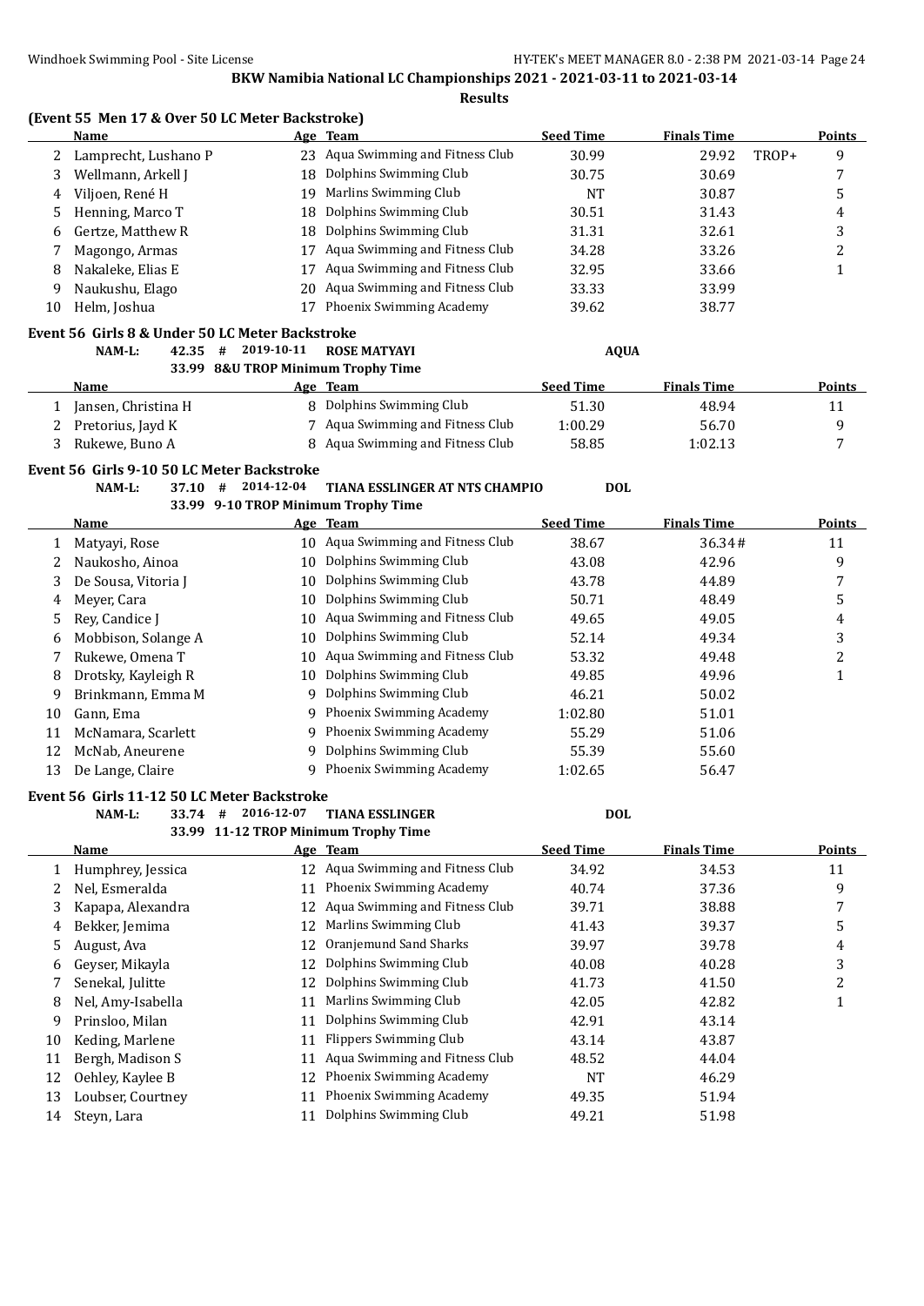# BKW Namibia National LC Championships 2021 - 2021-03-11 to 2021-03-14

**Results**

## (Event 55 Men 17 & Over 50 LC Meter Backstroke)

| | Name | Age | Team | Seed Time | Finals Time | | Points |
|---|---|---|---|---|---|---|---|
| 2 | Lamprecht, Lushano P | 23 | Aqua Swimming and Fitness Club | 30.99 | 29.92 | TROP+ | 9 |
| 3 | Wellmann, Arkell J | 18 | Dolphins Swimming Club | 30.75 | 30.69 | | 7 |
| 4 | Viljoen, René H | 19 | Marlins Swimming Club | NT | 30.87 | | 5 |
| 5 | Henning, Marco T | 18 | Dolphins Swimming Club | 30.51 | 31.43 | | 4 |
| 6 | Gertze, Matthew R | 18 | Dolphins Swimming Club | 31.31 | 32.61 | | 3 |
| 7 | Magongo, Armas | 17 | Aqua Swimming and Fitness Club | 34.28 | 33.26 | | 2 |
| 8 | Nakaleke, Elias E | 17 | Aqua Swimming and Fitness Club | 32.95 | 33.66 | | 1 |
| 9 | Naukushu, Elago | 20 | Aqua Swimming and Fitness Club | 33.33 | 33.99 | | |
| 10 | Helm, Joshua | 17 | Phoenix Swimming Academy | 39.62 | 38.77 | | |

## Event 56 Girls 8 & Under 50 LC Meter Backstroke

NAM-L: 42.35 # 2019-10-11 ROSE MATYAYI AQUA

33.99 8&U TROP Minimum Trophy Time

| | Name | Age | Team | Seed Time | Finals Time | Points |
|---|---|---|---|---|---|---|
| 1 | Jansen, Christina H | 8 | Dolphins Swimming Club | 51.30 | 48.94 | 11 |
| 2 | Pretorius, Jayd K | 7 | Aqua Swimming and Fitness Club | 1:00.29 | 56.70 | 9 |
| 3 | Rukewe, Buno A | 8 | Aqua Swimming and Fitness Club | 58.85 | 1:02.13 | 7 |

## Event 56 Girls 9-10 50 LC Meter Backstroke

NAM-L: 37.10 # 2014-12-04 TIANA ESSLINGER AT NTS CHAMPIO DOL

33.99 9-10 TROP Minimum Trophy Time

| | Name | Age | Team | Seed Time | Finals Time | Points |
|---|---|---|---|---|---|---|
| 1 | Matyayi, Rose | 10 | Aqua Swimming and Fitness Club | 38.67 | 36.34# | 11 |
| 2 | Naukosho, Ainoa | 10 | Dolphins Swimming Club | 43.08 | 42.96 | 9 |
| 3 | De Sousa, Vitoria J | 10 | Dolphins Swimming Club | 43.78 | 44.89 | 7 |
| 4 | Meyer, Cara | 10 | Dolphins Swimming Club | 50.71 | 48.49 | 5 |
| 5 | Rey, Candice J | 10 | Aqua Swimming and Fitness Club | 49.65 | 49.05 | 4 |
| 6 | Mobbison, Solange A | 10 | Dolphins Swimming Club | 52.14 | 49.34 | 3 |
| 7 | Rukewe, Omena T | 10 | Aqua Swimming and Fitness Club | 53.32 | 49.48 | 2 |
| 8 | Drotsky, Kayleigh R | 10 | Dolphins Swimming Club | 49.85 | 49.96 | 1 |
| 9 | Brinkmann, Emma M | 9 | Dolphins Swimming Club | 46.21 | 50.02 | |
| 10 | Gann, Ema | 9 | Phoenix Swimming Academy | 1:02.80 | 51.01 | |
| 11 | McNamara, Scarlett | 9 | Phoenix Swimming Academy | 55.29 | 51.06 | |
| 12 | McNab, Aneurene | 9 | Dolphins Swimming Club | 55.39 | 55.60 | |
| 13 | De Lange, Claire | 9 | Phoenix Swimming Academy | 1:02.65 | 56.47 | |

## Event 56 Girls 11-12 50 LC Meter Backstroke

NAM-L: 33.74 # 2016-12-07 TIANA ESSLINGER DOL

33.99 11-12 TROP Minimum Trophy Time

| | Name | Age | Team | Seed Time | Finals Time | Points |
|---|---|---|---|---|---|---|
| 1 | Humphrey, Jessica | 12 | Aqua Swimming and Fitness Club | 34.92 | 34.53 | 11 |
| 2 | Nel, Esmeralda | 11 | Phoenix Swimming Academy | 40.74 | 37.36 | 9 |
| 3 | Kapapa, Alexandra | 12 | Aqua Swimming and Fitness Club | 39.71 | 38.88 | 7 |
| 4 | Bekker, Jemima | 12 | Marlins Swimming Club | 41.43 | 39.37 | 5 |
| 5 | August, Ava | 12 | Oranjemund Sand Sharks | 39.97 | 39.78 | 4 |
| 6 | Geyser, Mikayla | 12 | Dolphins Swimming Club | 40.08 | 40.28 | 3 |
| 7 | Senekal, Julitte | 12 | Dolphins Swimming Club | 41.73 | 41.50 | 2 |
| 8 | Nel, Amy-Isabella | 11 | Marlins Swimming Club | 42.05 | 42.82 | 1 |
| 9 | Prinsloo, Milan | 11 | Dolphins Swimming Club | 42.91 | 43.14 | |
| 10 | Keding, Marlene | 11 | Flippers Swimming Club | 43.14 | 43.87 | |
| 11 | Bergh, Madison S | 11 | Aqua Swimming and Fitness Club | 48.52 | 44.04 | |
| 12 | Oehley, Kaylee B | 12 | Phoenix Swimming Academy | NT | 46.29 | |
| 13 | Loubser, Courtney | 11 | Phoenix Swimming Academy | 49.35 | 51.94 | |
| 14 | Steyn, Lara | 11 | Dolphins Swimming Club | 49.21 | 51.98 | |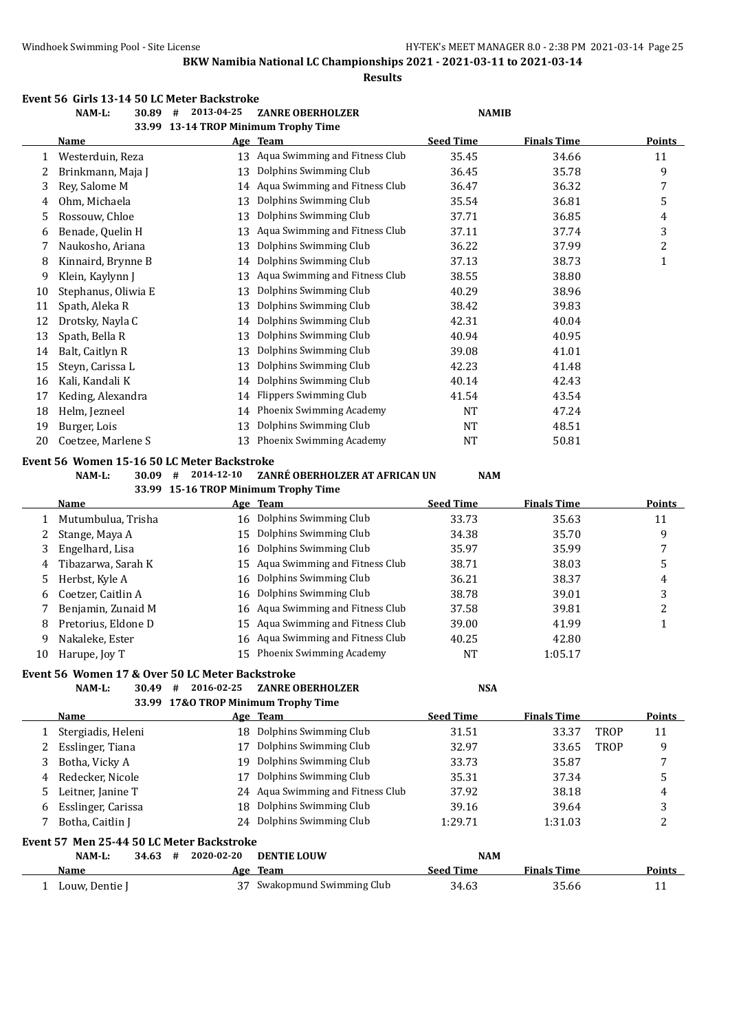**BKW Namibia National LC Championships 2021 - 2021-03-11 to 2021-03-14**

**Results**

### Event 56 Girls 13-14 50 LC Meter Backstroke

NAM-L: 30.89 # 2013-04-25 ZANRE OBERHOLZER NAMIB

33.99 13-14 TROP Minimum Trophy Time

| | Name | Age | Team | Seed Time | Finals Time | Points |
|---|---|---|---|---|---|---|
| 1 | Westerduin, Reza | 13 | Aqua Swimming and Fitness Club | 35.45 | 34.66 | 11 |
| 2 | Brinkmann, Maja J | 13 | Dolphins Swimming Club | 36.45 | 35.78 | 9 |
| 3 | Rey, Salome M | 14 | Aqua Swimming and Fitness Club | 36.47 | 36.32 | 7 |
| 4 | Ohm, Michaela | 13 | Dolphins Swimming Club | 35.54 | 36.81 | 5 |
| 5 | Rossouw, Chloe | 13 | Dolphins Swimming Club | 37.71 | 36.85 | 4 |
| 6 | Benade, Quelin H | 13 | Aqua Swimming and Fitness Club | 37.11 | 37.74 | 3 |
| 7 | Naukosho, Ariana | 13 | Dolphins Swimming Club | 36.22 | 37.99 | 2 |
| 8 | Kinnaird, Brynne B | 14 | Dolphins Swimming Club | 37.13 | 38.73 | 1 |
| 9 | Klein, Kaylynn J | 13 | Aqua Swimming and Fitness Club | 38.55 | 38.80 | |
| 10 | Stephanus, Oliwia E | 13 | Dolphins Swimming Club | 40.29 | 38.96 | |
| 11 | Spath, Aleka R | 13 | Dolphins Swimming Club | 38.42 | 39.83 | |
| 12 | Drotsky, Nayla C | 14 | Dolphins Swimming Club | 42.31 | 40.04 | |
| 13 | Spath, Bella R | 13 | Dolphins Swimming Club | 40.94 | 40.95 | |
| 14 | Balt, Caitlyn R | 13 | Dolphins Swimming Club | 39.08 | 41.01 | |
| 15 | Steyn, Carissa L | 13 | Dolphins Swimming Club | 42.23 | 41.48 | |
| 16 | Kali, Kandali K | 14 | Dolphins Swimming Club | 40.14 | 42.43 | |
| 17 | Keding, Alexandra | 14 | Flippers Swimming Club | 41.54 | 43.54 | |
| 18 | Helm, Jezneel | 14 | Phoenix Swimming Academy | NT | 47.24 | |
| 19 | Burger, Lois | 13 | Dolphins Swimming Club | NT | 48.51 | |
| 20 | Coetzee, Marlene S | 13 | Phoenix Swimming Academy | NT | 50.81 | |

### Event 56 Women 15-16 50 LC Meter Backstroke

NAM-L: 30.09 # 2014-12-10 ZANRÉ OBERHOLZER AT AFRICAN UN NAM

33.99 15-16 TROP Minimum Trophy Time

| | Name | Age | Team | Seed Time | Finals Time | Points |
|---|---|---|---|---|---|---|
| 1 | Mutumbulua, Trisha | 16 | Dolphins Swimming Club | 33.73 | 35.63 | 11 |
| 2 | Stange, Maya A | 15 | Dolphins Swimming Club | 34.38 | 35.70 | 9 |
| 3 | Engelhard, Lisa | 16 | Dolphins Swimming Club | 35.97 | 35.99 | 7 |
| 4 | Tibazarwa, Sarah K | 15 | Aqua Swimming and Fitness Club | 38.71 | 38.03 | 5 |
| 5 | Herbst, Kyle A | 16 | Dolphins Swimming Club | 36.21 | 38.37 | 4 |
| 6 | Coetzer, Caitlin A | 16 | Dolphins Swimming Club | 38.78 | 39.01 | 3 |
| 7 | Benjamin, Zunaid M | 16 | Aqua Swimming and Fitness Club | 37.58 | 39.81 | 2 |
| 8 | Pretorius, Eldone D | 15 | Aqua Swimming and Fitness Club | 39.00 | 41.99 | 1 |
| 9 | Nakaleke, Ester | 16 | Aqua Swimming and Fitness Club | 40.25 | 42.80 | |
| 10 | Harupe, Joy T | 15 | Phoenix Swimming Academy | NT | 1:05.17 | |

### Event 56 Women 17 & Over 50 LC Meter Backstroke

NAM-L: 30.49 # 2016-02-25 ZANRE OBERHOLZER NSA

33.99 17&O TROP Minimum Trophy Time

| | Name | Age | Team | Seed Time | Finals Time | | Points |
|---|---|---|---|---|---|---|---|
| 1 | Stergiadis, Heleni | 18 | Dolphins Swimming Club | 31.51 | 33.37 | TROP | 11 |
| 2 | Esslinger, Tiana | 17 | Dolphins Swimming Club | 32.97 | 33.65 | TROP | 9 |
| 3 | Botha, Vicky A | 19 | Dolphins Swimming Club | 33.73 | 35.87 | | 7 |
| 4 | Redecker, Nicole | 17 | Dolphins Swimming Club | 35.31 | 37.34 | | 5 |
| 5 | Leitner, Janine T | 24 | Aqua Swimming and Fitness Club | 37.92 | 38.18 | | 4 |
| 6 | Esslinger, Carissa | 18 | Dolphins Swimming Club | 39.16 | 39.64 | | 3 |
| 7 | Botha, Caitlin J | 24 | Dolphins Swimming Club | 1:29.71 | 1:31.03 | | 2 |

### Event 57 Men 25-44 50 LC Meter Backstroke

NAM-L: 34.63 # 2020-02-20 DENTIE LOUW NAM

| | Name | Age | Team | Seed Time | Finals Time | Points |
|---|---|---|---|---|---|---|
| 1 | Louw, Dentie J | 37 | Swakopmund Swimming Club | 34.63 | 35.66 | 11 |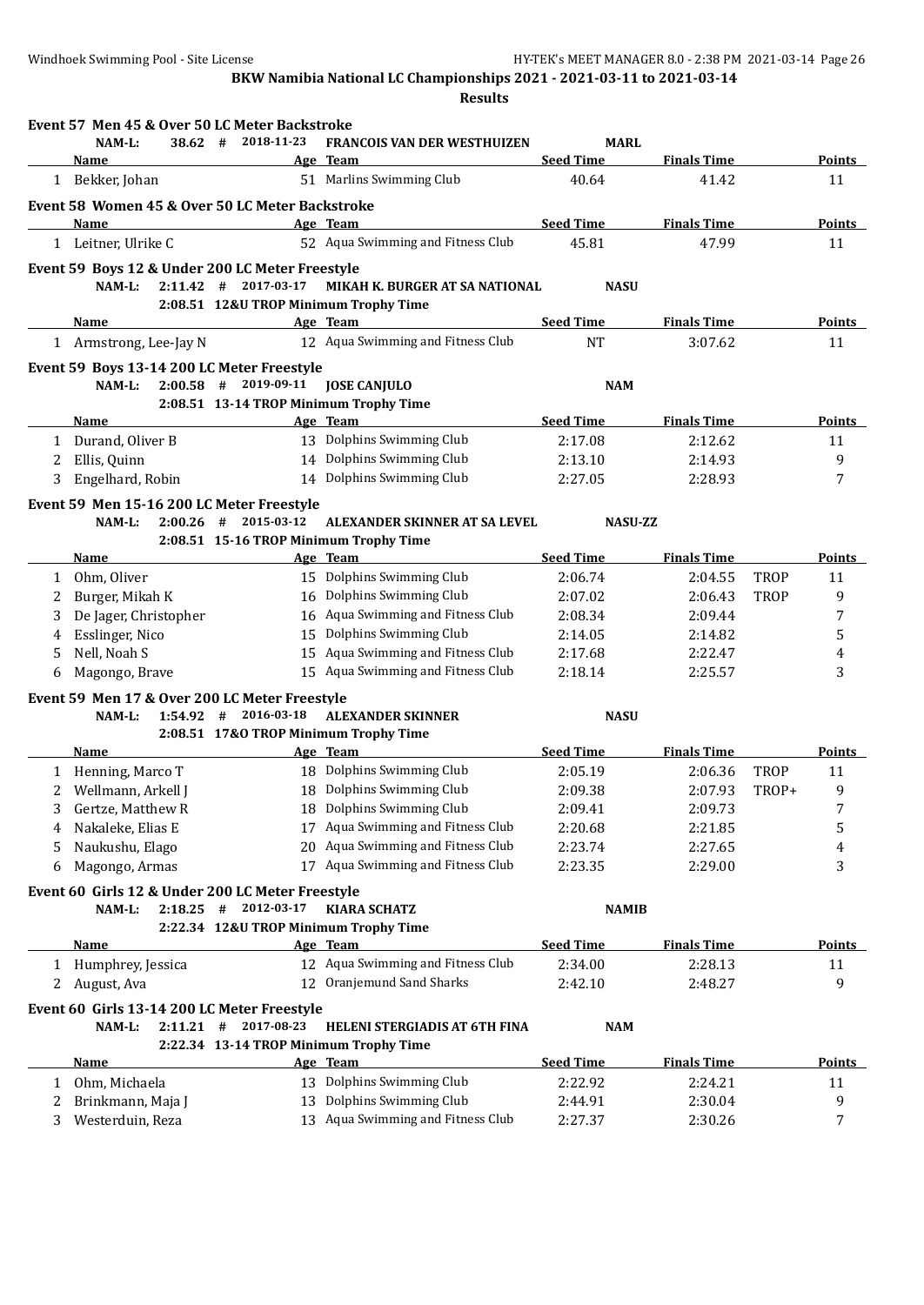# BKW Namibia National LC Championships 2021 - 2021-03-11 to 2021-03-14

## Results

### Event 57 Men 45 & Over 50 LC Meter Backstroke

NAM-L: 38.62 # 2018-11-23 FRANCOIS VAN DER WESTHUIZEN MARL

| | Name | Age | Team | Seed Time | Finals Time | | Points |
|---|---|---|---|---|---|---|---|
| 1 | Bekker, Johan | 51 | Marlins Swimming Club | 40.64 | 41.42 | | 11 |

### Event 58 Women 45 & Over 50 LC Meter Backstroke

| | Name | Age | Team | Seed Time | Finals Time | | Points |
|---|---|---|---|---|---|---|---|
| 1 | Leitner, Ulrike C | 52 | Aqua Swimming and Fitness Club | 45.81 | 47.99 | | 11 |

### Event 59 Boys 12 & Under 200 LC Meter Freestyle

NAM-L: 2:11.42 # 2017-03-17 MIKAH K. BURGER AT SA NATIONAL NASU
2:08.51 12&U TROP Minimum Trophy Time

| | Name | Age | Team | Seed Time | Finals Time | | Points |
|---|---|---|---|---|---|---|---|
| 1 | Armstrong, Lee-Jay N | 12 | Aqua Swimming and Fitness Club | NT | 3:07.62 | | 11 |

### Event 59 Boys 13-14 200 LC Meter Freestyle

NAM-L: 2:00.58 # 2019-09-11 JOSE CANJULO NAM
2:08.51 13-14 TROP Minimum Trophy Time

| | Name | Age | Team | Seed Time | Finals Time | | Points |
|---|---|---|---|---|---|---|---|
| 1 | Durand, Oliver B | 13 | Dolphins Swimming Club | 2:17.08 | 2:12.62 | | 11 |
| 2 | Ellis, Quinn | 14 | Dolphins Swimming Club | 2:13.10 | 2:14.93 | | 9 |
| 3 | Engelhard, Robin | 14 | Dolphins Swimming Club | 2:27.05 | 2:28.93 | | 7 |

### Event 59 Men 15-16 200 LC Meter Freestyle

NAM-L: 2:00.26 # 2015-03-12 ALEXANDER SKINNER AT SA LEVEL NASU-ZZ
2:08.51 15-16 TROP Minimum Trophy Time

| | Name | Age | Team | Seed Time | Finals Time | | Points |
|---|---|---|---|---|---|---|---|
| 1 | Ohm, Oliver | 15 | Dolphins Swimming Club | 2:06.74 | 2:04.55 | TROP | 11 |
| 2 | Burger, Mikah K | 16 | Dolphins Swimming Club | 2:07.02 | 2:06.43 | TROP | 9 |
| 3 | De Jager, Christopher | 16 | Aqua Swimming and Fitness Club | 2:08.34 | 2:09.44 | | 7 |
| 4 | Esslinger, Nico | 15 | Dolphins Swimming Club | 2:14.05 | 2:14.82 | | 5 |
| 5 | Nell, Noah S | 15 | Aqua Swimming and Fitness Club | 2:17.68 | 2:22.47 | | 4 |
| 6 | Magongo, Brave | 15 | Aqua Swimming and Fitness Club | 2:18.14 | 2:25.57 | | 3 |

### Event 59 Men 17 & Over 200 LC Meter Freestyle

NAM-L: 1:54.92 # 2016-03-18 ALEXANDER SKINNER NASU
2:08.51 17&O TROP Minimum Trophy Time

| | Name | Age | Team | Seed Time | Finals Time | | Points |
|---|---|---|---|---|---|---|---|
| 1 | Henning, Marco T | 18 | Dolphins Swimming Club | 2:05.19 | 2:06.36 | TROP | 11 |
| 2 | Wellmann, Arkell J | 18 | Dolphins Swimming Club | 2:09.38 | 2:07.93 | TROP+ | 9 |
| 3 | Gertze, Matthew R | 18 | Dolphins Swimming Club | 2:09.41 | 2:09.73 | | 7 |
| 4 | Nakaleke, Elias E | 17 | Aqua Swimming and Fitness Club | 2:20.68 | 2:21.85 | | 5 |
| 5 | Naukushu, Elago | 20 | Aqua Swimming and Fitness Club | 2:23.74 | 2:27.65 | | 4 |
| 6 | Magongo, Armas | 17 | Aqua Swimming and Fitness Club | 2:23.35 | 2:29.00 | | 3 |

### Event 60 Girls 12 & Under 200 LC Meter Freestyle

NAM-L: 2:18.25 # 2012-03-17 KIARA SCHATZ NAMIB
2:22.34 12&U TROP Minimum Trophy Time

| | Name | Age | Team | Seed Time | Finals Time | | Points |
|---|---|---|---|---|---|---|---|
| 1 | Humphrey, Jessica | 12 | Aqua Swimming and Fitness Club | 2:34.00 | 2:28.13 | | 11 |
| 2 | August, Ava | 12 | Oranjemund Sand Sharks | 2:42.10 | 2:48.27 | | 9 |

### Event 60 Girls 13-14 200 LC Meter Freestyle

NAM-L: 2:11.21 # 2017-08-23 HELENI STERGIADIS AT 6TH FINA NAM
2:22.34 13-14 TROP Minimum Trophy Time

| | Name | Age | Team | Seed Time | Finals Time | | Points |
|---|---|---|---|---|---|---|---|
| 1 | Ohm, Michaela | 13 | Dolphins Swimming Club | 2:22.92 | 2:24.21 | | 11 |
| 2 | Brinkmann, Maja J | 13 | Dolphins Swimming Club | 2:44.91 | 2:30.04 | | 9 |
| 3 | Westerduin, Reza | 13 | Aqua Swimming and Fitness Club | 2:27.37 | 2:30.26 | | 7 |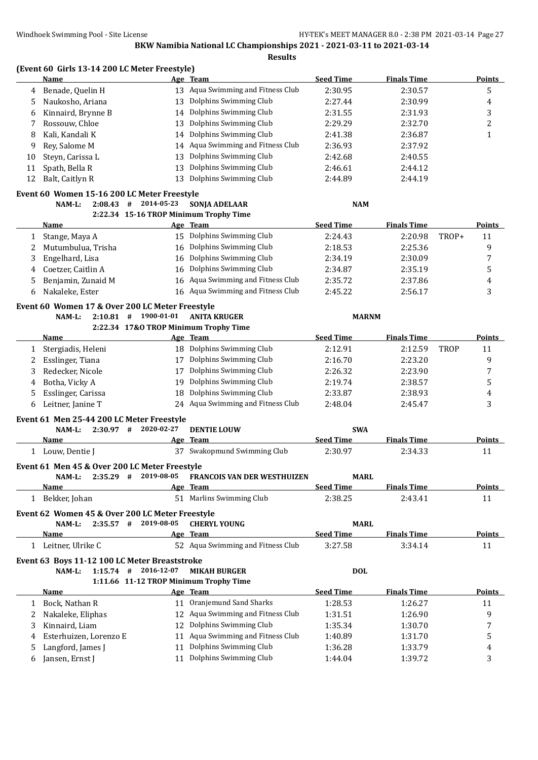**BKW Namibia National LC Championships 2021 - 2021-03-11 to 2021-03-14**

**Results**

**(Event 60 Girls 13-14 200 LC Meter Freestyle)**

| | Name | Age | Team | Seed Time | Finals Time | | Points |
|---|---|---|---|---|---|---|---|
| 4 | Benade, Quelin H | 13 | Aqua Swimming and Fitness Club | 2:30.95 | 2:30.57 | | 5 |
| 5 | Naukosho, Ariana | 13 | Dolphins Swimming Club | 2:27.44 | 2:30.99 | | 4 |
| 6 | Kinnaird, Brynne B | 14 | Dolphins Swimming Club | 2:31.55 | 2:31.93 | | 3 |
| 7 | Rossouw, Chloe | 13 | Dolphins Swimming Club | 2:29.29 | 2:32.70 | | 2 |
| 8 | Kali, Kandali K | 14 | Dolphins Swimming Club | 2:41.38 | 2:36.87 | | 1 |
| 9 | Rey, Salome M | 14 | Aqua Swimming and Fitness Club | 2:36.93 | 2:37.92 | | |
| 10 | Steyn, Carissa L | 13 | Dolphins Swimming Club | 2:42.68 | 2:40.55 | | |
| 11 | Spath, Bella R | 13 | Dolphins Swimming Club | 2:46.61 | 2:44.12 | | |
| 12 | Balt, Caitlyn R | 13 | Dolphins Swimming Club | 2:44.89 | 2:44.19 | | |

**Event 60 Women 15-16 200 LC Meter Freestyle**

NAM-L: 2:08.43 # 2014-05-23 SONJA ADELAAR NAM

2:22.34 15-16 TROP Minimum Trophy Time

| | Name | Age | Team | Seed Time | Finals Time | | Points |
|---|---|---|---|---|---|---|---|
| 1 | Stange, Maya A | 15 | Dolphins Swimming Club | 2:24.43 | 2:20.98 | TROP+ | 11 |
| 2 | Mutumbulua, Trisha | 16 | Dolphins Swimming Club | 2:18.53 | 2:25.36 | | 9 |
| 3 | Engelhard, Lisa | 16 | Dolphins Swimming Club | 2:34.19 | 2:30.09 | | 7 |
| 4 | Coetzer, Caitlin A | 16 | Dolphins Swimming Club | 2:34.87 | 2:35.19 | | 5 |
| 5 | Benjamin, Zunaid M | 16 | Aqua Swimming and Fitness Club | 2:35.72 | 2:37.86 | | 4 |
| 6 | Nakaleke, Ester | 16 | Aqua Swimming and Fitness Club | 2:45.22 | 2:56.17 | | 3 |

**Event 60 Women 17 & Over 200 LC Meter Freestyle**

NAM-L: 2:10.81 # 1900-01-01 ANITA KRUGER MARNM

2:22.34 17&O TROP Minimum Trophy Time

| | Name | Age | Team | Seed Time | Finals Time | | Points |
|---|---|---|---|---|---|---|---|
| 1 | Stergiadis, Heleni | 18 | Dolphins Swimming Club | 2:12.91 | 2:12.59 | TROP | 11 |
| 2 | Esslinger, Tiana | 17 | Dolphins Swimming Club | 2:16.70 | 2:23.20 | | 9 |
| 3 | Redecker, Nicole | 17 | Dolphins Swimming Club | 2:26.32 | 2:23.90 | | 7 |
| 4 | Botha, Vicky A | 19 | Dolphins Swimming Club | 2:19.74 | 2:38.57 | | 5 |
| 5 | Esslinger, Carissa | 18 | Dolphins Swimming Club | 2:33.87 | 2:38.93 | | 4 |
| 6 | Leitner, Janine T | 24 | Aqua Swimming and Fitness Club | 2:48.04 | 2:45.47 | | 3 |

**Event 61 Men 25-44 200 LC Meter Freestyle**

NAM-L: 2:30.97 # 2020-02-27 DENTIE LOUW SWA

| | Name | Age | Team | Seed Time | Finals Time | Points |
|---|---|---|---|---|---|---|
| 1 | Louw, Dentie J | 37 | Swakopmund Swimming Club | 2:30.97 | 2:34.33 | 11 |

**Event 61 Men 45 & Over 200 LC Meter Freestyle**

NAM-L: 2:35.29 # 2019-08-05 FRANCOIS VAN DER WESTHUIZEN MARL

| | Name | Age | Team | Seed Time | Finals Time | Points |
|---|---|---|---|---|---|---|
| 1 | Bekker, Johan | 51 | Marlins Swimming Club | 2:38.25 | 2:43.41 | 11 |

**Event 62 Women 45 & Over 200 LC Meter Freestyle**

NAM-L: 2:35.57 # 2019-08-05 CHERYL YOUNG MARL

| | Name | Age | Team | Seed Time | Finals Time | Points |
|---|---|---|---|---|---|---|
| 1 | Leitner, Ulrike C | 52 | Aqua Swimming and Fitness Club | 3:27.58 | 3:34.14 | 11 |

**Event 63 Boys 11-12 100 LC Meter Breaststroke**

NAM-L: 1:15.74 # 2016-12-07 MIKAH BURGER DOL

1:11.66 11-12 TROP Minimum Trophy Time

| | Name | Age | Team | Seed Time | Finals Time | Points |
|---|---|---|---|---|---|---|
| 1 | Bock, Nathan R | 11 | Oranjemund Sand Sharks | 1:28.53 | 1:26.27 | 11 |
| 2 | Nakaleke, Eliphas | 12 | Aqua Swimming and Fitness Club | 1:31.51 | 1:26.90 | 9 |
| 3 | Kinnaird, Liam | 12 | Dolphins Swimming Club | 1:35.34 | 1:30.70 | 7 |
| 4 | Esterhuizen, Lorenzo E | 11 | Aqua Swimming and Fitness Club | 1:40.89 | 1:31.70 | 5 |
| 5 | Langford, James J | 11 | Dolphins Swimming Club | 1:36.28 | 1:33.79 | 4 |
| 6 | Jansen, Ernst J | 11 | Dolphins Swimming Club | 1:44.04 | 1:39.72 | 3 |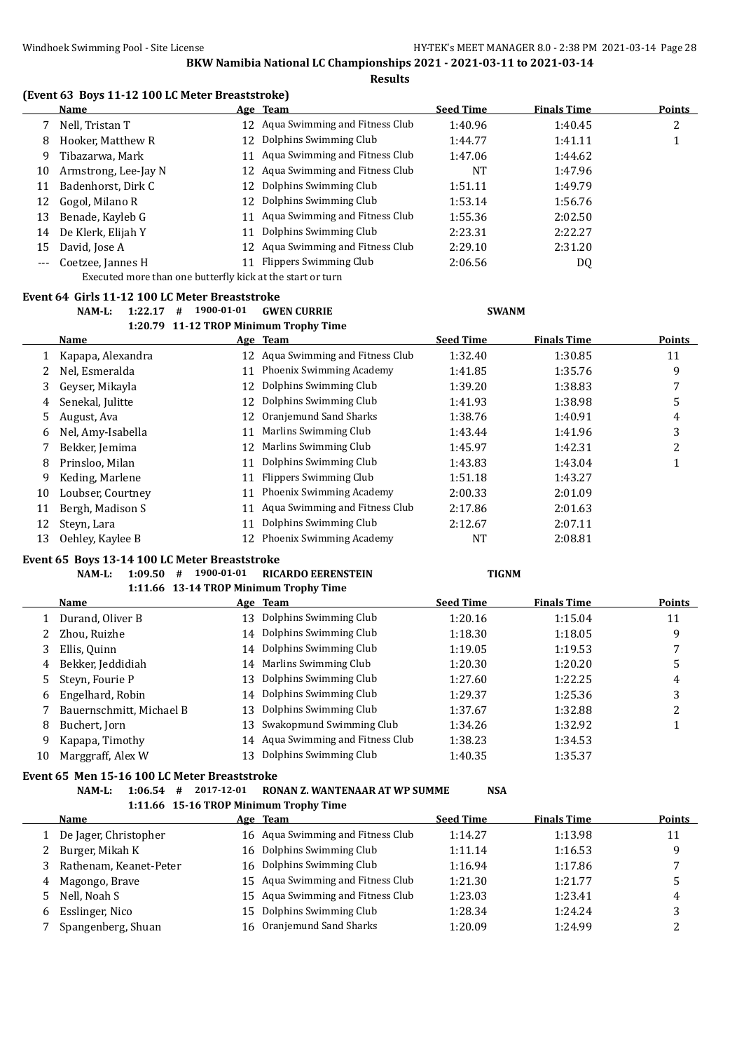**BKW Namibia National LC Championships 2021 - 2021-03-11 to 2021-03-14**

**Results**

### (Event 63 Boys 11-12 100 LC Meter Breaststroke)

| | Name | Age | Team | Seed Time | Finals Time | Points |
|---|---|---|---|---|---|---|
| 7 | Nell, Tristan T | 12 | Aqua Swimming and Fitness Club | 1:40.96 | 1:40.45 | 2 |
| 8 | Hooker, Matthew R | 12 | Dolphins Swimming Club | 1:44.77 | 1:41.11 | 1 |
| 9 | Tibazarwa, Mark | 11 | Aqua Swimming and Fitness Club | 1:47.06 | 1:44.62 | |
| 10 | Armstrong, Lee-Jay N | 12 | Aqua Swimming and Fitness Club | NT | 1:47.96 | |
| 11 | Badenhorst, Dirk C | 12 | Dolphins Swimming Club | 1:51.11 | 1:49.79 | |
| 12 | Gogol, Milano R | 12 | Dolphins Swimming Club | 1:53.14 | 1:56.76 | |
| 13 | Benade, Kayleb G | 11 | Aqua Swimming and Fitness Club | 1:55.36 | 2:02.50 | |
| 14 | De Klerk, Elijah Y | 11 | Dolphins Swimming Club | 2:23.31 | 2:22.27 | |
| 15 | David, Jose A | 12 | Aqua Swimming and Fitness Club | 2:29.10 | 2:31.20 | |
| --- | Coetzee, Jannes H | 11 | Flippers Swimming Club | 2:06.56 | DQ | |

Executed more than one butterfly kick at the start or turn

### Event 64 Girls 11-12 100 LC Meter Breaststroke

NAM-L: 1:22.17 # 1900-01-01 GWEN CURRIE SWANM

1:20.79 11-12 TROP Minimum Trophy Time

| | Name | Age | Team | Seed Time | Finals Time | Points |
|---|---|---|---|---|---|---|
| 1 | Kapapa, Alexandra | 12 | Aqua Swimming and Fitness Club | 1:32.40 | 1:30.85 | 11 |
| 2 | Nel, Esmeralda | 11 | Phoenix Swimming Academy | 1:41.85 | 1:35.76 | 9 |
| 3 | Geyser, Mikayla | 12 | Dolphins Swimming Club | 1:39.20 | 1:38.83 | 7 |
| 4 | Senekal, Julitte | 12 | Dolphins Swimming Club | 1:41.93 | 1:38.98 | 5 |
| 5 | August, Ava | 12 | Oranjemund Sand Sharks | 1:38.76 | 1:40.91 | 4 |
| 6 | Nel, Amy-Isabella | 11 | Marlins Swimming Club | 1:43.44 | 1:41.96 | 3 |
| 7 | Bekker, Jemima | 12 | Marlins Swimming Club | 1:45.97 | 1:42.31 | 2 |
| 8 | Prinsloo, Milan | 11 | Dolphins Swimming Club | 1:43.83 | 1:43.04 | 1 |
| 9 | Keding, Marlene | 11 | Flippers Swimming Club | 1:51.18 | 1:43.27 | |
| 10 | Loubser, Courtney | 11 | Phoenix Swimming Academy | 2:00.33 | 2:01.09 | |
| 11 | Bergh, Madison S | 11 | Aqua Swimming and Fitness Club | 2:17.86 | 2:01.63 | |
| 12 | Steyn, Lara | 11 | Dolphins Swimming Club | 2:12.67 | 2:07.11 | |
| 13 | Oehley, Kaylee B | 12 | Phoenix Swimming Academy | NT | 2:08.81 | |

### Event 65 Boys 13-14 100 LC Meter Breaststroke

NAM-L: 1:09.50 # 1900-01-01 RICARDO EERENSTEIN TIGNM

1:11.66 13-14 TROP Minimum Trophy Time

| | Name | Age | Team | Seed Time | Finals Time | Points |
|---|---|---|---|---|---|---|
| 1 | Durand, Oliver B | 13 | Dolphins Swimming Club | 1:20.16 | 1:15.04 | 11 |
| 2 | Zhou, Ruizhe | 14 | Dolphins Swimming Club | 1:18.30 | 1:18.05 | 9 |
| 3 | Ellis, Quinn | 14 | Dolphins Swimming Club | 1:19.05 | 1:19.53 | 7 |
| 4 | Bekker, Jeddidiah | 14 | Marlins Swimming Club | 1:20.30 | 1:20.20 | 5 |
| 5 | Steyn, Fourie P | 13 | Dolphins Swimming Club | 1:27.60 | 1:22.25 | 4 |
| 6 | Engelhard, Robin | 14 | Dolphins Swimming Club | 1:29.37 | 1:25.36 | 3 |
| 7 | Bauernschmitt, Michael B | 13 | Dolphins Swimming Club | 1:37.67 | 1:32.88 | 2 |
| 8 | Buchert, Jorn | 13 | Swakopmund Swimming Club | 1:34.26 | 1:32.92 | 1 |
| 9 | Kapapa, Timothy | 14 | Aqua Swimming and Fitness Club | 1:38.23 | 1:34.53 | |
| 10 | Marggraff, Alex W | 13 | Dolphins Swimming Club | 1:40.35 | 1:35.37 | |

### Event 65 Men 15-16 100 LC Meter Breaststroke

NAM-L: 1:06.54 # 2017-12-01 RONAN Z. WANTENAAR AT WP SUMME NSA

1:11.66 15-16 TROP Minimum Trophy Time

| | Name | Age | Team | Seed Time | Finals Time | Points |
|---|---|---|---|---|---|---|
| 1 | De Jager, Christopher | 16 | Aqua Swimming and Fitness Club | 1:14.27 | 1:13.98 | 11 |
| 2 | Burger, Mikah K | 16 | Dolphins Swimming Club | 1:11.14 | 1:16.53 | 9 |
| 3 | Rathenam, Keanet-Peter | 16 | Dolphins Swimming Club | 1:16.94 | 1:17.86 | 7 |
| 4 | Magongo, Brave | 15 | Aqua Swimming and Fitness Club | 1:21.30 | 1:21.77 | 5 |
| 5 | Nell, Noah S | 15 | Aqua Swimming and Fitness Club | 1:23.03 | 1:23.41 | 4 |
| 6 | Esslinger, Nico | 15 | Dolphins Swimming Club | 1:28.34 | 1:24.24 | 3 |
| 7 | Spangenberg, Shuan | 16 | Oranjemund Sand Sharks | 1:20.09 | 1:24.99 | 2 |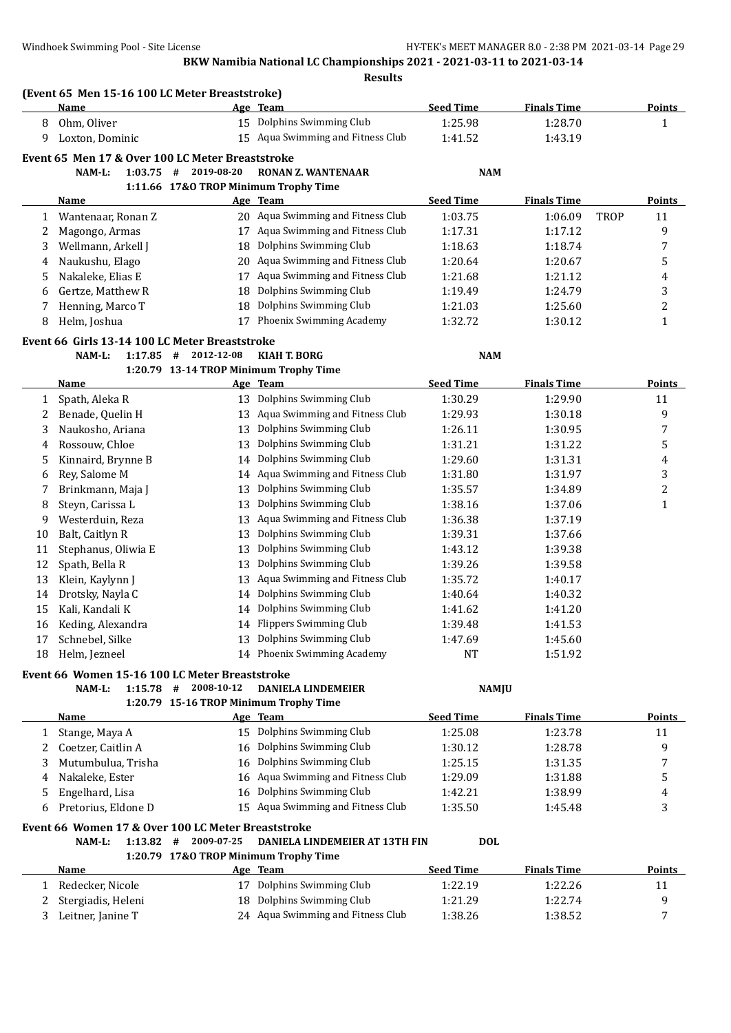**BKW Namibia National LC Championships 2021 - 2021-03-11 to 2021-03-14**

**Results**

**(Event 65 Men 15-16 100 LC Meter Breaststroke)**

| | Name | Age | Team | Seed Time | Finals Time | | Points |
|---|---|---|---|---|---|---|---|
| 8 | Ohm, Oliver | 15 | Dolphins Swimming Club | 1:25.98 | 1:28.70 | | 1 |
| 9 | Loxton, Dominic | 15 | Aqua Swimming and Fitness Club | 1:41.52 | 1:43.19 | | |

**Event 65 Men 17 & Over 100 LC Meter Breaststroke**

NAM-L: 1:03.75 # 2019-08-20 RONAN Z. WANTENAAR NAM

1:11.66 17&O TROP Minimum Trophy Time

| | Name | Age | Team | Seed Time | Finals Time | | Points |
|---|---|---|---|---|---|---|---|
| 1 | Wantenaar, Ronan Z | 20 | Aqua Swimming and Fitness Club | 1:03.75 | 1:06.09 | TROP | 11 |
| 2 | Magongo, Armas | 17 | Aqua Swimming and Fitness Club | 1:17.31 | 1:17.12 | | 9 |
| 3 | Wellmann, Arkell J | 18 | Dolphins Swimming Club | 1:18.63 | 1:18.74 | | 7 |
| 4 | Naukushu, Elago | 20 | Aqua Swimming and Fitness Club | 1:20.64 | 1:20.67 | | 5 |
| 5 | Nakaleke, Elias E | 17 | Aqua Swimming and Fitness Club | 1:21.68 | 1:21.12 | | 4 |
| 6 | Gertze, Matthew R | 18 | Dolphins Swimming Club | 1:19.49 | 1:24.79 | | 3 |
| 7 | Henning, Marco T | 18 | Dolphins Swimming Club | 1:21.03 | 1:25.60 | | 2 |
| 8 | Helm, Joshua | 17 | Phoenix Swimming Academy | 1:32.72 | 1:30.12 | | 1 |

**Event 66 Girls 13-14 100 LC Meter Breaststroke**

NAM-L: 1:17.85 # 2012-12-08 KIAH T. BORG NAM

1:20.79 13-14 TROP Minimum Trophy Time

| | Name | Age | Team | Seed Time | Finals Time | Points |
|---|---|---|---|---|---|---|
| 1 | Spath, Aleka R | 13 | Dolphins Swimming Club | 1:30.29 | 1:29.90 | 11 |
| 2 | Benade, Quelin H | 13 | Aqua Swimming and Fitness Club | 1:29.93 | 1:30.18 | 9 |
| 3 | Naukosho, Ariana | 13 | Dolphins Swimming Club | 1:26.11 | 1:30.95 | 7 |
| 4 | Rossouw, Chloe | 13 | Dolphins Swimming Club | 1:31.21 | 1:31.22 | 5 |
| 5 | Kinnaird, Brynne B | 14 | Dolphins Swimming Club | 1:29.60 | 1:31.31 | 4 |
| 6 | Rey, Salome M | 14 | Aqua Swimming and Fitness Club | 1:31.80 | 1:31.97 | 3 |
| 7 | Brinkmann, Maja J | 13 | Dolphins Swimming Club | 1:35.57 | 1:34.89 | 2 |
| 8 | Steyn, Carissa L | 13 | Dolphins Swimming Club | 1:38.16 | 1:37.06 | 1 |
| 9 | Westerduin, Reza | 13 | Aqua Swimming and Fitness Club | 1:36.38 | 1:37.19 | |
| 10 | Balt, Caitlyn R | 13 | Dolphins Swimming Club | 1:39.31 | 1:37.66 | |
| 11 | Stephanus, Oliwia E | 13 | Dolphins Swimming Club | 1:43.12 | 1:39.38 | |
| 12 | Spath, Bella R | 13 | Dolphins Swimming Club | 1:39.26 | 1:39.58 | |
| 13 | Klein, Kaylynn J | 13 | Aqua Swimming and Fitness Club | 1:35.72 | 1:40.17 | |
| 14 | Drotsky, Nayla C | 14 | Dolphins Swimming Club | 1:40.64 | 1:40.32 | |
| 15 | Kali, Kandali K | 14 | Dolphins Swimming Club | 1:41.62 | 1:41.20 | |
| 16 | Keding, Alexandra | 14 | Flippers Swimming Club | 1:39.48 | 1:41.53 | |
| 17 | Schnebel, Silke | 13 | Dolphins Swimming Club | 1:47.69 | 1:45.60 | |
| 18 | Helm, Jezneel | 14 | Phoenix Swimming Academy | NT | 1:51.92 | |

**Event 66 Women 15-16 100 LC Meter Breaststroke**

NAM-L: 1:15.78 # 2008-10-12 DANIELA LINDEMEIER NAMJU

1:20.79 15-16 TROP Minimum Trophy Time

| | Name | Age | Team | Seed Time | Finals Time | Points |
|---|---|---|---|---|---|---|
| 1 | Stange, Maya A | 15 | Dolphins Swimming Club | 1:25.08 | 1:23.78 | 11 |
| 2 | Coetzer, Caitlin A | 16 | Dolphins Swimming Club | 1:30.12 | 1:28.78 | 9 |
| 3 | Mutumbulua, Trisha | 16 | Dolphins Swimming Club | 1:25.15 | 1:31.35 | 7 |
| 4 | Nakaleke, Ester | 16 | Aqua Swimming and Fitness Club | 1:29.09 | 1:31.88 | 5 |
| 5 | Engelhard, Lisa | 16 | Dolphins Swimming Club | 1:42.21 | 1:38.99 | 4 |
| 6 | Pretorius, Eldone D | 15 | Aqua Swimming and Fitness Club | 1:35.50 | 1:45.48 | 3 |

**Event 66 Women 17 & Over 100 LC Meter Breaststroke**

NAM-L: 1:13.82 # 2009-07-25 DANIELA LINDEMEIER AT 13TH FIN DOL

1:20.79 17&O TROP Minimum Trophy Time

| | Name | Age | Team | Seed Time | Finals Time | Points |
|---|---|---|---|---|---|---|
| 1 | Redecker, Nicole | 17 | Dolphins Swimming Club | 1:22.19 | 1:22.26 | 11 |
| 2 | Stergiadis, Heleni | 18 | Dolphins Swimming Club | 1:21.29 | 1:22.74 | 9 |
| 3 | Leitner, Janine T | 24 | Aqua Swimming and Fitness Club | 1:38.26 | 1:38.52 | 7 |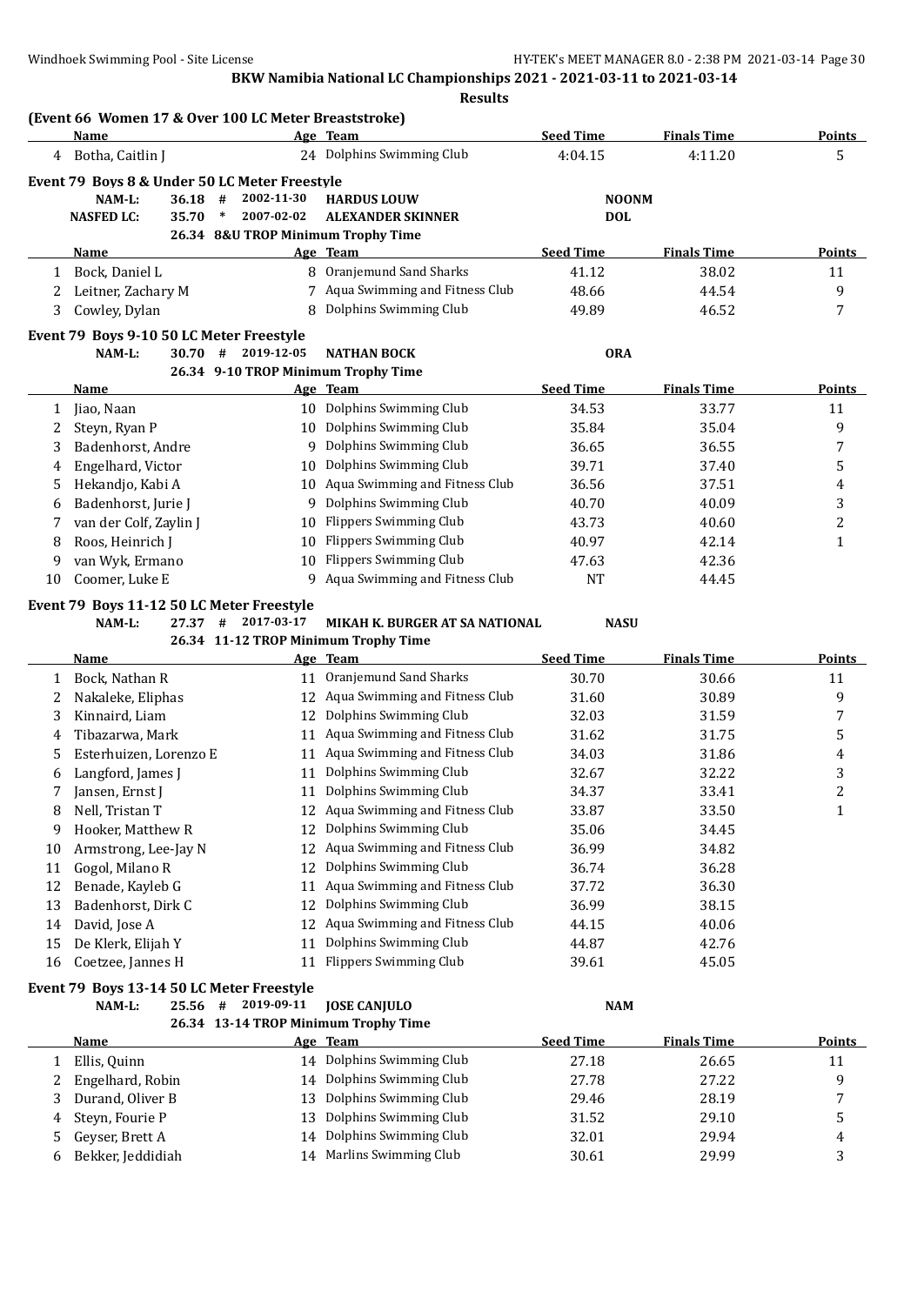**BKW Namibia National LC Championships 2021 - 2021-03-11 to 2021-03-14**

**Results**

### (Event 66 Women 17 & Over 100 LC Meter Breaststroke)

| | Name | Age | Team | Seed Time | Finals Time | Points |
|---|---|---|---|---|---|---|
| 4 | Botha, Caitlin J | 24 | Dolphins Swimming Club | 4:04.15 | 4:11.20 | 5 |

### Event 79 Boys 8 & Under 50 LC Meter Freestyle

NAM-L: 36.18 # 2002-11-30 HARDUS LOUW NOONM
NASFED LC: 35.70 * 2007-02-02 ALEXANDER SKINNER DOL
26.34 8&U TROP Minimum Trophy Time

| | Name | Age | Team | Seed Time | Finals Time | Points |
|---|---|---|---|---|---|---|
| 1 | Bock, Daniel L | 8 | Oranjemund Sand Sharks | 41.12 | 38.02 | 11 |
| 2 | Leitner, Zachary M | 7 | Aqua Swimming and Fitness Club | 48.66 | 44.54 | 9 |
| 3 | Cowley, Dylan | 8 | Dolphins Swimming Club | 49.89 | 46.52 | 7 |

### Event 79 Boys 9-10 50 LC Meter Freestyle

NAM-L: 30.70 # 2019-12-05 NATHAN BOCK ORA
26.34 9-10 TROP Minimum Trophy Time

| | Name | Age | Team | Seed Time | Finals Time | Points |
|---|---|---|---|---|---|---|
| 1 | Jiao, Naan | 10 | Dolphins Swimming Club | 34.53 | 33.77 | 11 |
| 2 | Steyn, Ryan P | 10 | Dolphins Swimming Club | 35.84 | 35.04 | 9 |
| 3 | Badenhorst, Andre | 9 | Dolphins Swimming Club | 36.65 | 36.55 | 7 |
| 4 | Engelhard, Victor | 10 | Dolphins Swimming Club | 39.71 | 37.40 | 5 |
| 5 | Hekandjo, Kabi A | 10 | Aqua Swimming and Fitness Club | 36.56 | 37.51 | 4 |
| 6 | Badenhorst, Jurie J | 9 | Dolphins Swimming Club | 40.70 | 40.09 | 3 |
| 7 | van der Colf, Zaylin J | 10 | Flippers Swimming Club | 43.73 | 40.60 | 2 |
| 8 | Roos, Heinrich J | 10 | Flippers Swimming Club | 40.97 | 42.14 | 1 |
| 9 | van Wyk, Ermano | 10 | Flippers Swimming Club | 47.63 | 42.36 | |
| 10 | Coomer, Luke E | 9 | Aqua Swimming and Fitness Club | NT | 44.45 | |

### Event 79 Boys 11-12 50 LC Meter Freestyle

NAM-L: 27.37 # 2017-03-17 MIKAH K. BURGER AT SA NATIONAL NASU
26.34 11-12 TROP Minimum Trophy Time

| | Name | Age | Team | Seed Time | Finals Time | Points |
|---|---|---|---|---|---|---|
| 1 | Bock, Nathan R | 11 | Oranjemund Sand Sharks | 30.70 | 30.66 | 11 |
| 2 | Nakaleke, Eliphas | 12 | Aqua Swimming and Fitness Club | 31.60 | 30.89 | 9 |
| 3 | Kinnaird, Liam | 12 | Dolphins Swimming Club | 32.03 | 31.59 | 7 |
| 4 | Tibazarwa, Mark | 11 | Aqua Swimming and Fitness Club | 31.62 | 31.75 | 5 |
| 5 | Esterhuizen, Lorenzo E | 11 | Aqua Swimming and Fitness Club | 34.03 | 31.86 | 4 |
| 6 | Langford, James J | 11 | Dolphins Swimming Club | 32.67 | 32.22 | 3 |
| 7 | Jansen, Ernst J | 11 | Dolphins Swimming Club | 34.37 | 33.41 | 2 |
| 8 | Nell, Tristan T | 12 | Aqua Swimming and Fitness Club | 33.87 | 33.50 | 1 |
| 9 | Hooker, Matthew R | 12 | Dolphins Swimming Club | 35.06 | 34.45 | |
| 10 | Armstrong, Lee-Jay N | 12 | Aqua Swimming and Fitness Club | 36.99 | 34.82 | |
| 11 | Gogol, Milano R | 12 | Dolphins Swimming Club | 36.74 | 36.28 | |
| 12 | Benade, Kayleb G | 11 | Aqua Swimming and Fitness Club | 37.72 | 36.30 | |
| 13 | Badenhorst, Dirk C | 12 | Dolphins Swimming Club | 36.99 | 38.15 | |
| 14 | David, Jose A | 12 | Aqua Swimming and Fitness Club | 44.15 | 40.06 | |
| 15 | De Klerk, Elijah Y | 11 | Dolphins Swimming Club | 44.87 | 42.76 | |
| 16 | Coetzee, Jannes H | 11 | Flippers Swimming Club | 39.61 | 45.05 | |

### Event 79 Boys 13-14 50 LC Meter Freestyle

NAM-L: 25.56 # 2019-09-11 JOSE CANJULO NAM
26.34 13-14 TROP Minimum Trophy Time

| | Name | Age | Team | Seed Time | Finals Time | Points |
|---|---|---|---|---|---|---|
| 1 | Ellis, Quinn | 14 | Dolphins Swimming Club | 27.18 | 26.65 | 11 |
| 2 | Engelhard, Robin | 14 | Dolphins Swimming Club | 27.78 | 27.22 | 9 |
| 3 | Durand, Oliver B | 13 | Dolphins Swimming Club | 29.46 | 28.19 | 7 |
| 4 | Steyn, Fourie P | 13 | Dolphins Swimming Club | 31.52 | 29.10 | 5 |
| 5 | Geyser, Brett A | 14 | Dolphins Swimming Club | 32.01 | 29.94 | 4 |
| 6 | Bekker, Jeddidiah | 14 | Marlins Swimming Club | 30.61 | 29.99 | 3 |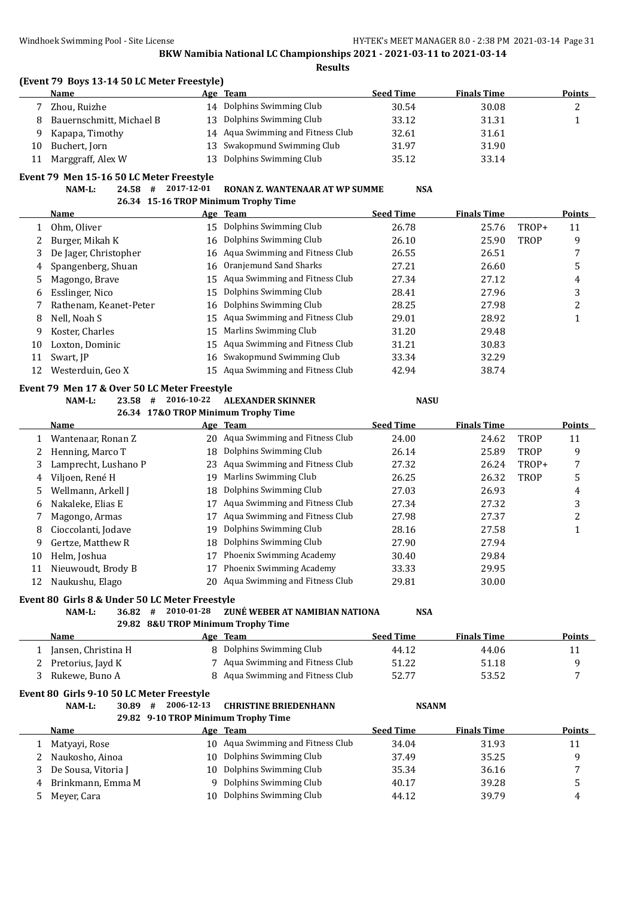**BKW Namibia National LC Championships 2021 - 2021-03-11 to 2021-03-14**

**Results**

### (Event 79 Boys 13-14 50 LC Meter Freestyle)

| | Name | Age | Team | Seed Time | Finals Time | | Points |
|---|---|---|---|---|---|---|---|
| 7 | Zhou, Ruizhe | 14 | Dolphins Swimming Club | 30.54 | 30.08 | | 2 |
| 8 | Bauernschmitt, Michael B | 13 | Dolphins Swimming Club | 33.12 | 31.31 | | 1 |
| 9 | Kapapa, Timothy | 14 | Aqua Swimming and Fitness Club | 32.61 | 31.61 | | |
| 10 | Buchert, Jorn | 13 | Swakopmund Swimming Club | 31.97 | 31.90 | | |
| 11 | Marggraff, Alex W | 13 | Dolphins Swimming Club | 35.12 | 33.14 | | |

### Event 79 Men 15-16 50 LC Meter Freestyle

NAM-L: 24.58 # 2017-12-01 RONAN Z. WANTENAAR AT WP SUMME NSA

26.34 15-16 TROP Minimum Trophy Time

| | Name | Age | Team | Seed Time | Finals Time | | Points |
|---|---|---|---|---|---|---|---|
| 1 | Ohm, Oliver | 15 | Dolphins Swimming Club | 26.78 | 25.76 | TROP+ | 11 |
| 2 | Burger, Mikah K | 16 | Dolphins Swimming Club | 26.10 | 25.90 | TROP | 9 |
| 3 | De Jager, Christopher | 16 | Aqua Swimming and Fitness Club | 26.55 | 26.51 | | 7 |
| 4 | Spangenberg, Shuan | 16 | Oranjemund Sand Sharks | 27.21 | 26.60 | | 5 |
| 5 | Magongo, Brave | 15 | Aqua Swimming and Fitness Club | 27.34 | 27.12 | | 4 |
| 6 | Esslinger, Nico | 15 | Dolphins Swimming Club | 28.41 | 27.96 | | 3 |
| 7 | Rathenam, Keanet-Peter | 16 | Dolphins Swimming Club | 28.25 | 27.98 | | 2 |
| 8 | Nell, Noah S | 15 | Aqua Swimming and Fitness Club | 29.01 | 28.92 | | 1 |
| 9 | Koster, Charles | 15 | Marlins Swimming Club | 31.20 | 29.48 | | |
| 10 | Loxton, Dominic | 15 | Aqua Swimming and Fitness Club | 31.21 | 30.83 | | |
| 11 | Swart, JP | 16 | Swakopmund Swimming Club | 33.34 | 32.29 | | |
| 12 | Westerduin, Geo X | 15 | Aqua Swimming and Fitness Club | 42.94 | 38.74 | | |

### Event 79 Men 17 & Over 50 LC Meter Freestyle

NAM-L: 23.58 # 2016-10-22 ALEXANDER SKINNER NASU

26.34 17&O TROP Minimum Trophy Time

| | Name | Age | Team | Seed Time | Finals Time | | Points |
|---|---|---|---|---|---|---|---|
| 1 | Wantenaar, Ronan Z | 20 | Aqua Swimming and Fitness Club | 24.00 | 24.62 | TROP | 11 |
| 2 | Henning, Marco T | 18 | Dolphins Swimming Club | 26.14 | 25.89 | TROP | 9 |
| 3 | Lamprecht, Lushano P | 23 | Aqua Swimming and Fitness Club | 27.32 | 26.24 | TROP+ | 7 |
| 4 | Viljoen, René H | 19 | Marlins Swimming Club | 26.25 | 26.32 | TROP | 5 |
| 5 | Wellmann, Arkell J | 18 | Dolphins Swimming Club | 27.03 | 26.93 | | 4 |
| 6 | Nakaleke, Elias E | 17 | Aqua Swimming and Fitness Club | 27.34 | 27.32 | | 3 |
| 7 | Magongo, Armas | 17 | Aqua Swimming and Fitness Club | 27.98 | 27.37 | | 2 |
| 8 | Cioccolanti, Jodave | 19 | Dolphins Swimming Club | 28.16 | 27.58 | | 1 |
| 9 | Gertze, Matthew R | 18 | Dolphins Swimming Club | 27.90 | 27.94 | | |
| 10 | Helm, Joshua | 17 | Phoenix Swimming Academy | 30.40 | 29.84 | | |
| 11 | Nieuwoudt, Brody B | 17 | Phoenix Swimming Academy | 33.33 | 29.95 | | |
| 12 | Naukushu, Elago | 20 | Aqua Swimming and Fitness Club | 29.81 | 30.00 | | |

### Event 80 Girls 8 & Under 50 LC Meter Freestyle

NAM-L: 36.82 # 2010-01-28 ZUNÉ WEBER AT NAMIBIAN NATIONA NSA

29.82 8&U TROP Minimum Trophy Time

| | Name | Age | Team | Seed Time | Finals Time | Points |
|---|---|---|---|---|---|---|
| 1 | Jansen, Christina H | 8 | Dolphins Swimming Club | 44.12 | 44.06 | 11 |
| 2 | Pretorius, Jayd K | 7 | Aqua Swimming and Fitness Club | 51.22 | 51.18 | 9 |
| 3 | Rukewe, Buno A | 8 | Aqua Swimming and Fitness Club | 52.77 | 53.52 | 7 |

### Event 80 Girls 9-10 50 LC Meter Freestyle

NAM-L: 30.89 # 2006-12-13 CHRISTINE BRIEDENHANN NSANM

29.82 9-10 TROP Minimum Trophy Time

| | Name | Age | Team | Seed Time | Finals Time | Points |
|---|---|---|---|---|---|---|
| 1 | Matyayi, Rose | 10 | Aqua Swimming and Fitness Club | 34.04 | 31.93 | 11 |
| 2 | Naukosho, Ainoa | 10 | Dolphins Swimming Club | 37.49 | 35.25 | 9 |
| 3 | De Sousa, Vitoria J | 10 | Dolphins Swimming Club | 35.34 | 36.16 | 7 |
| 4 | Brinkmann, Emma M | 9 | Dolphins Swimming Club | 40.17 | 39.28 | 5 |
| 5 | Meyer, Cara | 10 | Dolphins Swimming Club | 44.12 | 39.79 | 4 |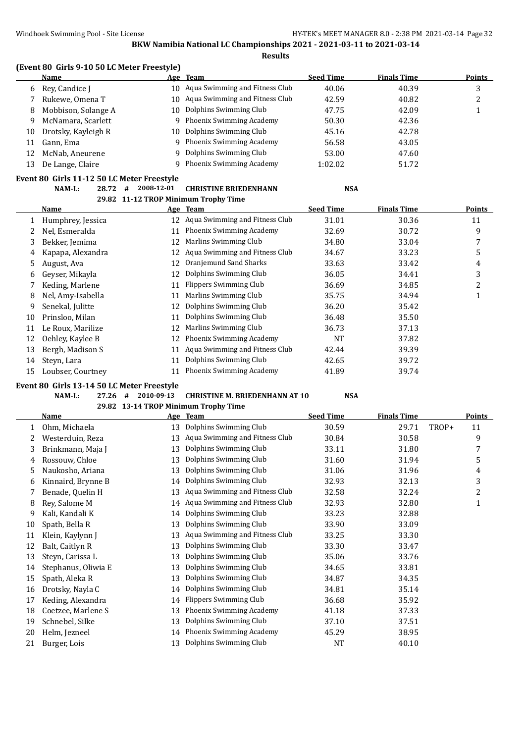**BKW Namibia National LC Championships 2021 - 2021-03-11 to 2021-03-14**

**Results**

### (Event 80 Girls 9-10 50 LC Meter Freestyle)

| | Name | Age | Team | Seed Time | Finals Time | | Points |
|---|---|---|---|---|---|---|---|
| 6 | Rey, Candice J | 10 | Aqua Swimming and Fitness Club | 40.06 | 40.39 | | 3 |
| 7 | Rukewe, Omena T | 10 | Aqua Swimming and Fitness Club | 42.59 | 40.82 | | 2 |
| 8 | Mobbison, Solange A | 10 | Dolphins Swimming Club | 47.75 | 42.09 | | 1 |
| 9 | McNamara, Scarlett | 9 | Phoenix Swimming Academy | 50.30 | 42.36 | | |
| 10 | Drotsky, Kayleigh R | 10 | Dolphins Swimming Club | 45.16 | 42.78 | | |
| 11 | Gann, Ema | 9 | Phoenix Swimming Academy | 56.58 | 43.05 | | |
| 12 | McNab, Aneurene | 9 | Dolphins Swimming Club | 53.00 | 47.60 | | |
| 13 | De Lange, Claire | 9 | Phoenix Swimming Academy | 1:02.02 | 51.72 | | |

### Event 80 Girls 11-12 50 LC Meter Freestyle

NAM-L: 28.72 # 2008-12-01 CHRISTINE BRIEDENHANN NSA

29.82 11-12 TROP Minimum Trophy Time

| | Name | Age | Team | Seed Time | Finals Time | | Points |
|---|---|---|---|---|---|---|---|
| 1 | Humphrey, Jessica | 12 | Aqua Swimming and Fitness Club | 31.01 | 30.36 | | 11 |
| 2 | Nel, Esmeralda | 11 | Phoenix Swimming Academy | 32.69 | 30.72 | | 9 |
| 3 | Bekker, Jemima | 12 | Marlins Swimming Club | 34.80 | 33.04 | | 7 |
| 4 | Kapapa, Alexandra | 12 | Aqua Swimming and Fitness Club | 34.67 | 33.23 | | 5 |
| 5 | August, Ava | 12 | Oranjemund Sand Sharks | 33.63 | 33.42 | | 4 |
| 6 | Geyser, Mikayla | 12 | Dolphins Swimming Club | 36.05 | 34.41 | | 3 |
| 7 | Keding, Marlene | 11 | Flippers Swimming Club | 36.69 | 34.85 | | 2 |
| 8 | Nel, Amy-Isabella | 11 | Marlins Swimming Club | 35.75 | 34.94 | | 1 |
| 9 | Senekal, Julitte | 12 | Dolphins Swimming Club | 36.20 | 35.42 | | |
| 10 | Prinsloo, Milan | 11 | Dolphins Swimming Club | 36.48 | 35.50 | | |
| 11 | Le Roux, Marilize | 12 | Marlins Swimming Club | 36.73 | 37.13 | | |
| 12 | Oehley, Kaylee B | 12 | Phoenix Swimming Academy | NT | 37.82 | | |
| 13 | Bergh, Madison S | 11 | Aqua Swimming and Fitness Club | 42.44 | 39.39 | | |
| 14 | Steyn, Lara | 11 | Dolphins Swimming Club | 42.65 | 39.72 | | |
| 15 | Loubser, Courtney | 11 | Phoenix Swimming Academy | 41.89 | 39.74 | | |

### Event 80 Girls 13-14 50 LC Meter Freestyle

NAM-L: 27.26 # 2010-09-13 CHRISTINE M. BRIEDENHANN AT 10 NSA

29.82 13-14 TROP Minimum Trophy Time

| | Name | Age | Team | Seed Time | Finals Time | | Points |
|---|---|---|---|---|---|---|---|
| 1 | Ohm, Michaela | 13 | Dolphins Swimming Club | 30.59 | 29.71 | TROP+ | 11 |
| 2 | Westerduin, Reza | 13 | Aqua Swimming and Fitness Club | 30.84 | 30.58 | | 9 |
| 3 | Brinkmann, Maja J | 13 | Dolphins Swimming Club | 33.11 | 31.80 | | 7 |
| 4 | Rossouw, Chloe | 13 | Dolphins Swimming Club | 31.60 | 31.94 | | 5 |
| 5 | Naukosho, Ariana | 13 | Dolphins Swimming Club | 31.06 | 31.96 | | 4 |
| 6 | Kinnaird, Brynne B | 14 | Dolphins Swimming Club | 32.93 | 32.13 | | 3 |
| 7 | Benade, Quelin H | 13 | Aqua Swimming and Fitness Club | 32.58 | 32.24 | | 2 |
| 8 | Rey, Salome M | 14 | Aqua Swimming and Fitness Club | 32.93 | 32.80 | | 1 |
| 9 | Kali, Kandali K | 14 | Dolphins Swimming Club | 33.23 | 32.88 | | |
| 10 | Spath, Bella R | 13 | Dolphins Swimming Club | 33.90 | 33.09 | | |
| 11 | Klein, Kaylynn J | 13 | Aqua Swimming and Fitness Club | 33.25 | 33.30 | | |
| 12 | Balt, Caitlyn R | 13 | Dolphins Swimming Club | 33.30 | 33.47 | | |
| 13 | Steyn, Carissa L | 13 | Dolphins Swimming Club | 35.06 | 33.76 | | |
| 14 | Stephanus, Oliwia E | 13 | Dolphins Swimming Club | 34.65 | 33.81 | | |
| 15 | Spath, Aleka R | 13 | Dolphins Swimming Club | 34.87 | 34.35 | | |
| 16 | Drotsky, Nayla C | 14 | Dolphins Swimming Club | 34.81 | 35.14 | | |
| 17 | Keding, Alexandra | 14 | Flippers Swimming Club | 36.68 | 35.92 | | |
| 18 | Coetzee, Marlene S | 13 | Phoenix Swimming Academy | 41.18 | 37.33 | | |
| 19 | Schnebel, Silke | 13 | Dolphins Swimming Club | 37.10 | 37.51 | | |
| 20 | Helm, Jezneel | 14 | Phoenix Swimming Academy | 45.29 | 38.95 | | |
| 21 | Burger, Lois | 13 | Dolphins Swimming Club | NT | 40.10 | | |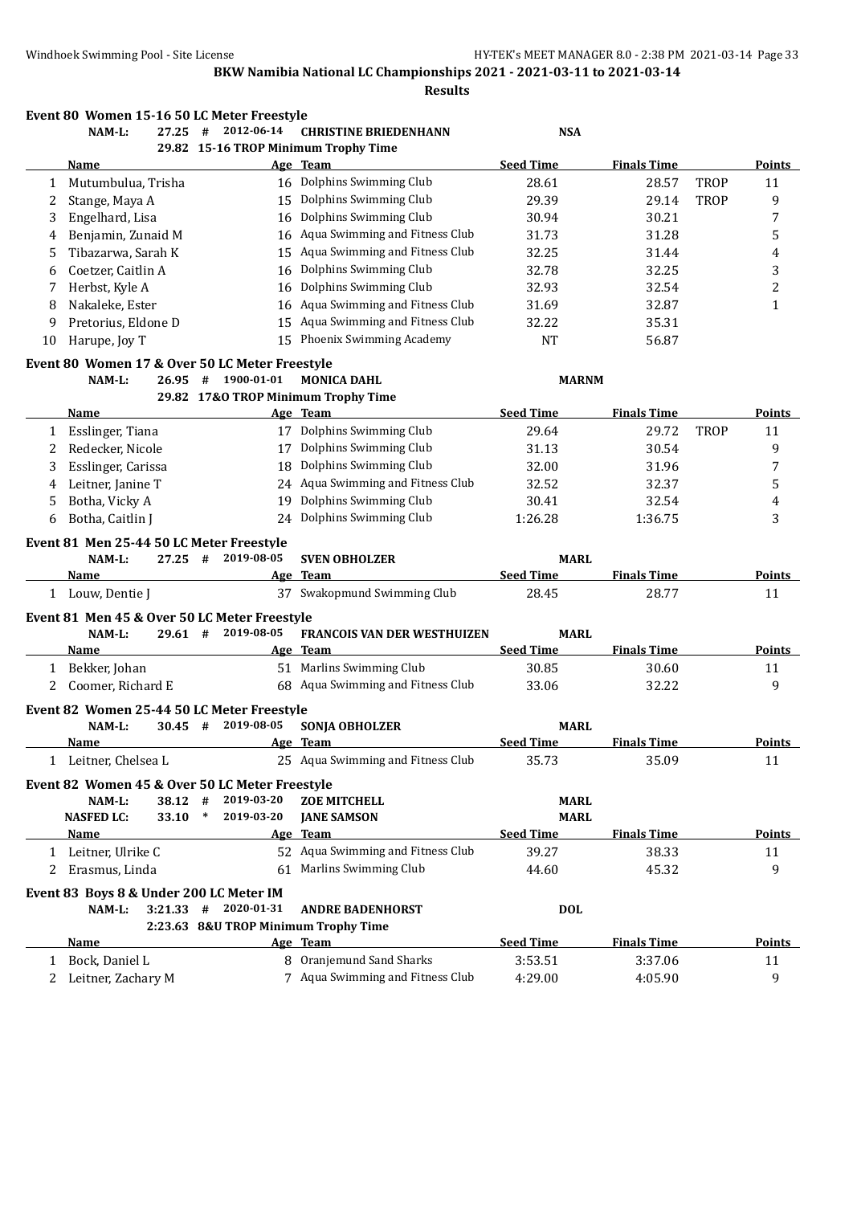**BKW Namibia National LC Championships 2021 - 2021-03-11 to 2021-03-14**

**Results**

## Event 80 Women 15-16 50 LC Meter Freestyle

NAM-L: 27.25 # 2012-06-14 CHRISTINE BRIEDENHANN NSA
29.82 15-16 TROP Minimum Trophy Time

| | Name | Age | Team | Seed Time | Finals Time | | Points |
|---|---|---|---|---|---|---|---|
| 1 | Mutumbulua, Trisha | 16 | Dolphins Swimming Club | 28.61 | 28.57 | TROP | 11 |
| 2 | Stange, Maya A | 15 | Dolphins Swimming Club | 29.39 | 29.14 | TROP | 9 |
| 3 | Engelhard, Lisa | 16 | Dolphins Swimming Club | 30.94 | 30.21 | | 7 |
| 4 | Benjamin, Zunaid M | 16 | Aqua Swimming and Fitness Club | 31.73 | 31.28 | | 5 |
| 5 | Tibazarwa, Sarah K | 15 | Aqua Swimming and Fitness Club | 32.25 | 31.44 | | 4 |
| 6 | Coetzer, Caitlin A | 16 | Dolphins Swimming Club | 32.78 | 32.25 | | 3 |
| 7 | Herbst, Kyle A | 16 | Dolphins Swimming Club | 32.93 | 32.54 | | 2 |
| 8 | Nakaleke, Ester | 16 | Aqua Swimming and Fitness Club | 31.69 | 32.87 | | 1 |
| 9 | Pretorius, Eldone D | 15 | Aqua Swimming and Fitness Club | 32.22 | 35.31 | | |
| 10 | Harupe, Joy T | 15 | Phoenix Swimming Academy | NT | 56.87 | | |

## Event 80 Women 17 & Over 50 LC Meter Freestyle

NAM-L: 26.95 # 1900-01-01 MONICA DAHL MARNM
29.82 17&O TROP Minimum Trophy Time

| | Name | Age | Team | Seed Time | Finals Time | | Points |
|---|---|---|---|---|---|---|---|
| 1 | Esslinger, Tiana | 17 | Dolphins Swimming Club | 29.64 | 29.72 | TROP | 11 |
| 2 | Redecker, Nicole | 17 | Dolphins Swimming Club | 31.13 | 30.54 | | 9 |
| 3 | Esslinger, Carissa | 18 | Dolphins Swimming Club | 32.00 | 31.96 | | 7 |
| 4 | Leitner, Janine T | 24 | Aqua Swimming and Fitness Club | 32.52 | 32.37 | | 5 |
| 5 | Botha, Vicky A | 19 | Dolphins Swimming Club | 30.41 | 32.54 | | 4 |
| 6 | Botha, Caitlin J | 24 | Dolphins Swimming Club | 1:26.28 | 1:36.75 | | 3 |

## Event 81 Men 25-44 50 LC Meter Freestyle

NAM-L: 27.25 # 2019-08-05 SVEN OBHOLZER MARL

| | Name | Age | Team | Seed Time | Finals Time | Points |
|---|---|---|---|---|---|---|
| 1 | Louw, Dentie J | 37 | Swakopmund Swimming Club | 28.45 | 28.77 | 11 |

## Event 81 Men 45 & Over 50 LC Meter Freestyle

NAM-L: 29.61 # 2019-08-05 FRANCOIS VAN DER WESTHUIZEN MARL

| | Name | Age | Team | Seed Time | Finals Time | Points |
|---|---|---|---|---|---|---|
| 1 | Bekker, Johan | 51 | Marlins Swimming Club | 30.85 | 30.60 | 11 |
| 2 | Coomer, Richard E | 68 | Aqua Swimming and Fitness Club | 33.06 | 32.22 | 9 |

## Event 82 Women 25-44 50 LC Meter Freestyle

NAM-L: 30.45 # 2019-08-05 SONJA OBHOLZER MARL

| | Name | Age | Team | Seed Time | Finals Time | Points |
|---|---|---|---|---|---|---|
| 1 | Leitner, Chelsea L | 25 | Aqua Swimming and Fitness Club | 35.73 | 35.09 | 11 |

## Event 82 Women 45 & Over 50 LC Meter Freestyle

NAM-L: 38.12 # 2019-03-20 ZOE MITCHELL MARL
NASFED LC: 33.10 * 2019-03-20 JANE SAMSON MARL

| | Name | Age | Team | Seed Time | Finals Time | Points |
|---|---|---|---|---|---|---|
| 1 | Leitner, Ulrike C | 52 | Aqua Swimming and Fitness Club | 39.27 | 38.33 | 11 |
| 2 | Erasmus, Linda | 61 | Marlins Swimming Club | 44.60 | 45.32 | 9 |

## Event 83 Boys 8 & Under 200 LC Meter IM

NAM-L: 3:21.33 # 2020-01-31 ANDRE BADENHORST DOL
2:23.63 8&U TROP Minimum Trophy Time

| | Name | Age | Team | Seed Time | Finals Time | Points |
|---|---|---|---|---|---|---|
| 1 | Bock, Daniel L | 8 | Oranjemund Sand Sharks | 3:53.51 | 3:37.06 | 11 |
| 2 | Leitner, Zachary M | 7 | Aqua Swimming and Fitness Club | 4:29.00 | 4:05.90 | 9 |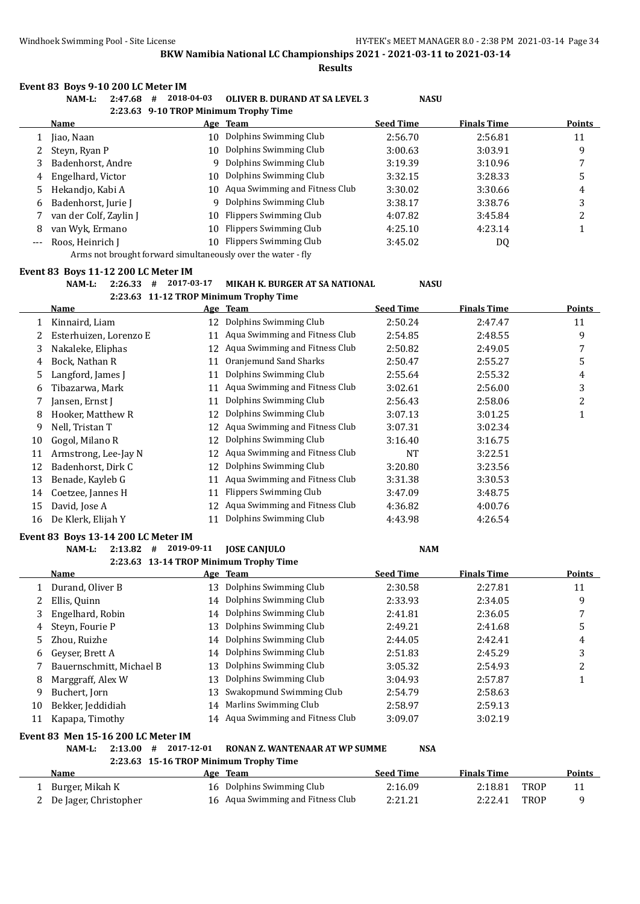**BKW Namibia National LC Championships 2021 - 2021-03-11 to 2021-03-14**

**Results**

### Event 83 Boys 9-10 200 LC Meter IM

NAM-L: 2:47.68 # 2018-04-03 OLIVER B. DURAND AT SA LEVEL 3 NASU

2:23.63 9-10 TROP Minimum Trophy Time

| | Name | Age | Team | Seed Time | Finals Time | Points |
|---|---|---|---|---|---|---|
| 1 | Jiao, Naan | 10 | Dolphins Swimming Club | 2:56.70 | 2:56.81 | 11 |
| 2 | Steyn, Ryan P | 10 | Dolphins Swimming Club | 3:00.63 | 3:03.91 | 9 |
| 3 | Badenhorst, Andre | 9 | Dolphins Swimming Club | 3:19.39 | 3:10.96 | 7 |
| 4 | Engelhard, Victor | 10 | Dolphins Swimming Club | 3:32.15 | 3:28.33 | 5 |
| 5 | Hekandjo, Kabi A | 10 | Aqua Swimming and Fitness Club | 3:30.02 | 3:30.66 | 4 |
| 6 | Badenhorst, Jurie J | 9 | Dolphins Swimming Club | 3:38.17 | 3:38.76 | 3 |
| 7 | van der Colf, Zaylin J | 10 | Flippers Swimming Club | 4:07.82 | 3:45.84 | 2 |
| 8 | van Wyk, Ermano | 10 | Flippers Swimming Club | 4:25.10 | 4:23.14 | 1 |
| --- | Roos, Heinrich J | 10 | Flippers Swimming Club | 3:45.02 | DQ | |

Arms not brought forward simultaneously over the water - fly

### Event 83 Boys 11-12 200 LC Meter IM

NAM-L: 2:26.33 # 2017-03-17 MIKAH K. BURGER AT SA NATIONAL NASU

2:23.63 11-12 TROP Minimum Trophy Time

| | Name | Age | Team | Seed Time | Finals Time | Points |
|---|---|---|---|---|---|---|
| 1 | Kinnaird, Liam | 12 | Dolphins Swimming Club | 2:50.24 | 2:47.47 | 11 |
| 2 | Esterhuizen, Lorenzo E | 11 | Aqua Swimming and Fitness Club | 2:54.85 | 2:48.55 | 9 |
| 3 | Nakaleke, Eliphas | 12 | Aqua Swimming and Fitness Club | 2:50.82 | 2:49.05 | 7 |
| 4 | Bock, Nathan R | 11 | Oranjemund Sand Sharks | 2:50.47 | 2:55.27 | 5 |
| 5 | Langford, James J | 11 | Dolphins Swimming Club | 2:55.64 | 2:55.32 | 4 |
| 6 | Tibazarwa, Mark | 11 | Aqua Swimming and Fitness Club | 3:02.61 | 2:56.00 | 3 |
| 7 | Jansen, Ernst J | 11 | Dolphins Swimming Club | 2:56.43 | 2:58.06 | 2 |
| 8 | Hooker, Matthew R | 12 | Dolphins Swimming Club | 3:07.13 | 3:01.25 | 1 |
| 9 | Nell, Tristan T | 12 | Aqua Swimming and Fitness Club | 3:07.31 | 3:02.34 | |
| 10 | Gogol, Milano R | 12 | Dolphins Swimming Club | 3:16.40 | 3:16.75 | |
| 11 | Armstrong, Lee-Jay N | 12 | Aqua Swimming and Fitness Club | NT | 3:22.51 | |
| 12 | Badenhorst, Dirk C | 12 | Dolphins Swimming Club | 3:20.80 | 3:23.56 | |
| 13 | Benade, Kayleb G | 11 | Aqua Swimming and Fitness Club | 3:31.38 | 3:30.53 | |
| 14 | Coetzee, Jannes H | 11 | Flippers Swimming Club | 3:47.09 | 3:48.75 | |
| 15 | David, Jose A | 12 | Aqua Swimming and Fitness Club | 4:36.82 | 4:00.76 | |
| 16 | De Klerk, Elijah Y | 11 | Dolphins Swimming Club | 4:43.98 | 4:26.54 | |

### Event 83 Boys 13-14 200 LC Meter IM

NAM-L: 2:13.82 # 2019-09-11 JOSE CANJULO NAM

2:23.63 13-14 TROP Minimum Trophy Time

| | Name | Age | Team | Seed Time | Finals Time | Points |
|---|---|---|---|---|---|---|
| 1 | Durand, Oliver B | 13 | Dolphins Swimming Club | 2:30.58 | 2:27.81 | 11 |
| 2 | Ellis, Quinn | 14 | Dolphins Swimming Club | 2:33.93 | 2:34.05 | 9 |
| 3 | Engelhard, Robin | 14 | Dolphins Swimming Club | 2:41.81 | 2:36.05 | 7 |
| 4 | Steyn, Fourie P | 13 | Dolphins Swimming Club | 2:49.21 | 2:41.68 | 5 |
| 5 | Zhou, Ruizhe | 14 | Dolphins Swimming Club | 2:44.05 | 2:42.41 | 4 |
| 6 | Geyser, Brett A | 14 | Dolphins Swimming Club | 2:51.83 | 2:45.29 | 3 |
| 7 | Bauernschmitt, Michael B | 13 | Dolphins Swimming Club | 3:05.32 | 2:54.93 | 2 |
| 8 | Marggraff, Alex W | 13 | Dolphins Swimming Club | 3:04.93 | 2:57.87 | 1 |
| 9 | Buchert, Jorn | 13 | Swakopmund Swimming Club | 2:54.79 | 2:58.63 | |
| 10 | Bekker, Jeddidiah | 14 | Marlins Swimming Club | 2:58.97 | 2:59.13 | |
| 11 | Kapapa, Timothy | 14 | Aqua Swimming and Fitness Club | 3:09.07 | 3:02.19 | |

### Event 83 Men 15-16 200 LC Meter IM

NAM-L: 2:13.00 # 2017-12-01 RONAN Z. WANTENAAR AT WP SUMME NSA

2:23.63 15-16 TROP Minimum Trophy Time

| | Name | Age | Team | Seed Time | Finals Time | | Points |
|---|---|---|---|---|---|---|---|
| 1 | Burger, Mikah K | 16 | Dolphins Swimming Club | 2:16.09 | 2:18.81 | TROP | 11 |
| 2 | De Jager, Christopher | 16 | Aqua Swimming and Fitness Club | 2:21.21 | 2:22.41 | TROP | 9 |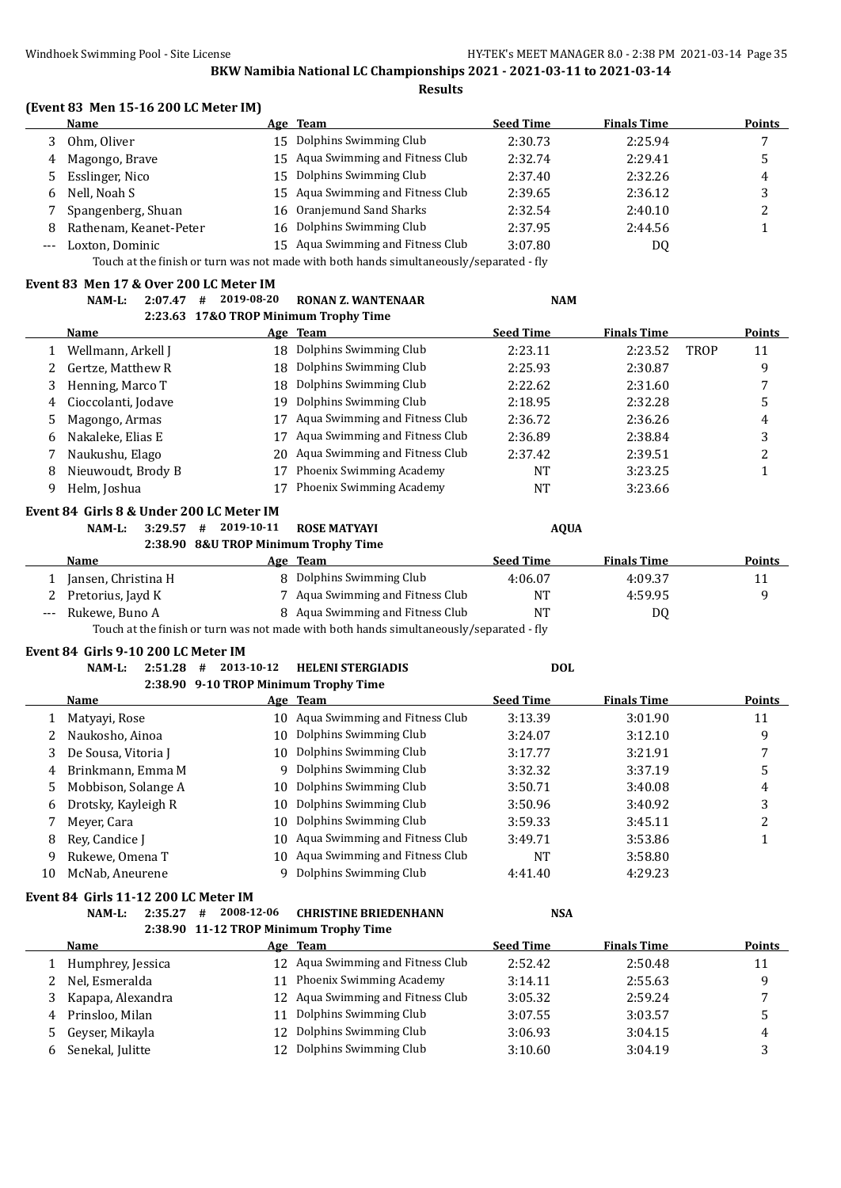BKW Namibia National LC Championships 2021 - 2021-03-11 to 2021-03-14

**Results**

### (Event 83 Men 15-16 200 LC Meter IM)

| | Name | Age | Team | Seed Time | Finals Time | Points |
|---|---|---|---|---|---|---|
| 3 | Ohm, Oliver | 15 | Dolphins Swimming Club | 2:30.73 | 2:25.94 | 7 |
| 4 | Magongo, Brave | 15 | Aqua Swimming and Fitness Club | 2:32.74 | 2:29.41 | 5 |
| 5 | Esslinger, Nico | 15 | Dolphins Swimming Club | 2:37.40 | 2:32.26 | 4 |
| 6 | Nell, Noah S | 15 | Aqua Swimming and Fitness Club | 2:39.65 | 2:36.12 | 3 |
| 7 | Spangenberg, Shuan | 16 | Oranjemund Sand Sharks | 2:32.54 | 2:40.10 | 2 |
| 8 | Rathenam, Keanet-Peter | 16 | Dolphins Swimming Club | 2:37.95 | 2:44.56 | 1 |
| --- | Loxton, Dominic | 15 | Aqua Swimming and Fitness Club | 3:07.80 | DQ | |

Touch at the finish or turn was not made with both hands simultaneously/separated - fly

### Event 83 Men 17 & Over 200 LC Meter IM

NAM-L: 2:07.47 # 2019-08-20 RONAN Z. WANTENAAR NAM

2:23.63 17&O TROP Minimum Trophy Time

| | Name | Age | Team | Seed Time | Finals Time | | Points |
|---|---|---|---|---|---|---|---|
| 1 | Wellmann, Arkell J | 18 | Dolphins Swimming Club | 2:23.11 | 2:23.52 | TROP | 11 |
| 2 | Gertze, Matthew R | 18 | Dolphins Swimming Club | 2:25.93 | 2:30.87 | | 9 |
| 3 | Henning, Marco T | 18 | Dolphins Swimming Club | 2:22.62 | 2:31.60 | | 7 |
| 4 | Cioccolanti, Jodave | 19 | Dolphins Swimming Club | 2:18.95 | 2:32.28 | | 5 |
| 5 | Magongo, Armas | 17 | Aqua Swimming and Fitness Club | 2:36.72 | 2:36.26 | | 4 |
| 6 | Nakaleke, Elias E | 17 | Aqua Swimming and Fitness Club | 2:36.89 | 2:38.84 | | 3 |
| 7 | Naukushu, Elago | 20 | Aqua Swimming and Fitness Club | 2:37.42 | 2:39.51 | | 2 |
| 8 | Nieuwoudt, Brody B | 17 | Phoenix Swimming Academy | NT | 3:23.25 | | 1 |
| 9 | Helm, Joshua | 17 | Phoenix Swimming Academy | NT | 3:23.66 | | |

### Event 84 Girls 8 & Under 200 LC Meter IM

NAM-L: 3:29.57 # 2019-10-11 ROSE MATYAYI AQUA

2:38.90 8&U TROP Minimum Trophy Time

| | Name | Age | Team | Seed Time | Finals Time | Points |
|---|---|---|---|---|---|---|
| 1 | Jansen, Christina H | 8 | Dolphins Swimming Club | 4:06.07 | 4:09.37 | 11 |
| 2 | Pretorius, Jayd K | 7 | Aqua Swimming and Fitness Club | NT | 4:59.95 | 9 |
| --- | Rukewe, Buno A | 8 | Aqua Swimming and Fitness Club | NT | DQ | |

Touch at the finish or turn was not made with both hands simultaneously/separated - fly

### Event 84 Girls 9-10 200 LC Meter IM

NAM-L: 2:51.28 # 2013-10-12 HELENI STERGIADIS DOL

2:38.90 9-10 TROP Minimum Trophy Time

| | Name | Age | Team | Seed Time | Finals Time | Points |
|---|---|---|---|---|---|---|
| 1 | Matyayi, Rose | 10 | Aqua Swimming and Fitness Club | 3:13.39 | 3:01.90 | 11 |
| 2 | Naukosho, Ainoa | 10 | Dolphins Swimming Club | 3:24.07 | 3:12.10 | 9 |
| 3 | De Sousa, Vitoria J | 10 | Dolphins Swimming Club | 3:17.77 | 3:21.91 | 7 |
| 4 | Brinkmann, Emma M | 9 | Dolphins Swimming Club | 3:32.32 | 3:37.19 | 5 |
| 5 | Mobbison, Solange A | 10 | Dolphins Swimming Club | 3:50.71 | 3:40.08 | 4 |
| 6 | Drotsky, Kayleigh R | 10 | Dolphins Swimming Club | 3:50.96 | 3:40.92 | 3 |
| 7 | Meyer, Cara | 10 | Dolphins Swimming Club | 3:59.33 | 3:45.11 | 2 |
| 8 | Rey, Candice J | 10 | Aqua Swimming and Fitness Club | 3:49.71 | 3:53.86 | 1 |
| 9 | Rukewe, Omena T | 10 | Aqua Swimming and Fitness Club | NT | 3:58.80 | |
| 10 | McNab, Aneurene | 9 | Dolphins Swimming Club | 4:41.40 | 4:29.23 | |

### Event 84 Girls 11-12 200 LC Meter IM

NAM-L: 2:35.27 # 2008-12-06 CHRISTINE BRIEDENHANN NSA

2:38.90 11-12 TROP Minimum Trophy Time

| | Name | Age | Team | Seed Time | Finals Time | Points |
|---|---|---|---|---|---|---|
| 1 | Humphrey, Jessica | 12 | Aqua Swimming and Fitness Club | 2:52.42 | 2:50.48 | 11 |
| 2 | Nel, Esmeralda | 11 | Phoenix Swimming Academy | 3:14.11 | 2:55.63 | 9 |
| 3 | Kapapa, Alexandra | 12 | Aqua Swimming and Fitness Club | 3:05.32 | 2:59.24 | 7 |
| 4 | Prinsloo, Milan | 11 | Dolphins Swimming Club | 3:07.55 | 3:03.57 | 5 |
| 5 | Geyser, Mikayla | 12 | Dolphins Swimming Club | 3:06.93 | 3:04.15 | 4 |
| 6 | Senekal, Julitte | 12 | Dolphins Swimming Club | 3:10.60 | 3:04.19 | 3 |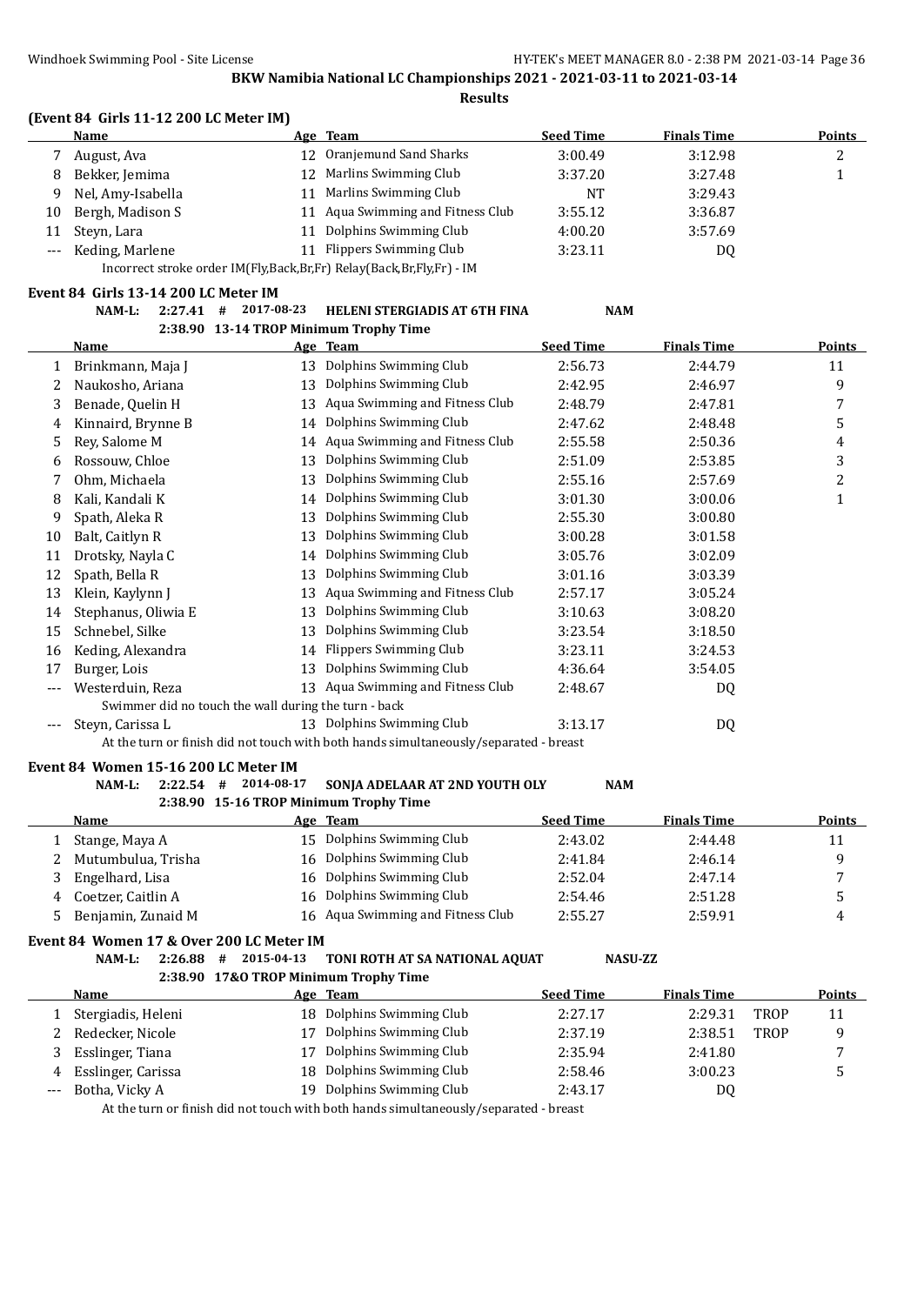# BKW Namibia National LC Championships 2021 - 2021-03-11 to 2021-03-14

## Results

### (Event 84 Girls 11-12 200 LC Meter IM)

| | Name | Age | Team | Seed Time | Finals Time | Points |
|---|---|---|---|---|---|---|
| 7 | August, Ava | 12 | Oranjemund Sand Sharks | 3:00.49 | 3:12.98 | 2 |
| 8 | Bekker, Jemima | 12 | Marlins Swimming Club | 3:37.20 | 3:27.48 | 1 |
| 9 | Nel, Amy-Isabella | 11 | Marlins Swimming Club | NT | 3:29.43 | |
| 10 | Bergh, Madison S | 11 | Aqua Swimming and Fitness Club | 3:55.12 | 3:36.87 | |
| 11 | Steyn, Lara | 11 | Dolphins Swimming Club | 4:00.20 | 3:57.69 | |
| --- | Keding, Marlene | 11 | Flippers Swimming Club | 3:23.11 | DQ | |

Incorrect stroke order IM(Fly,Back,Br,Fr) Relay(Back,Br,Fly,Fr) - IM

### Event 84 Girls 13-14 200 LC Meter IM

NAM-L: 2:27.41 # 2017-08-23 HELENI STERGIADIS AT 6TH FINA NAM

2:38.90 13-14 TROP Minimum Trophy Time

| | Name | Age | Team | Seed Time | Finals Time | Points |
|---|---|---|---|---|---|---|
| 1 | Brinkmann, Maja J | 13 | Dolphins Swimming Club | 2:56.73 | 2:44.79 | 11 |
| 2 | Naukosho, Ariana | 13 | Dolphins Swimming Club | 2:42.95 | 2:46.97 | 9 |
| 3 | Benade, Quelin H | 13 | Aqua Swimming and Fitness Club | 2:48.79 | 2:47.81 | 7 |
| 4 | Kinnaird, Brynne B | 14 | Dolphins Swimming Club | 2:47.62 | 2:48.48 | 5 |
| 5 | Rey, Salome M | 14 | Aqua Swimming and Fitness Club | 2:55.58 | 2:50.36 | 4 |
| 6 | Rossouw, Chloe | 13 | Dolphins Swimming Club | 2:51.09 | 2:53.85 | 3 |
| 7 | Ohm, Michaela | 13 | Dolphins Swimming Club | 2:55.16 | 2:57.69 | 2 |
| 8 | Kali, Kandali K | 14 | Dolphins Swimming Club | 3:01.30 | 3:00.06 | 1 |
| 9 | Spath, Aleka R | 13 | Dolphins Swimming Club | 2:55.30 | 3:00.80 | |
| 10 | Balt, Caitlyn R | 13 | Dolphins Swimming Club | 3:00.28 | 3:01.58 | |
| 11 | Drotsky, Nayla C | 14 | Dolphins Swimming Club | 3:05.76 | 3:02.09 | |
| 12 | Spath, Bella R | 13 | Dolphins Swimming Club | 3:01.16 | 3:03.39 | |
| 13 | Klein, Kaylynn J | 13 | Aqua Swimming and Fitness Club | 2:57.17 | 3:05.24 | |
| 14 | Stephanus, Oliwia E | 13 | Dolphins Swimming Club | 3:10.63 | 3:08.20 | |
| 15 | Schnebel, Silke | 13 | Dolphins Swimming Club | 3:23.54 | 3:18.50 | |
| 16 | Keding, Alexandra | 14 | Flippers Swimming Club | 3:23.11 | 3:24.53 | |
| 17 | Burger, Lois | 13 | Dolphins Swimming Club | 4:36.64 | 3:54.05 | |
| --- | Westerduin, Reza | 13 | Aqua Swimming and Fitness Club | 2:48.67 | DQ | |
| | Swimmer did no touch the wall during the turn - back | | | | | |
| --- | Steyn, Carissa L | 13 | Dolphins Swimming Club | 3:13.17 | DQ | |
| | At the turn or finish did not touch with both hands simultaneously/separated - breast | | | | | |

### Event 84 Women 15-16 200 LC Meter IM

NAM-L: 2:22.54 # 2014-08-17 SONJA ADELAAR AT 2ND YOUTH OLY NAM

2:38.90 15-16 TROP Minimum Trophy Time

| | Name | Age | Team | Seed Time | Finals Time | Points |
|---|---|---|---|---|---|---|
| 1 | Stange, Maya A | 15 | Dolphins Swimming Club | 2:43.02 | 2:44.48 | 11 |
| 2 | Mutumbulua, Trisha | 16 | Dolphins Swimming Club | 2:41.84 | 2:46.14 | 9 |
| 3 | Engelhard, Lisa | 16 | Dolphins Swimming Club | 2:52.04 | 2:47.14 | 7 |
| 4 | Coetzer, Caitlin A | 16 | Dolphins Swimming Club | 2:54.46 | 2:51.28 | 5 |
| 5 | Benjamin, Zunaid M | 16 | Aqua Swimming and Fitness Club | 2:55.27 | 2:59.91 | 4 |

### Event 84 Women 17 & Over 200 LC Meter IM

NAM-L: 2:26.88 # 2015-04-13 TONI ROTH AT SA NATIONAL AQUAT NASU-ZZ

2:38.90 17&O TROP Minimum Trophy Time

| | Name | Age | Team | Seed Time | Finals Time | | Points |
|---|---|---|---|---|---|---|---|
| 1 | Stergiadis, Heleni | 18 | Dolphins Swimming Club | 2:27.17 | 2:29.31 | TROP | 11 |
| 2 | Redecker, Nicole | 17 | Dolphins Swimming Club | 2:37.19 | 2:38.51 | TROP | 9 |
| 3 | Esslinger, Tiana | 17 | Dolphins Swimming Club | 2:35.94 | 2:41.80 | | 7 |
| 4 | Esslinger, Carissa | 18 | Dolphins Swimming Club | 2:58.46 | 3:00.23 | | 5 |
| --- | Botha, Vicky A | 19 | Dolphins Swimming Club | 2:43.17 | DQ | | |
| | At the turn or finish did not touch with both hands simultaneously/separated - breast | | | | | | |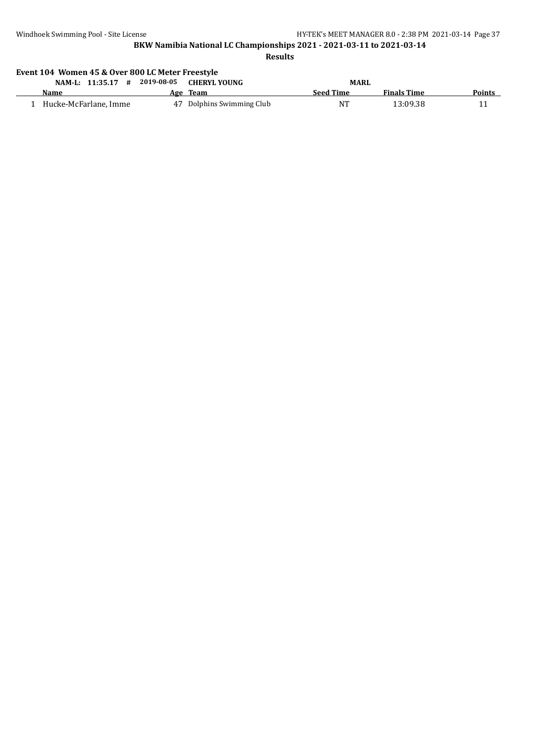**BKW Namibia National LC Championships 2021 - 2021-03-11 to 2021-03-14**

**Results**

### Event 104 Women 45 & Over 800 LC Meter Freestyle

NAM-L: 11:35.17 # 2019-08-05 CHERYL YOUNG MARL

| | Name | Age | Team | Seed Time | Finals Time | Points |
|---|---|---|---|---|---|---|
| 1 | Hucke-McFarlane, Imme | 47 | Dolphins Swimming Club | NT | 13:09.38 | 11 |